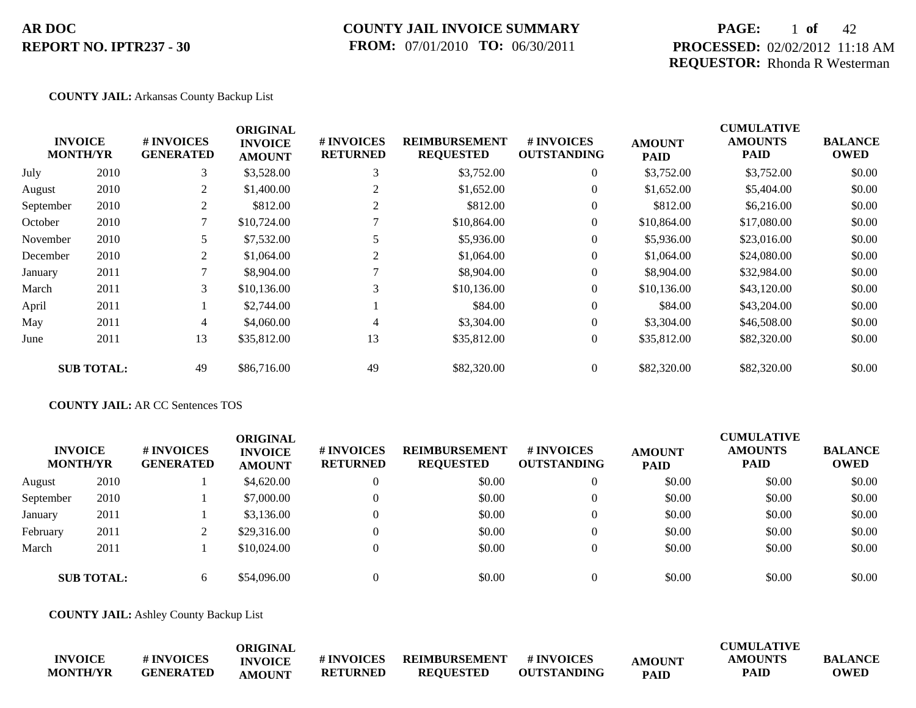**AR DOC**
**REPORT NO. IPTR237 - 30**

**COUNTY JAIL INVOICE SUMMARY**
**FROM:** 07/01/2010 **TO:** 06/30/2011

**PROCESSED:** 02/02/2012 11:18 AM
**REQUESTOR:** Rhonda R Westerman

**COUNTY JAIL:** Arkansas County Backup List

| INVOICE MONTH/YR | | # INVOICES GENERATED | ORIGINAL INVOICE AMOUNT | # INVOICES RETURNED | REIMBURSEMENT REQUESTED | # INVOICES OUTSTANDING | AMOUNT PAID | CUMULATIVE AMOUNTS PAID | BALANCE OWED |
|---|---|---|---|---|---|---|---|---|---|
| July | 2010 | 3 | $3,528.00 | 3 | $3,752.00 | 0 | $3,752.00 | $3,752.00 | $0.00 |
| August | 2010 | 2 | $1,400.00 | 2 | $1,652.00 | 0 | $1,652.00 | $5,404.00 | $0.00 |
| September | 2010 | 2 | $812.00 | 2 | $812.00 | 0 | $812.00 | $6,216.00 | $0.00 |
| October | 2010 | 7 | $10,724.00 | 7 | $10,864.00 | 0 | $10,864.00 | $17,080.00 | $0.00 |
| November | 2010 | 5 | $7,532.00 | 5 | $5,936.00 | 0 | $5,936.00 | $23,016.00 | $0.00 |
| December | 2010 | 2 | $1,064.00 | 2 | $1,064.00 | 0 | $1,064.00 | $24,080.00 | $0.00 |
| January | 2011 | 7 | $8,904.00 | 7 | $8,904.00 | 0 | $8,904.00 | $32,984.00 | $0.00 |
| March | 2011 | 3 | $10,136.00 | 3 | $10,136.00 | 0 | $10,136.00 | $43,120.00 | $0.00 |
| April | 2011 | 1 | $2,744.00 | 1 | $84.00 | 0 | $84.00 | $43,204.00 | $0.00 |
| May | 2011 | 4 | $4,060.00 | 4 | $3,304.00 | 0 | $3,304.00 | $46,508.00 | $0.00 |
| June | 2011 | 13 | $35,812.00 | 13 | $35,812.00 | 0 | $35,812.00 | $82,320.00 | $0.00 |
| **SUB TOTAL:** | | 49 | $86,716.00 | 49 | $82,320.00 | 0 | $82,320.00 | $82,320.00 | $0.00 |

**COUNTY JAIL:** AR CC Sentences TOS

| INVOICE MONTH/YR | | # INVOICES GENERATED | ORIGINAL INVOICE AMOUNT | # INVOICES RETURNED | REIMBURSEMENT REQUESTED | # INVOICES OUTSTANDING | AMOUNT PAID | CUMULATIVE AMOUNTS PAID | BALANCE OWED |
|---|---|---|---|---|---|---|---|---|---|
| August | 2010 | 1 | $4,620.00 | 0 | $0.00 | 0 | $0.00 | $0.00 | $0.00 |
| September | 2010 | 1 | $7,000.00 | 0 | $0.00 | 0 | $0.00 | $0.00 | $0.00 |
| January | 2011 | 1 | $3,136.00 | 0 | $0.00 | 0 | $0.00 | $0.00 | $0.00 |
| February | 2011 | 2 | $29,316.00 | 0 | $0.00 | 0 | $0.00 | $0.00 | $0.00 |
| March | 2011 | 1 | $10,024.00 | 0 | $0.00 | 0 | $0.00 | $0.00 | $0.00 |
| **SUB TOTAL:** | | 6 | $54,096.00 | 0 | $0.00 | 0 | $0.00 | $0.00 | $0.00 |

**COUNTY JAIL:** Ashley County Backup List

| INVOICE MONTH/YR | | # INVOICES GENERATED | ORIGINAL INVOICE AMOUNT | # INVOICES RETURNED | REIMBURSEMENT REQUESTED | # INVOICES OUTSTANDING | AMOUNT PAID | CUMULATIVE AMOUNTS PAID | BALANCE OWED |
|---|---|---|---|---|---|---|---|---|---|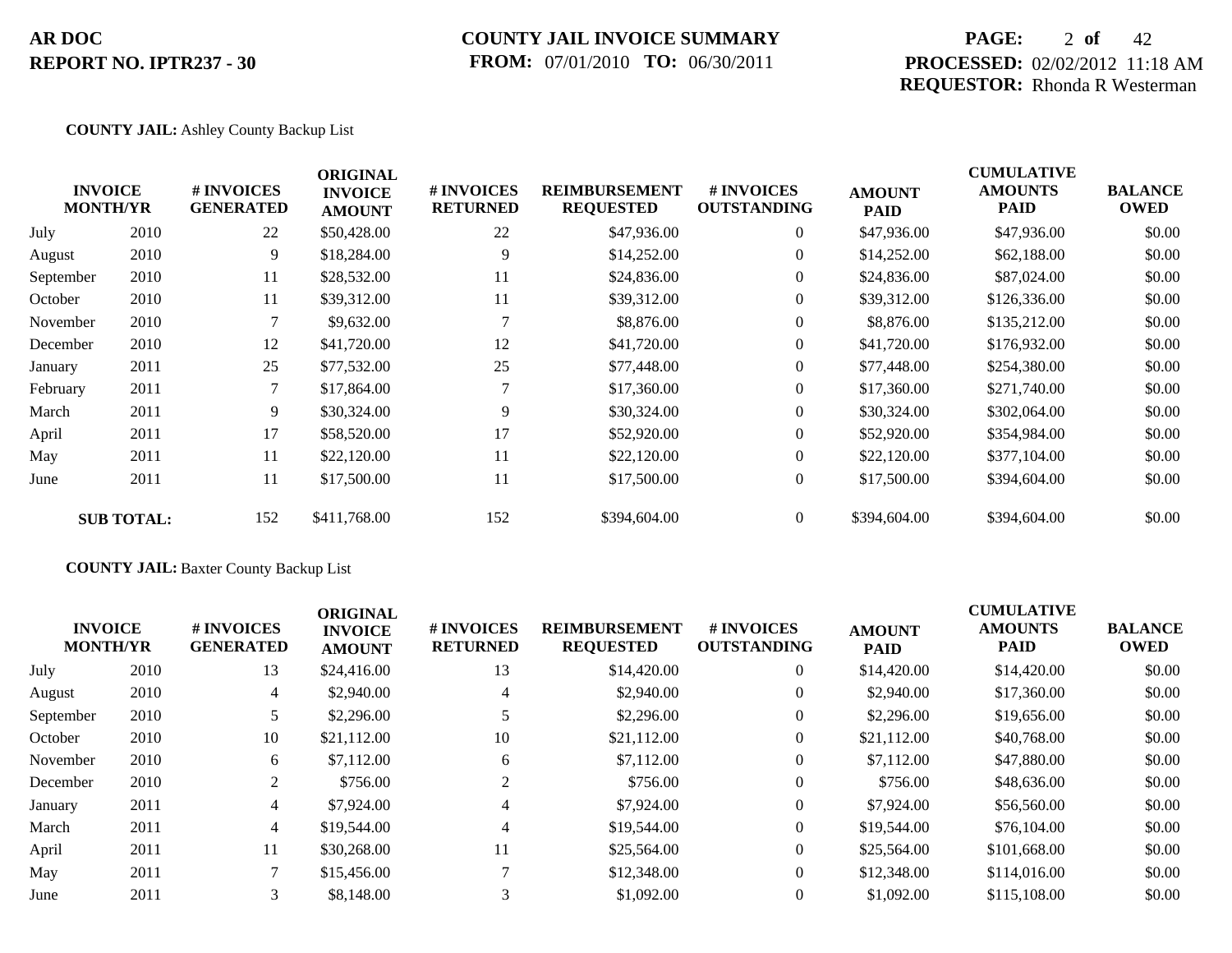**AR DOC**
**REPORT NO. IPTR237 - 30**

**COUNTY JAIL INVOICE SUMMARY**
**FROM:** 07/01/2010 **TO:** 06/30/2011

**PROCESSED:** 02/02/2012 11:18 AM
**REQUESTOR:** Rhonda R Westerman

**COUNTY JAIL:** Ashley County Backup List

| INVOICE MONTH/YR | | # INVOICES GENERATED | ORIGINAL INVOICE AMOUNT | # INVOICES RETURNED | REIMBURSEMENT REQUESTED | # INVOICES OUTSTANDING | AMOUNT PAID | CUMULATIVE AMOUNTS PAID | BALANCE OWED |
|---|---|---|---|---|---|---|---|---|---|
| July | 2010 | 22 | $50,428.00 | 22 | $47,936.00 | 0 | $47,936.00 | $47,936.00 | $0.00 |
| August | 2010 | 9 | $18,284.00 | 9 | $14,252.00 | 0 | $14,252.00 | $62,188.00 | $0.00 |
| September | 2010 | 11 | $28,532.00 | 11 | $24,836.00 | 0 | $24,836.00 | $87,024.00 | $0.00 |
| October | 2010 | 11 | $39,312.00 | 11 | $39,312.00 | 0 | $39,312.00 | $126,336.00 | $0.00 |
| November | 2010 | 7 | $9,632.00 | 7 | $8,876.00 | 0 | $8,876.00 | $135,212.00 | $0.00 |
| December | 2010 | 12 | $41,720.00 | 12 | $41,720.00 | 0 | $41,720.00 | $176,932.00 | $0.00 |
| January | 2011 | 25 | $77,532.00 | 25 | $77,448.00 | 0 | $77,448.00 | $254,380.00 | $0.00 |
| February | 2011 | 7 | $17,864.00 | 7 | $17,360.00 | 0 | $17,360.00 | $271,740.00 | $0.00 |
| March | 2011 | 9 | $30,324.00 | 9 | $30,324.00 | 0 | $30,324.00 | $302,064.00 | $0.00 |
| April | 2011 | 17 | $58,520.00 | 17 | $52,920.00 | 0 | $52,920.00 | $354,984.00 | $0.00 |
| May | 2011 | 11 | $22,120.00 | 11 | $22,120.00 | 0 | $22,120.00 | $377,104.00 | $0.00 |
| June | 2011 | 11 | $17,500.00 | 11 | $17,500.00 | 0 | $17,500.00 | $394,604.00 | $0.00 |
| **SUB TOTAL:** | | 152 | $411,768.00 | 152 | $394,604.00 | 0 | $394,604.00 | $394,604.00 | $0.00 |

**COUNTY JAIL:** Baxter County Backup List

| INVOICE MONTH/YR | | # INVOICES GENERATED | ORIGINAL INVOICE AMOUNT | # INVOICES RETURNED | REIMBURSEMENT REQUESTED | # INVOICES OUTSTANDING | AMOUNT PAID | CUMULATIVE AMOUNTS PAID | BALANCE OWED |
|---|---|---|---|---|---|---|---|---|---|
| July | 2010 | 13 | $24,416.00 | 13 | $14,420.00 | 0 | $14,420.00 | $14,420.00 | $0.00 |
| August | 2010 | 4 | $2,940.00 | 4 | $2,940.00 | 0 | $2,940.00 | $17,360.00 | $0.00 |
| September | 2010 | 5 | $2,296.00 | 5 | $2,296.00 | 0 | $2,296.00 | $19,656.00 | $0.00 |
| October | 2010 | 10 | $21,112.00 | 10 | $21,112.00 | 0 | $21,112.00 | $40,768.00 | $0.00 |
| November | 2010 | 6 | $7,112.00 | 6 | $7,112.00 | 0 | $7,112.00 | $47,880.00 | $0.00 |
| December | 2010 | 2 | $756.00 | 2 | $756.00 | 0 | $756.00 | $48,636.00 | $0.00 |
| January | 2011 | 4 | $7,924.00 | 4 | $7,924.00 | 0 | $7,924.00 | $56,560.00 | $0.00 |
| March | 2011 | 4 | $19,544.00 | 4 | $19,544.00 | 0 | $19,544.00 | $76,104.00 | $0.00 |
| April | 2011 | 11 | $30,268.00 | 11 | $25,564.00 | 0 | $25,564.00 | $101,668.00 | $0.00 |
| May | 2011 | 7 | $15,456.00 | 7 | $12,348.00 | 0 | $12,348.00 | $114,016.00 | $0.00 |
| June | 2011 | 3 | $8,148.00 | 3 | $1,092.00 | 0 | $1,092.00 | $115,108.00 | $0.00 |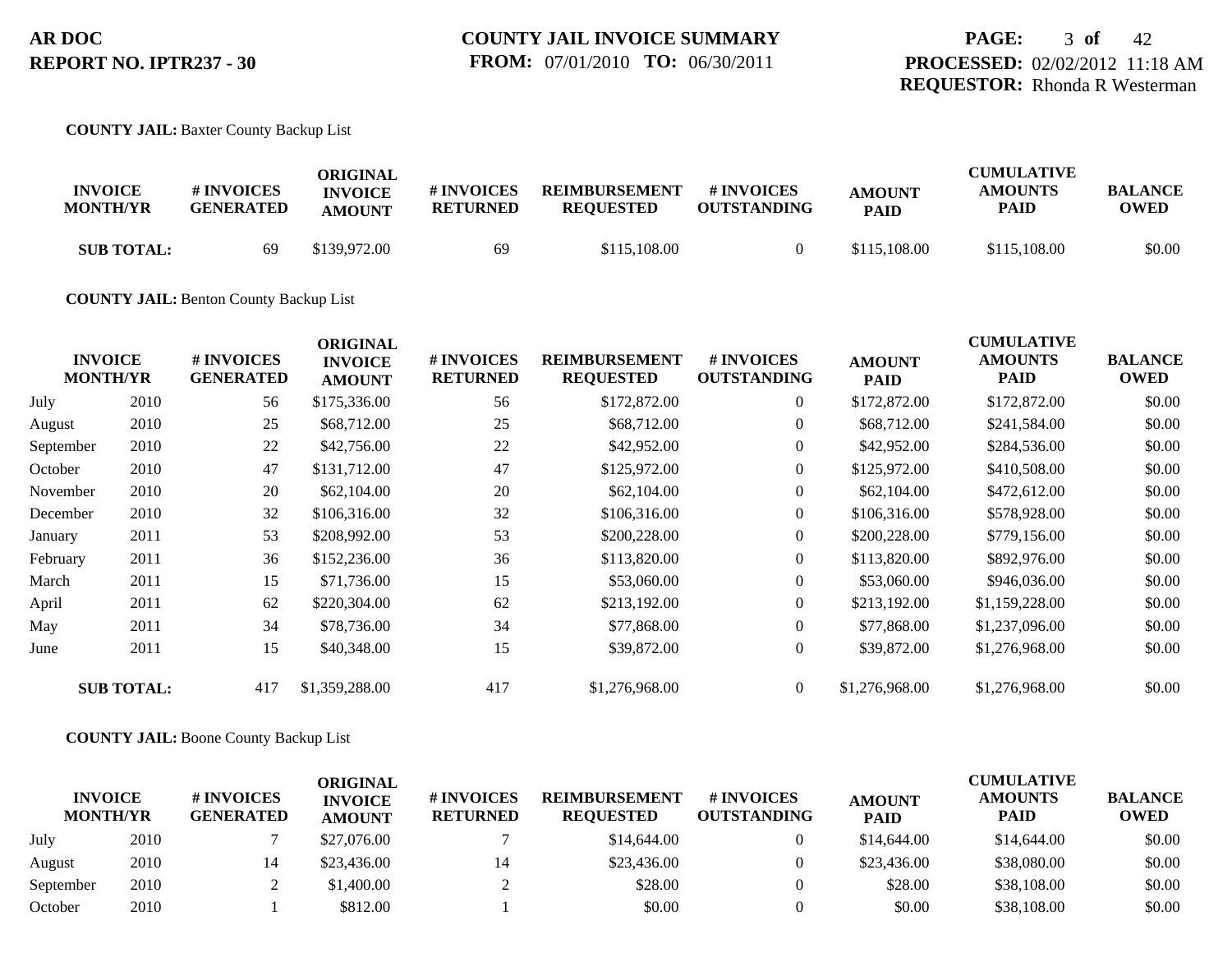**AR DOC**
**REPORT NO. IPTR237 - 30**

**COUNTY JAIL INVOICE SUMMARY**
**FROM:** 07/01/2010 **TO:** 06/30/2011

**PROCESSED:** 02/02/2012 11:18 AM
**REQUESTOR:** Rhonda R Westerman

**COUNTY JAIL:** Baxter County Backup List

| INVOICE MONTH/YR | | # INVOICES GENERATED | ORIGINAL INVOICE AMOUNT | # INVOICES RETURNED | REIMBURSEMENT REQUESTED | # INVOICES OUTSTANDING | AMOUNT PAID | CUMULATIVE AMOUNTS PAID | BALANCE OWED |
|---|---|---|---|---|---|---|---|---|---|
| **SUB TOTAL:** | | 69 | $139,972.00 | 69 | $115,108.00 | 0 | $115,108.00 | $115,108.00 | $0.00 |

**COUNTY JAIL:** Benton County Backup List

| INVOICE MONTH/YR | | # INVOICES GENERATED | ORIGINAL INVOICE AMOUNT | # INVOICES RETURNED | REIMBURSEMENT REQUESTED | # INVOICES OUTSTANDING | AMOUNT PAID | CUMULATIVE AMOUNTS PAID | BALANCE OWED |
|---|---|---|---|---|---|---|---|---|---|
| July | 2010 | 56 | $175,336.00 | 56 | $172,872.00 | 0 | $172,872.00 | $172,872.00 | $0.00 |
| August | 2010 | 25 | $68,712.00 | 25 | $68,712.00 | 0 | $68,712.00 | $241,584.00 | $0.00 |
| September | 2010 | 22 | $42,756.00 | 22 | $42,952.00 | 0 | $42,952.00 | $284,536.00 | $0.00 |
| October | 2010 | 47 | $131,712.00 | 47 | $125,972.00 | 0 | $125,972.00 | $410,508.00 | $0.00 |
| November | 2010 | 20 | $62,104.00 | 20 | $62,104.00 | 0 | $62,104.00 | $472,612.00 | $0.00 |
| December | 2010 | 32 | $106,316.00 | 32 | $106,316.00 | 0 | $106,316.00 | $578,928.00 | $0.00 |
| January | 2011 | 53 | $208,992.00 | 53 | $200,228.00 | 0 | $200,228.00 | $779,156.00 | $0.00 |
| February | 2011 | 36 | $152,236.00 | 36 | $113,820.00 | 0 | $113,820.00 | $892,976.00 | $0.00 |
| March | 2011 | 15 | $71,736.00 | 15 | $53,060.00 | 0 | $53,060.00 | $946,036.00 | $0.00 |
| April | 2011 | 62 | $220,304.00 | 62 | $213,192.00 | 0 | $213,192.00 | $1,159,228.00 | $0.00 |
| May | 2011 | 34 | $78,736.00 | 34 | $77,868.00 | 0 | $77,868.00 | $1,237,096.00 | $0.00 |
| June | 2011 | 15 | $40,348.00 | 15 | $39,872.00 | 0 | $39,872.00 | $1,276,968.00 | $0.00 |
| **SUB TOTAL:** | | 417 | $1,359,288.00 | 417 | $1,276,968.00 | 0 | $1,276,968.00 | $1,276,968.00 | $0.00 |

**COUNTY JAIL:** Boone County Backup List

| INVOICE MONTH/YR | | # INVOICES GENERATED | ORIGINAL INVOICE AMOUNT | # INVOICES RETURNED | REIMBURSEMENT REQUESTED | # INVOICES OUTSTANDING | AMOUNT PAID | CUMULATIVE AMOUNTS PAID | BALANCE OWED |
|---|---|---|---|---|---|---|---|---|---|
| July | 2010 | 7 | $27,076.00 | 7 | $14,644.00 | 0 | $14,644.00 | $14,644.00 | $0.00 |
| August | 2010 | 14 | $23,436.00 | 14 | $23,436.00 | 0 | $23,436.00 | $38,080.00 | $0.00 |
| September | 2010 | 2 | $1,400.00 | 2 | $28.00 | 0 | $28.00 | $38,108.00 | $0.00 |
| October | 2010 | 1 | $812.00 | 1 | $0.00 | 0 | $0.00 | $38,108.00 | $0.00 |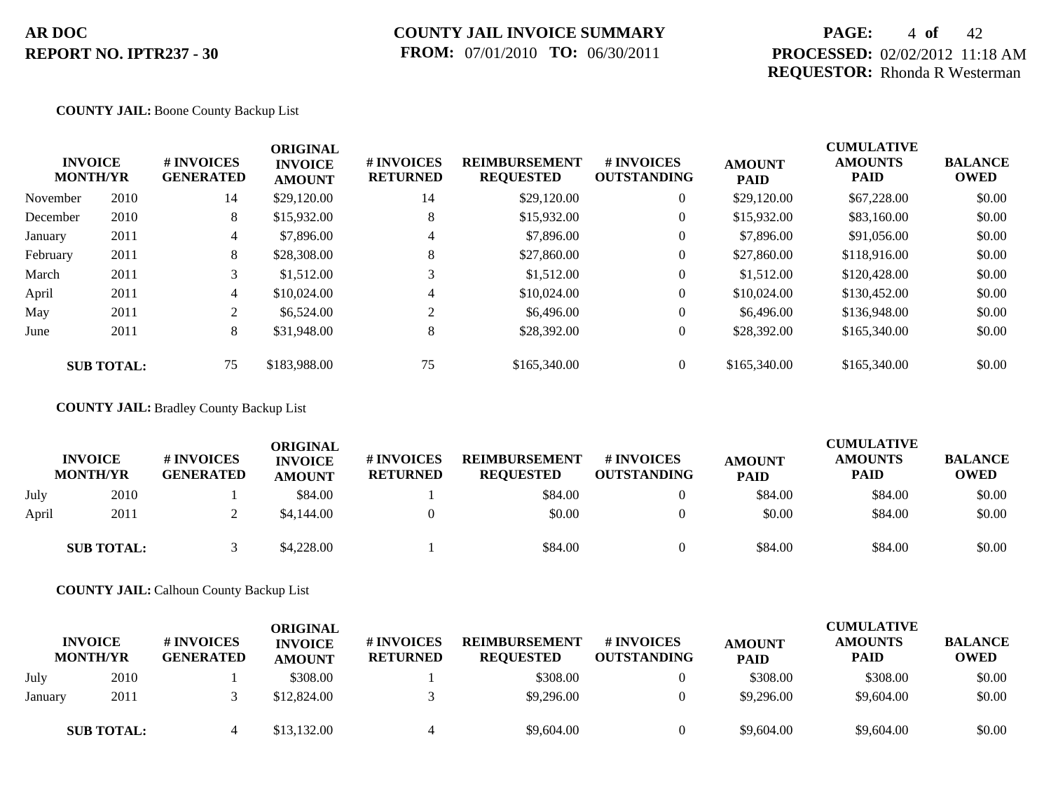**AR DOC**
**REPORT NO. IPTR237 - 30**

**COUNTY JAIL INVOICE SUMMARY**
**FROM:** 07/01/2010 **TO:** 06/30/2011

**PROCESSED:** 02/02/2012 11:18 AM
**REQUESTOR:** Rhonda R Westerman

**COUNTY JAIL:** Boone County Backup List

| INVOICE MONTH/YR | | # INVOICES GENERATED | ORIGINAL INVOICE AMOUNT | # INVOICES RETURNED | REIMBURSEMENT REQUESTED | # INVOICES OUTSTANDING | AMOUNT PAID | CUMULATIVE AMOUNTS PAID | BALANCE OWED |
|---|---|---|---|---|---|---|---|---|---|
| November | 2010 | 14 | $29,120.00 | 14 | $29,120.00 | 0 | $29,120.00 | $67,228.00 | $0.00 |
| December | 2010 | 8 | $15,932.00 | 8 | $15,932.00 | 0 | $15,932.00 | $83,160.00 | $0.00 |
| January | 2011 | 4 | $7,896.00 | 4 | $7,896.00 | 0 | $7,896.00 | $91,056.00 | $0.00 |
| February | 2011 | 8 | $28,308.00 | 8 | $27,860.00 | 0 | $27,860.00 | $118,916.00 | $0.00 |
| March | 2011 | 3 | $1,512.00 | 3 | $1,512.00 | 0 | $1,512.00 | $120,428.00 | $0.00 |
| April | 2011 | 4 | $10,024.00 | 4 | $10,024.00 | 0 | $10,024.00 | $130,452.00 | $0.00 |
| May | 2011 | 2 | $6,524.00 | 2 | $6,496.00 | 0 | $6,496.00 | $136,948.00 | $0.00 |
| June | 2011 | 8 | $31,948.00 | 8 | $28,392.00 | 0 | $28,392.00 | $165,340.00 | $0.00 |
| **SUB TOTAL:** | | 75 | $183,988.00 | 75 | $165,340.00 | 0 | $165,340.00 | $165,340.00 | $0.00 |

**COUNTY JAIL:** Bradley County Backup List

| INVOICE MONTH/YR | | # INVOICES GENERATED | ORIGINAL INVOICE AMOUNT | # INVOICES RETURNED | REIMBURSEMENT REQUESTED | # INVOICES OUTSTANDING | AMOUNT PAID | CUMULATIVE AMOUNTS PAID | BALANCE OWED |
|---|---|---|---|---|---|---|---|---|---|
| July | 2010 | 1 | $84.00 | 1 | $84.00 | 0 | $84.00 | $84.00 | $0.00 |
| April | 2011 | 2 | $4,144.00 | 0 | $0.00 | 0 | $0.00 | $84.00 | $0.00 |
| **SUB TOTAL:** | | 3 | $4,228.00 | 1 | $84.00 | 0 | $84.00 | $84.00 | $0.00 |

**COUNTY JAIL:** Calhoun County Backup List

| INVOICE MONTH/YR | | # INVOICES GENERATED | ORIGINAL INVOICE AMOUNT | # INVOICES RETURNED | REIMBURSEMENT REQUESTED | # INVOICES OUTSTANDING | AMOUNT PAID | CUMULATIVE AMOUNTS PAID | BALANCE OWED |
|---|---|---|---|---|---|---|---|---|---|
| July | 2010 | 1 | $308.00 | 1 | $308.00 | 0 | $308.00 | $308.00 | $0.00 |
| January | 2011 | 3 | $12,824.00 | 3 | $9,296.00 | 0 | $9,296.00 | $9,604.00 | $0.00 |
| **SUB TOTAL:** | | 4 | $13,132.00 | 4 | $9,604.00 | 0 | $9,604.00 | $9,604.00 | $0.00 |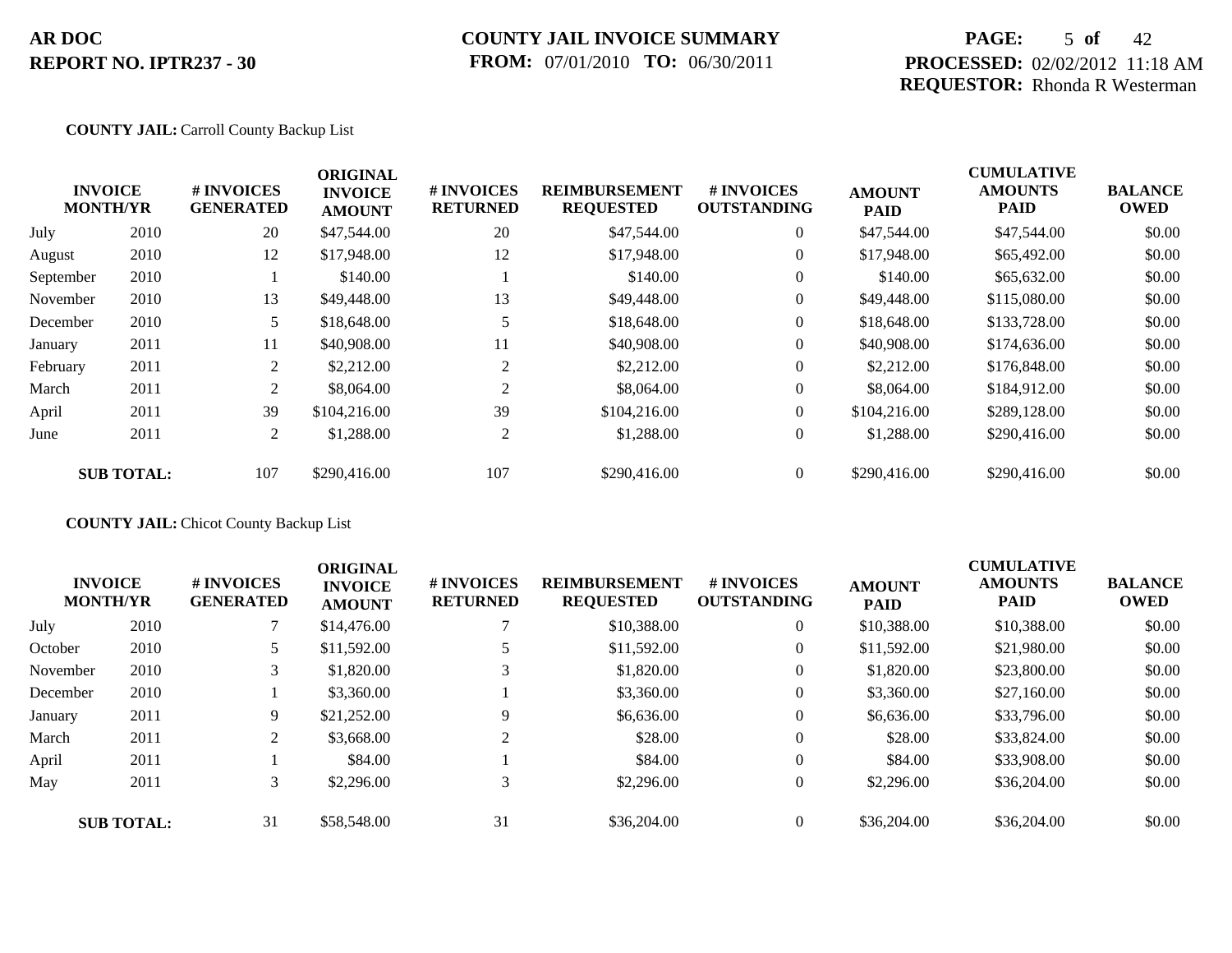**COUNTY JAIL:** Carroll County Backup List

| INVOICE MONTH/YR | | # INVOICES GENERATED | ORIGINAL INVOICE AMOUNT | # INVOICES RETURNED | REIMBURSEMENT REQUESTED | # INVOICES OUTSTANDING | AMOUNT PAID | CUMULATIVE AMOUNTS PAID | BALANCE OWED |
|---|---|---|---|---|---|---|---|---|---|
| July | 2010 | 20 | $47,544.00 | 20 | $47,544.00 | 0 | $47,544.00 | $47,544.00 | $0.00 |
| August | 2010 | 12 | $17,948.00 | 12 | $17,948.00 | 0 | $17,948.00 | $65,492.00 | $0.00 |
| September | 2010 | 1 | $140.00 | 1 | $140.00 | 0 | $140.00 | $65,632.00 | $0.00 |
| November | 2010 | 13 | $49,448.00 | 13 | $49,448.00 | 0 | $49,448.00 | $115,080.00 | $0.00 |
| December | 2010 | 5 | $18,648.00 | 5 | $18,648.00 | 0 | $18,648.00 | $133,728.00 | $0.00 |
| January | 2011 | 11 | $40,908.00 | 11 | $40,908.00 | 0 | $40,908.00 | $174,636.00 | $0.00 |
| February | 2011 | 2 | $2,212.00 | 2 | $2,212.00 | 0 | $2,212.00 | $176,848.00 | $0.00 |
| March | 2011 | 2 | $8,064.00 | 2 | $8,064.00 | 0 | $8,064.00 | $184,912.00 | $0.00 |
| April | 2011 | 39 | $104,216.00 | 39 | $104,216.00 | 0 | $104,216.00 | $289,128.00 | $0.00 |
| June | 2011 | 2 | $1,288.00 | 2 | $1,288.00 | 0 | $1,288.00 | $290,416.00 | $0.00 |
| **SUB TOTAL:** | | 107 | $290,416.00 | 107 | $290,416.00 | 0 | $290,416.00 | $290,416.00 | $0.00 |

**COUNTY JAIL:** Chicot County Backup List

| INVOICE MONTH/YR | | # INVOICES GENERATED | ORIGINAL INVOICE AMOUNT | # INVOICES RETURNED | REIMBURSEMENT REQUESTED | # INVOICES OUTSTANDING | AMOUNT PAID | CUMULATIVE AMOUNTS PAID | BALANCE OWED |
|---|---|---|---|---|---|---|---|---|---|
| July | 2010 | 7 | $14,476.00 | 7 | $10,388.00 | 0 | $10,388.00 | $10,388.00 | $0.00 |
| October | 2010 | 5 | $11,592.00 | 5 | $11,592.00 | 0 | $11,592.00 | $21,980.00 | $0.00 |
| November | 2010 | 3 | $1,820.00 | 3 | $1,820.00 | 0 | $1,820.00 | $23,800.00 | $0.00 |
| December | 2010 | 1 | $3,360.00 | 1 | $3,360.00 | 0 | $3,360.00 | $27,160.00 | $0.00 |
| January | 2011 | 9 | $21,252.00 | 9 | $6,636.00 | 0 | $6,636.00 | $33,796.00 | $0.00 |
| March | 2011 | 2 | $3,668.00 | 2 | $28.00 | 0 | $28.00 | $33,824.00 | $0.00 |
| April | 2011 | 1 | $84.00 | 1 | $84.00 | 0 | $84.00 | $33,908.00 | $0.00 |
| May | 2011 | 3 | $2,296.00 | 3 | $2,296.00 | 0 | $2,296.00 | $36,204.00 | $0.00 |
| **SUB TOTAL:** | | 31 | $58,548.00 | 31 | $36,204.00 | 0 | $36,204.00 | $36,204.00 | $0.00 |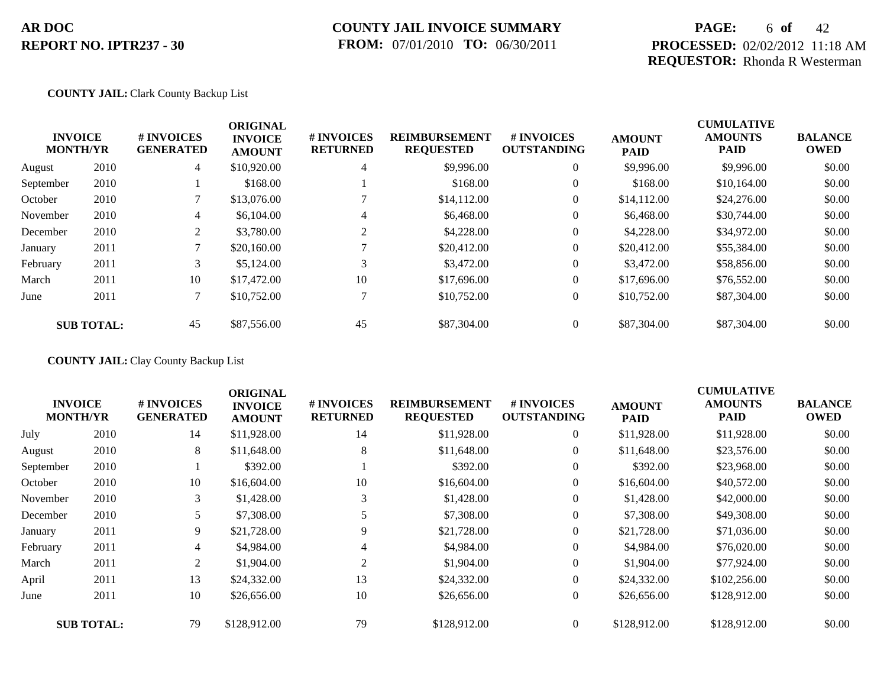**COUNTY JAIL:** Clark County Backup List

| INVOICE MONTH/YR | | # INVOICES GENERATED | ORIGINAL INVOICE AMOUNT | # INVOICES RETURNED | REIMBURSEMENT REQUESTED | # INVOICES OUTSTANDING | AMOUNT PAID | CUMULATIVE AMOUNTS PAID | BALANCE OWED |
|---|---|---|---|---|---|---|---|---|---|
| August | 2010 | 4 | $10,920.00 | 4 | $9,996.00 | 0 | $9,996.00 | $9,996.00 | $0.00 |
| September | 2010 | 1 | $168.00 | 1 | $168.00 | 0 | $168.00 | $10,164.00 | $0.00 |
| October | 2010 | 7 | $13,076.00 | 7 | $14,112.00 | 0 | $14,112.00 | $24,276.00 | $0.00 |
| November | 2010 | 4 | $6,104.00 | 4 | $6,468.00 | 0 | $6,468.00 | $30,744.00 | $0.00 |
| December | 2010 | 2 | $3,780.00 | 2 | $4,228.00 | 0 | $4,228.00 | $34,972.00 | $0.00 |
| January | 2011 | 7 | $20,160.00 | 7 | $20,412.00 | 0 | $20,412.00 | $55,384.00 | $0.00 |
| February | 2011 | 3 | $5,124.00 | 3 | $3,472.00 | 0 | $3,472.00 | $58,856.00 | $0.00 |
| March | 2011 | 10 | $17,472.00 | 10 | $17,696.00 | 0 | $17,696.00 | $76,552.00 | $0.00 |
| June | 2011 | 7 | $10,752.00 | 7 | $10,752.00 | 0 | $10,752.00 | $87,304.00 | $0.00 |
| **SUB TOTAL:** | | 45 | $87,556.00 | 45 | $87,304.00 | 0 | $87,304.00 | $87,304.00 | $0.00 |

**COUNTY JAIL:** Clay County Backup List

| INVOICE MONTH/YR | | # INVOICES GENERATED | ORIGINAL INVOICE AMOUNT | # INVOICES RETURNED | REIMBURSEMENT REQUESTED | # INVOICES OUTSTANDING | AMOUNT PAID | CUMULATIVE AMOUNTS PAID | BALANCE OWED |
|---|---|---|---|---|---|---|---|---|---|
| July | 2010 | 14 | $11,928.00 | 14 | $11,928.00 | 0 | $11,928.00 | $11,928.00 | $0.00 |
| August | 2010 | 8 | $11,648.00 | 8 | $11,648.00 | 0 | $11,648.00 | $23,576.00 | $0.00 |
| September | 2010 | 1 | $392.00 | 1 | $392.00 | 0 | $392.00 | $23,968.00 | $0.00 |
| October | 2010 | 10 | $16,604.00 | 10 | $16,604.00 | 0 | $16,604.00 | $40,572.00 | $0.00 |
| November | 2010 | 3 | $1,428.00 | 3 | $1,428.00 | 0 | $1,428.00 | $42,000.00 | $0.00 |
| December | 2010 | 5 | $7,308.00 | 5 | $7,308.00 | 0 | $7,308.00 | $49,308.00 | $0.00 |
| January | 2011 | 9 | $21,728.00 | 9 | $21,728.00 | 0 | $21,728.00 | $71,036.00 | $0.00 |
| February | 2011 | 4 | $4,984.00 | 4 | $4,984.00 | 0 | $4,984.00 | $76,020.00 | $0.00 |
| March | 2011 | 2 | $1,904.00 | 2 | $1,904.00 | 0 | $1,904.00 | $77,924.00 | $0.00 |
| April | 2011 | 13 | $24,332.00 | 13 | $24,332.00 | 0 | $24,332.00 | $102,256.00 | $0.00 |
| June | 2011 | 10 | $26,656.00 | 10 | $26,656.00 | 0 | $26,656.00 | $128,912.00 | $0.00 |
| **SUB TOTAL:** | | 79 | $128,912.00 | 79 | $128,912.00 | 0 | $128,912.00 | $128,912.00 | $0.00 |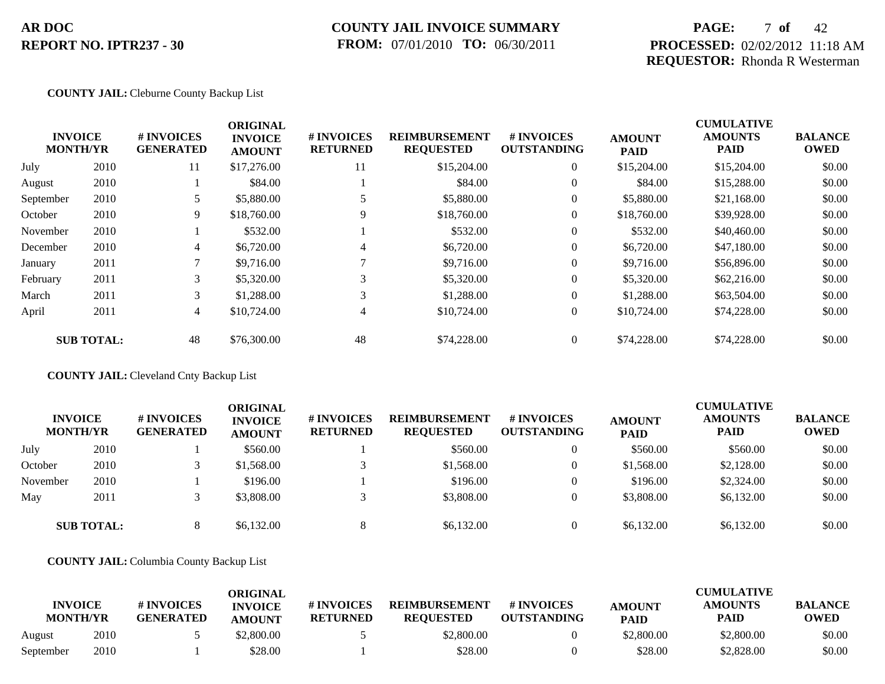**COUNTY JAIL:** Cleburne County Backup List

| INVOICE MONTH/YR | | # INVOICES GENERATED | ORIGINAL INVOICE AMOUNT | # INVOICES RETURNED | REIMBURSEMENT REQUESTED | # INVOICES OUTSTANDING | AMOUNT PAID | CUMULATIVE AMOUNTS PAID | BALANCE OWED |
|---|---|---|---|---|---|---|---|---|---|
| July | 2010 | 11 | $17,276.00 | 11 | $15,204.00 | 0 | $15,204.00 | $15,204.00 | $0.00 |
| August | 2010 | 1 | $84.00 | 1 | $84.00 | 0 | $84.00 | $15,288.00 | $0.00 |
| September | 2010 | 5 | $5,880.00 | 5 | $5,880.00 | 0 | $5,880.00 | $21,168.00 | $0.00 |
| October | 2010 | 9 | $18,760.00 | 9 | $18,760.00 | 0 | $18,760.00 | $39,928.00 | $0.00 |
| November | 2010 | 1 | $532.00 | 1 | $532.00 | 0 | $532.00 | $40,460.00 | $0.00 |
| December | 2010 | 4 | $6,720.00 | 4 | $6,720.00 | 0 | $6,720.00 | $47,180.00 | $0.00 |
| January | 2011 | 7 | $9,716.00 | 7 | $9,716.00 | 0 | $9,716.00 | $56,896.00 | $0.00 |
| February | 2011 | 3 | $5,320.00 | 3 | $5,320.00 | 0 | $5,320.00 | $62,216.00 | $0.00 |
| March | 2011 | 3 | $1,288.00 | 3 | $1,288.00 | 0 | $1,288.00 | $63,504.00 | $0.00 |
| April | 2011 | 4 | $10,724.00 | 4 | $10,724.00 | 0 | $10,724.00 | $74,228.00 | $0.00 |
| **SUB TOTAL:** | | 48 | $76,300.00 | 48 | $74,228.00 | 0 | $74,228.00 | $74,228.00 | $0.00 |

**COUNTY JAIL:** Cleveland Cnty Backup List

| INVOICE MONTH/YR | | # INVOICES GENERATED | ORIGINAL INVOICE AMOUNT | # INVOICES RETURNED | REIMBURSEMENT REQUESTED | # INVOICES OUTSTANDING | AMOUNT PAID | CUMULATIVE AMOUNTS PAID | BALANCE OWED |
|---|---|---|---|---|---|---|---|---|---|
| July | 2010 | 1 | $560.00 | 1 | $560.00 | 0 | $560.00 | $560.00 | $0.00 |
| October | 2010 | 3 | $1,568.00 | 3 | $1,568.00 | 0 | $1,568.00 | $2,128.00 | $0.00 |
| November | 2010 | 1 | $196.00 | 1 | $196.00 | 0 | $196.00 | $2,324.00 | $0.00 |
| May | 2011 | 3 | $3,808.00 | 3 | $3,808.00 | 0 | $3,808.00 | $6,132.00 | $0.00 |
| **SUB TOTAL:** | | 8 | $6,132.00 | 8 | $6,132.00 | 0 | $6,132.00 | $6,132.00 | $0.00 |

**COUNTY JAIL:** Columbia County Backup List

| INVOICE MONTH/YR | | # INVOICES GENERATED | ORIGINAL INVOICE AMOUNT | # INVOICES RETURNED | REIMBURSEMENT REQUESTED | # INVOICES OUTSTANDING | AMOUNT PAID | CUMULATIVE AMOUNTS PAID | BALANCE OWED |
|---|---|---|---|---|---|---|---|---|---|
| August | 2010 | 5 | $2,800.00 | 5 | $2,800.00 | 0 | $2,800.00 | $2,800.00 | $0.00 |
| September | 2010 | 1 | $28.00 | 1 | $28.00 | 0 | $28.00 | $2,828.00 | $0.00 |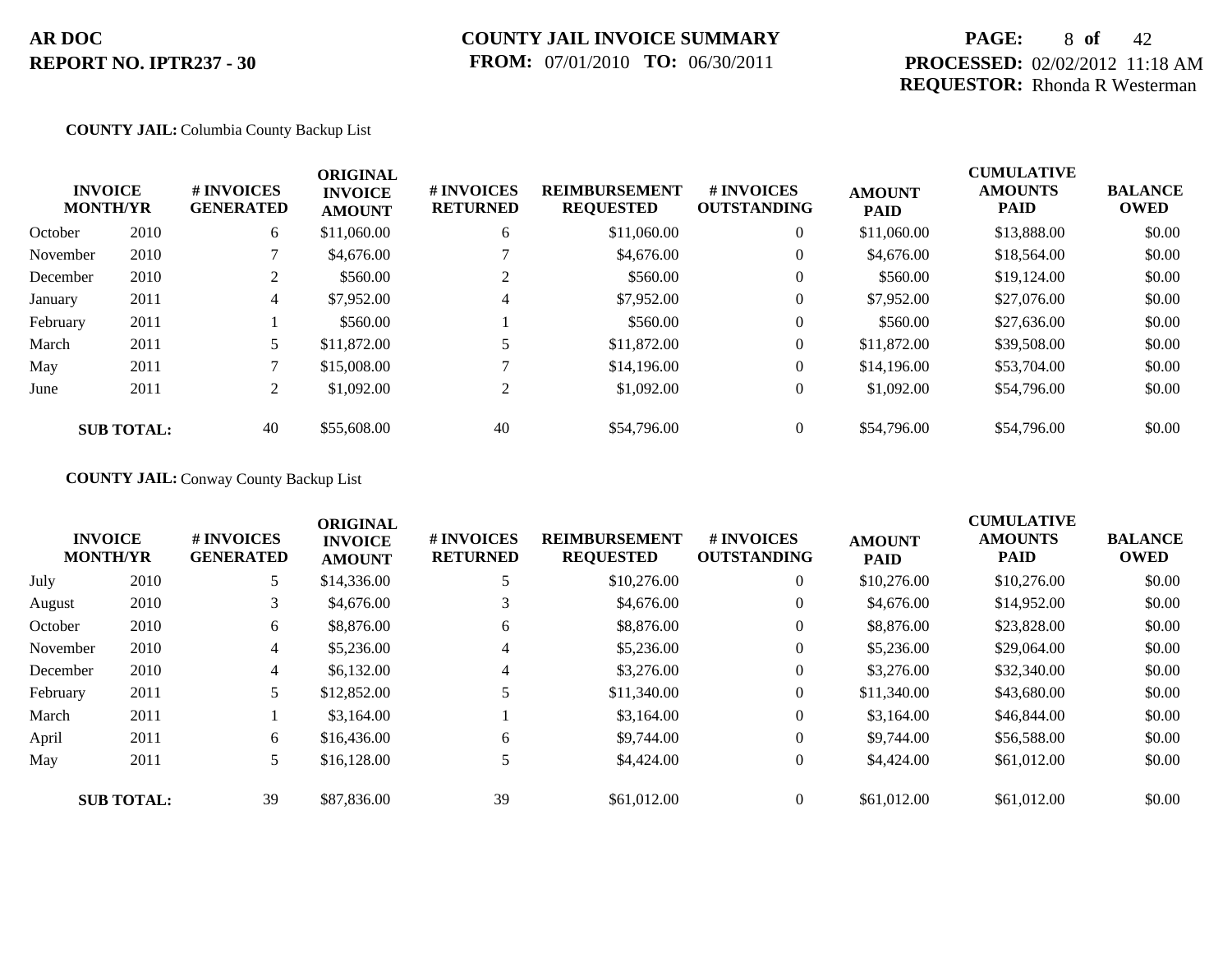**AR DOC**
**REPORT NO. IPTR237 - 30**

**COUNTY JAIL INVOICE SUMMARY**
**FROM:** 07/01/2010 **TO:** 06/30/2011

**PROCESSED:** 02/02/2012 11:18 AM
**REQUESTOR:** Rhonda R Westerman

**COUNTY JAIL:** Columbia County Backup List

| INVOICE MONTH/YR | | # INVOICES GENERATED | ORIGINAL INVOICE AMOUNT | # INVOICES RETURNED | REIMBURSEMENT REQUESTED | # INVOICES OUTSTANDING | AMOUNT PAID | CUMULATIVE AMOUNTS PAID | BALANCE OWED |
|---|---|---|---|---|---|---|---|---|---|
| October | 2010 | 6 | $11,060.00 | 6 | $11,060.00 | 0 | $11,060.00 | $13,888.00 | $0.00 |
| November | 2010 | 7 | $4,676.00 | 7 | $4,676.00 | 0 | $4,676.00 | $18,564.00 | $0.00 |
| December | 2010 | 2 | $560.00 | 2 | $560.00 | 0 | $560.00 | $19,124.00 | $0.00 |
| January | 2011 | 4 | $7,952.00 | 4 | $7,952.00 | 0 | $7,952.00 | $27,076.00 | $0.00 |
| February | 2011 | 1 | $560.00 | 1 | $560.00 | 0 | $560.00 | $27,636.00 | $0.00 |
| March | 2011 | 5 | $11,872.00 | 5 | $11,872.00 | 0 | $11,872.00 | $39,508.00 | $0.00 |
| May | 2011 | 7 | $15,008.00 | 7 | $14,196.00 | 0 | $14,196.00 | $53,704.00 | $0.00 |
| June | 2011 | 2 | $1,092.00 | 2 | $1,092.00 | 0 | $1,092.00 | $54,796.00 | $0.00 |
| **SUB TOTAL:** | | 40 | $55,608.00 | 40 | $54,796.00 | 0 | $54,796.00 | $54,796.00 | $0.00 |

**COUNTY JAIL:** Conway County Backup List

| INVOICE MONTH/YR | | # INVOICES GENERATED | ORIGINAL INVOICE AMOUNT | # INVOICES RETURNED | REIMBURSEMENT REQUESTED | # INVOICES OUTSTANDING | AMOUNT PAID | CUMULATIVE AMOUNTS PAID | BALANCE OWED |
|---|---|---|---|---|---|---|---|---|---|
| July | 2010 | 5 | $14,336.00 | 5 | $10,276.00 | 0 | $10,276.00 | $10,276.00 | $0.00 |
| August | 2010 | 3 | $4,676.00 | 3 | $4,676.00 | 0 | $4,676.00 | $14,952.00 | $0.00 |
| October | 2010 | 6 | $8,876.00 | 6 | $8,876.00 | 0 | $8,876.00 | $23,828.00 | $0.00 |
| November | 2010 | 4 | $5,236.00 | 4 | $5,236.00 | 0 | $5,236.00 | $29,064.00 | $0.00 |
| December | 2010 | 4 | $6,132.00 | 4 | $3,276.00 | 0 | $3,276.00 | $32,340.00 | $0.00 |
| February | 2011 | 5 | $12,852.00 | 5 | $11,340.00 | 0 | $11,340.00 | $43,680.00 | $0.00 |
| March | 2011 | 1 | $3,164.00 | 1 | $3,164.00 | 0 | $3,164.00 | $46,844.00 | $0.00 |
| April | 2011 | 6 | $16,436.00 | 6 | $9,744.00 | 0 | $9,744.00 | $56,588.00 | $0.00 |
| May | 2011 | 5 | $16,128.00 | 5 | $4,424.00 | 0 | $4,424.00 | $61,012.00 | $0.00 |
| **SUB TOTAL:** | | 39 | $87,836.00 | 39 | $61,012.00 | 0 | $61,012.00 | $61,012.00 | $0.00 |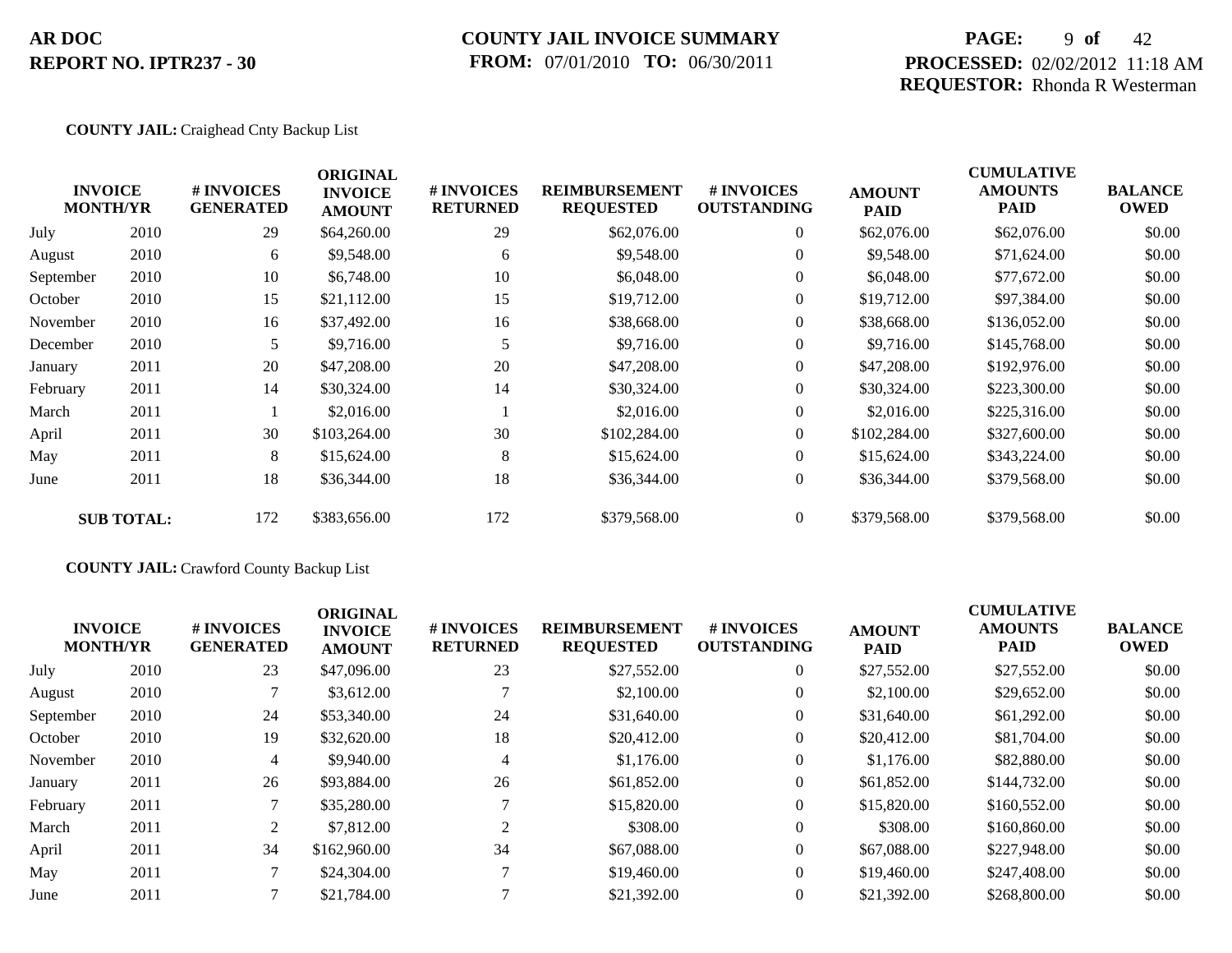**AR DOC**
**REPORT NO. IPTR237 - 30**

**COUNTY JAIL INVOICE SUMMARY**
**FROM:** 07/01/2010 **TO:** 06/30/2011

**PROCESSED:** 02/02/2012 11:18 AM
**REQUESTOR:** Rhonda R Westerman

**COUNTY JAIL:** Craighead Cnty Backup List

| INVOICE MONTH/YR | | # INVOICES GENERATED | ORIGINAL INVOICE AMOUNT | # INVOICES RETURNED | REIMBURSEMENT REQUESTED | # INVOICES OUTSTANDING | AMOUNT PAID | CUMULATIVE AMOUNTS PAID | BALANCE OWED |
|---|---|---|---|---|---|---|---|---|---|
| July | 2010 | 29 | $64,260.00 | 29 | $62,076.00 | 0 | $62,076.00 | $62,076.00 | $0.00 |
| August | 2010 | 6 | $9,548.00 | 6 | $9,548.00 | 0 | $9,548.00 | $71,624.00 | $0.00 |
| September | 2010 | 10 | $6,748.00 | 10 | $6,048.00 | 0 | $6,048.00 | $77,672.00 | $0.00 |
| October | 2010 | 15 | $21,112.00 | 15 | $19,712.00 | 0 | $19,712.00 | $97,384.00 | $0.00 |
| November | 2010 | 16 | $37,492.00 | 16 | $38,668.00 | 0 | $38,668.00 | $136,052.00 | $0.00 |
| December | 2010 | 5 | $9,716.00 | 5 | $9,716.00 | 0 | $9,716.00 | $145,768.00 | $0.00 |
| January | 2011 | 20 | $47,208.00 | 20 | $47,208.00 | 0 | $47,208.00 | $192,976.00 | $0.00 |
| February | 2011 | 14 | $30,324.00 | 14 | $30,324.00 | 0 | $30,324.00 | $223,300.00 | $0.00 |
| March | 2011 | 1 | $2,016.00 | 1 | $2,016.00 | 0 | $2,016.00 | $225,316.00 | $0.00 |
| April | 2011 | 30 | $103,264.00 | 30 | $102,284.00 | 0 | $102,284.00 | $327,600.00 | $0.00 |
| May | 2011 | 8 | $15,624.00 | 8 | $15,624.00 | 0 | $15,624.00 | $343,224.00 | $0.00 |
| June | 2011 | 18 | $36,344.00 | 18 | $36,344.00 | 0 | $36,344.00 | $379,568.00 | $0.00 |
| **SUB TOTAL:** | | 172 | $383,656.00 | 172 | $379,568.00 | 0 | $379,568.00 | $379,568.00 | $0.00 |

**COUNTY JAIL:** Crawford County Backup List

| INVOICE MONTH/YR | | # INVOICES GENERATED | ORIGINAL INVOICE AMOUNT | # INVOICES RETURNED | REIMBURSEMENT REQUESTED | # INVOICES OUTSTANDING | AMOUNT PAID | CUMULATIVE AMOUNTS PAID | BALANCE OWED |
|---|---|---|---|---|---|---|---|---|---|
| July | 2010 | 23 | $47,096.00 | 23 | $27,552.00 | 0 | $27,552.00 | $27,552.00 | $0.00 |
| August | 2010 | 7 | $3,612.00 | 7 | $2,100.00 | 0 | $2,100.00 | $29,652.00 | $0.00 |
| September | 2010 | 24 | $53,340.00 | 24 | $31,640.00 | 0 | $31,640.00 | $61,292.00 | $0.00 |
| October | 2010 | 19 | $32,620.00 | 18 | $20,412.00 | 0 | $20,412.00 | $81,704.00 | $0.00 |
| November | 2010 | 4 | $9,940.00 | 4 | $1,176.00 | 0 | $1,176.00 | $82,880.00 | $0.00 |
| January | 2011 | 26 | $93,884.00 | 26 | $61,852.00 | 0 | $61,852.00 | $144,732.00 | $0.00 |
| February | 2011 | 7 | $35,280.00 | 7 | $15,820.00 | 0 | $15,820.00 | $160,552.00 | $0.00 |
| March | 2011 | 2 | $7,812.00 | 2 | $308.00 | 0 | $308.00 | $160,860.00 | $0.00 |
| April | 2011 | 34 | $162,960.00 | 34 | $67,088.00 | 0 | $67,088.00 | $227,948.00 | $0.00 |
| May | 2011 | 7 | $24,304.00 | 7 | $19,460.00 | 0 | $19,460.00 | $247,408.00 | $0.00 |
| June | 2011 | 7 | $21,784.00 | 7 | $21,392.00 | 0 | $21,392.00 | $268,800.00 | $0.00 |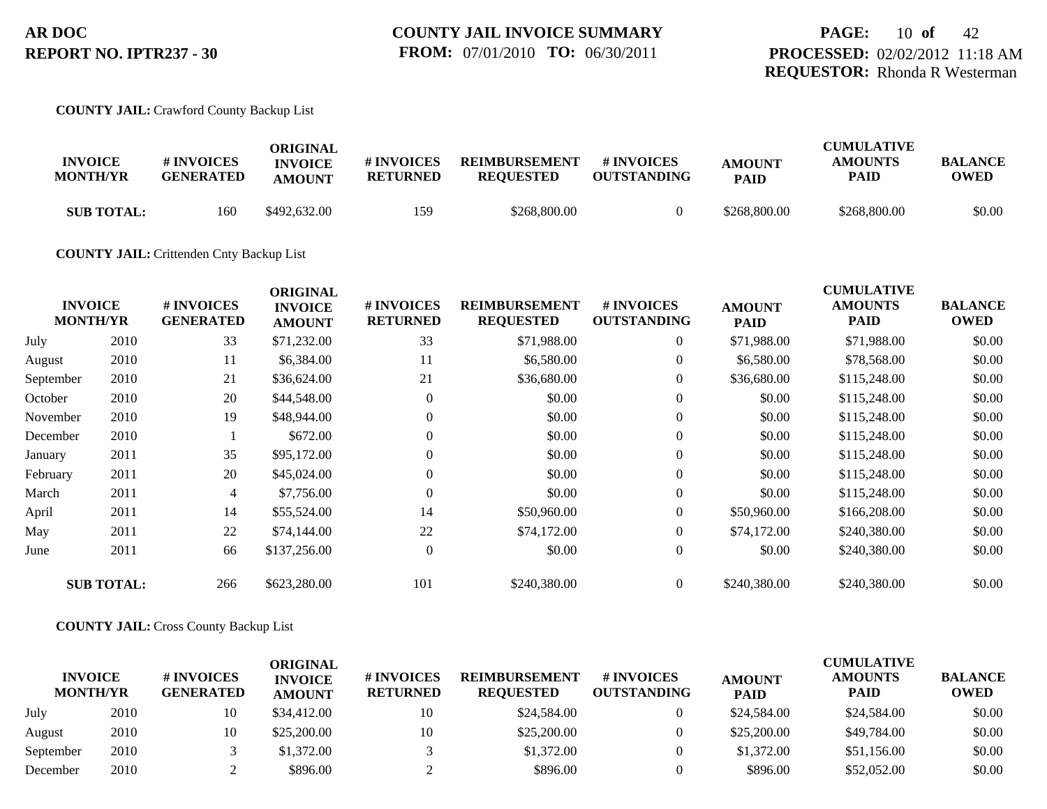**AR DOC**
**REPORT NO. IPTR237 - 30**

**COUNTY JAIL INVOICE SUMMARY**
**FROM:** 07/01/2010 **TO:** 06/30/2011

**PROCESSED:** 02/02/2012 11:18 AM
**REQUESTOR:** Rhonda R Westerman

**COUNTY JAIL:** Crawford County Backup List

| INVOICE MONTH/YR | | # INVOICES GENERATED | ORIGINAL INVOICE AMOUNT | # INVOICES RETURNED | REIMBURSEMENT REQUESTED | # INVOICES OUTSTANDING | AMOUNT PAID | CUMULATIVE AMOUNTS PAID | BALANCE OWED |
|---|---|---|---|---|---|---|---|---|---|
| **SUB TOTAL:** | | 160 | $492,632.00 | 159 | $268,800.00 | 0 | $268,800.00 | $268,800.00 | $0.00 |

**COUNTY JAIL:** Crittenden Cnty Backup List

| INVOICE MONTH/YR | | # INVOICES GENERATED | ORIGINAL INVOICE AMOUNT | # INVOICES RETURNED | REIMBURSEMENT REQUESTED | # INVOICES OUTSTANDING | AMOUNT PAID | CUMULATIVE AMOUNTS PAID | BALANCE OWED |
|---|---|---|---|---|---|---|---|---|---|
| July | 2010 | 33 | $71,232.00 | 33 | $71,988.00 | 0 | $71,988.00 | $71,988.00 | $0.00 |
| August | 2010 | 11 | $6,384.00 | 11 | $6,580.00 | 0 | $6,580.00 | $78,568.00 | $0.00 |
| September | 2010 | 21 | $36,624.00 | 21 | $36,680.00 | 0 | $36,680.00 | $115,248.00 | $0.00 |
| October | 2010 | 20 | $44,548.00 | 0 | $0.00 | 0 | $0.00 | $115,248.00 | $0.00 |
| November | 2010 | 19 | $48,944.00 | 0 | $0.00 | 0 | $0.00 | $115,248.00 | $0.00 |
| December | 2010 | 1 | $672.00 | 0 | $0.00 | 0 | $0.00 | $115,248.00 | $0.00 |
| January | 2011 | 35 | $95,172.00 | 0 | $0.00 | 0 | $0.00 | $115,248.00 | $0.00 |
| February | 2011 | 20 | $45,024.00 | 0 | $0.00 | 0 | $0.00 | $115,248.00 | $0.00 |
| March | 2011 | 4 | $7,756.00 | 0 | $0.00 | 0 | $0.00 | $115,248.00 | $0.00 |
| April | 2011 | 14 | $55,524.00 | 14 | $50,960.00 | 0 | $50,960.00 | $166,208.00 | $0.00 |
| May | 2011 | 22 | $74,144.00 | 22 | $74,172.00 | 0 | $74,172.00 | $240,380.00 | $0.00 |
| June | 2011 | 66 | $137,256.00 | 0 | $0.00 | 0 | $0.00 | $240,380.00 | $0.00 |
| **SUB TOTAL:** | | 266 | $623,280.00 | 101 | $240,380.00 | 0 | $240,380.00 | $240,380.00 | $0.00 |

**COUNTY JAIL:** Cross County Backup List

| INVOICE MONTH/YR | | # INVOICES GENERATED | ORIGINAL INVOICE AMOUNT | # INVOICES RETURNED | REIMBURSEMENT REQUESTED | # INVOICES OUTSTANDING | AMOUNT PAID | CUMULATIVE AMOUNTS PAID | BALANCE OWED |
|---|---|---|---|---|---|---|---|---|---|
| July | 2010 | 10 | $34,412.00 | 10 | $24,584.00 | 0 | $24,584.00 | $24,584.00 | $0.00 |
| August | 2010 | 10 | $25,200.00 | 10 | $25,200.00 | 0 | $25,200.00 | $49,784.00 | $0.00 |
| September | 2010 | 3 | $1,372.00 | 3 | $1,372.00 | 0 | $1,372.00 | $51,156.00 | $0.00 |
| December | 2010 | 2 | $896.00 | 2 | $896.00 | 0 | $896.00 | $52,052.00 | $0.00 |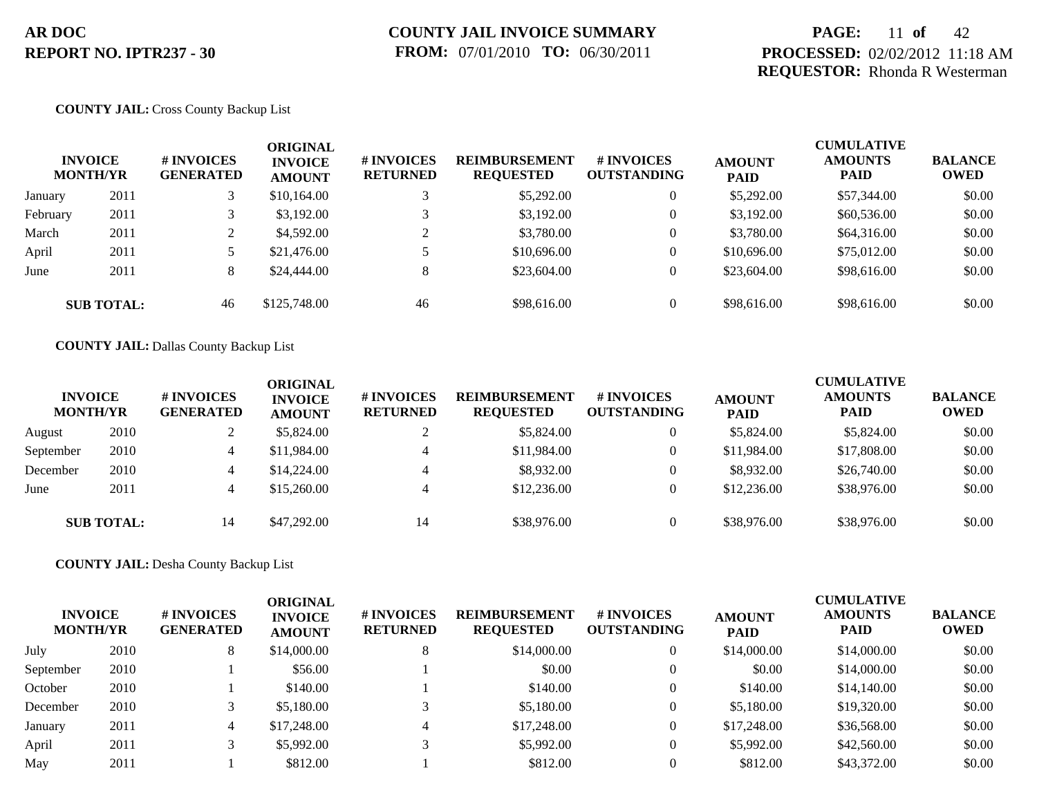**AR DOC**
**REPORT NO. IPTR237 - 30**

**COUNTY JAIL INVOICE SUMMARY**
**FROM:** 07/01/2010 **TO:** 06/30/2011

**PAGE:** 11 **of** 42
**PROCESSED:** 02/02/2012 11:18 AM
**REQUESTOR:** Rhonda R Westerman

**COUNTY JAIL:** Cross County Backup List

| INVOICE MONTH/YR | | # INVOICES GENERATED | ORIGINAL INVOICE AMOUNT | # INVOICES RETURNED | REIMBURSEMENT REQUESTED | # INVOICES OUTSTANDING | AMOUNT PAID | CUMULATIVE AMOUNTS PAID | BALANCE OWED |
|---|---|---|---|---|---|---|---|---|---|
| January | 2011 | 3 | $10,164.00 | 3 | $5,292.00 | 0 | $5,292.00 | $57,344.00 | $0.00 |
| February | 2011 | 3 | $3,192.00 | 3 | $3,192.00 | 0 | $3,192.00 | $60,536.00 | $0.00 |
| March | 2011 | 2 | $4,592.00 | 2 | $3,780.00 | 0 | $3,780.00 | $64,316.00 | $0.00 |
| April | 2011 | 5 | $21,476.00 | 5 | $10,696.00 | 0 | $10,696.00 | $75,012.00 | $0.00 |
| June | 2011 | 8 | $24,444.00 | 8 | $23,604.00 | 0 | $23,604.00 | $98,616.00 | $0.00 |
| **SUB TOTAL:** | | 46 | $125,748.00 | 46 | $98,616.00 | 0 | $98,616.00 | $98,616.00 | $0.00 |

**COUNTY JAIL:** Dallas County Backup List

| INVOICE MONTH/YR | | # INVOICES GENERATED | ORIGINAL INVOICE AMOUNT | # INVOICES RETURNED | REIMBURSEMENT REQUESTED | # INVOICES OUTSTANDING | AMOUNT PAID | CUMULATIVE AMOUNTS PAID | BALANCE OWED |
|---|---|---|---|---|---|---|---|---|---|
| August | 2010 | 2 | $5,824.00 | 2 | $5,824.00 | 0 | $5,824.00 | $5,824.00 | $0.00 |
| September | 2010 | 4 | $11,984.00 | 4 | $11,984.00 | 0 | $11,984.00 | $17,808.00 | $0.00 |
| December | 2010 | 4 | $14,224.00 | 4 | $8,932.00 | 0 | $8,932.00 | $26,740.00 | $0.00 |
| June | 2011 | 4 | $15,260.00 | 4 | $12,236.00 | 0 | $12,236.00 | $38,976.00 | $0.00 |
| **SUB TOTAL:** | | 14 | $47,292.00 | 14 | $38,976.00 | 0 | $38,976.00 | $38,976.00 | $0.00 |

**COUNTY JAIL:** Desha County Backup List

| INVOICE MONTH/YR | | # INVOICES GENERATED | ORIGINAL INVOICE AMOUNT | # INVOICES RETURNED | REIMBURSEMENT REQUESTED | # INVOICES OUTSTANDING | AMOUNT PAID | CUMULATIVE AMOUNTS PAID | BALANCE OWED |
|---|---|---|---|---|---|---|---|---|---|
| July | 2010 | 8 | $14,000.00 | 8 | $14,000.00 | 0 | $14,000.00 | $14,000.00 | $0.00 |
| September | 2010 | 1 | $56.00 | 1 | $0.00 | 0 | $0.00 | $14,000.00 | $0.00 |
| October | 2010 | 1 | $140.00 | 1 | $140.00 | 0 | $140.00 | $14,140.00 | $0.00 |
| December | 2010 | 3 | $5,180.00 | 3 | $5,180.00 | 0 | $5,180.00 | $19,320.00 | $0.00 |
| January | 2011 | 4 | $17,248.00 | 4 | $17,248.00 | 0 | $17,248.00 | $36,568.00 | $0.00 |
| April | 2011 | 3 | $5,992.00 | 3 | $5,992.00 | 0 | $5,992.00 | $42,560.00 | $0.00 |
| May | 2011 | 1 | $812.00 | 1 | $812.00 | 0 | $812.00 | $43,372.00 | $0.00 |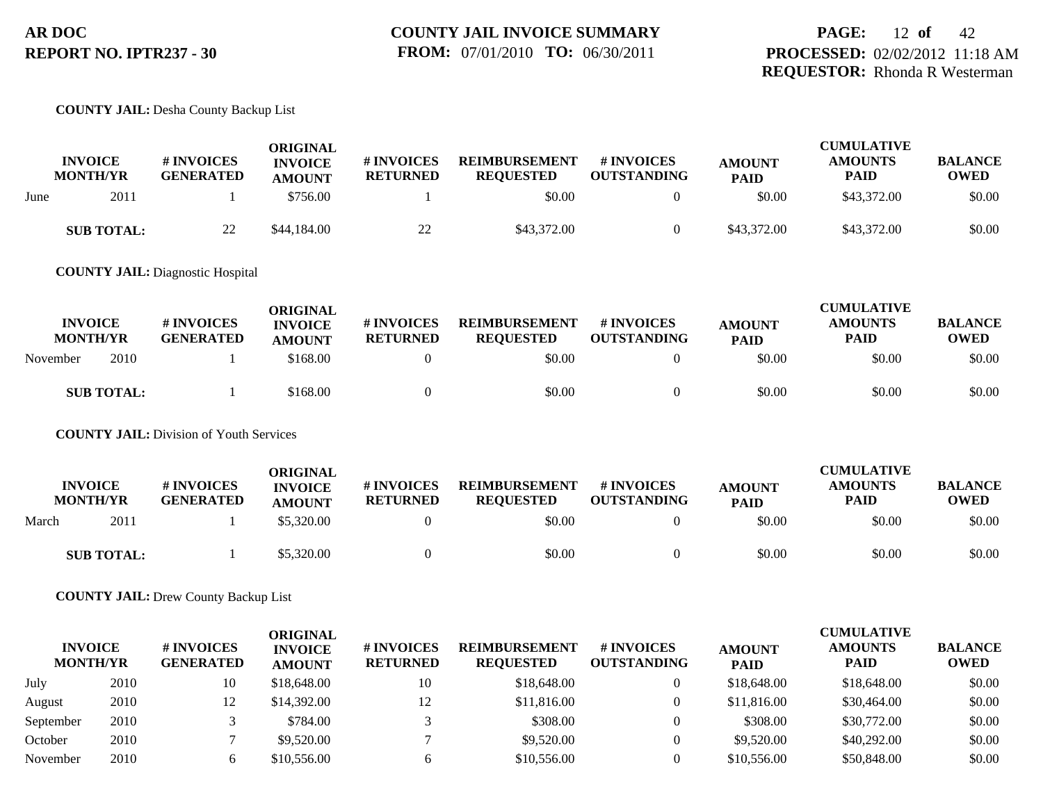**COUNTY JAIL:** Desha County Backup List

| INVOICE MONTH/YR | | # INVOICES GENERATED | ORIGINAL INVOICE AMOUNT | # INVOICES RETURNED | REIMBURSEMENT REQUESTED | # INVOICES OUTSTANDING | AMOUNT PAID | CUMULATIVE AMOUNTS PAID | BALANCE OWED |
|---|---|---|---|---|---|---|---|---|---|
| June | 2011 | 1 | $756.00 | 1 | $0.00 | 0 | $0.00 | $43,372.00 | $0.00 |
| **SUB TOTAL:** | | 22 | $44,184.00 | 22 | $43,372.00 | 0 | $43,372.00 | $43,372.00 | $0.00 |

**COUNTY JAIL:** Diagnostic Hospital

| INVOICE MONTH/YR | | # INVOICES GENERATED | ORIGINAL INVOICE AMOUNT | # INVOICES RETURNED | REIMBURSEMENT REQUESTED | # INVOICES OUTSTANDING | AMOUNT PAID | CUMULATIVE AMOUNTS PAID | BALANCE OWED |
|---|---|---|---|---|---|---|---|---|---|
| November | 2010 | 1 | $168.00 | 0 | $0.00 | 0 | $0.00 | $0.00 | $0.00 |
| **SUB TOTAL:** | | 1 | $168.00 | 0 | $0.00 | 0 | $0.00 | $0.00 | $0.00 |

**COUNTY JAIL:** Division of Youth Services

| INVOICE MONTH/YR | | # INVOICES GENERATED | ORIGINAL INVOICE AMOUNT | # INVOICES RETURNED | REIMBURSEMENT REQUESTED | # INVOICES OUTSTANDING | AMOUNT PAID | CUMULATIVE AMOUNTS PAID | BALANCE OWED |
|---|---|---|---|---|---|---|---|---|---|
| March | 2011 | 1 | $5,320.00 | 0 | $0.00 | 0 | $0.00 | $0.00 | $0.00 |
| **SUB TOTAL:** | | 1 | $5,320.00 | 0 | $0.00 | 0 | $0.00 | $0.00 | $0.00 |

**COUNTY JAIL:** Drew County Backup List

| INVOICE MONTH/YR | | # INVOICES GENERATED | ORIGINAL INVOICE AMOUNT | # INVOICES RETURNED | REIMBURSEMENT REQUESTED | # INVOICES OUTSTANDING | AMOUNT PAID | CUMULATIVE AMOUNTS PAID | BALANCE OWED |
|---|---|---|---|---|---|---|---|---|---|
| July | 2010 | 10 | $18,648.00 | 10 | $18,648.00 | 0 | $18,648.00 | $18,648.00 | $0.00 |
| August | 2010 | 12 | $14,392.00 | 12 | $11,816.00 | 0 | $11,816.00 | $30,464.00 | $0.00 |
| September | 2010 | 3 | $784.00 | 3 | $308.00 | 0 | $308.00 | $30,772.00 | $0.00 |
| October | 2010 | 7 | $9,520.00 | 7 | $9,520.00 | 0 | $9,520.00 | $40,292.00 | $0.00 |
| November | 2010 | 6 | $10,556.00 | 6 | $10,556.00 | 0 | $10,556.00 | $50,848.00 | $0.00 |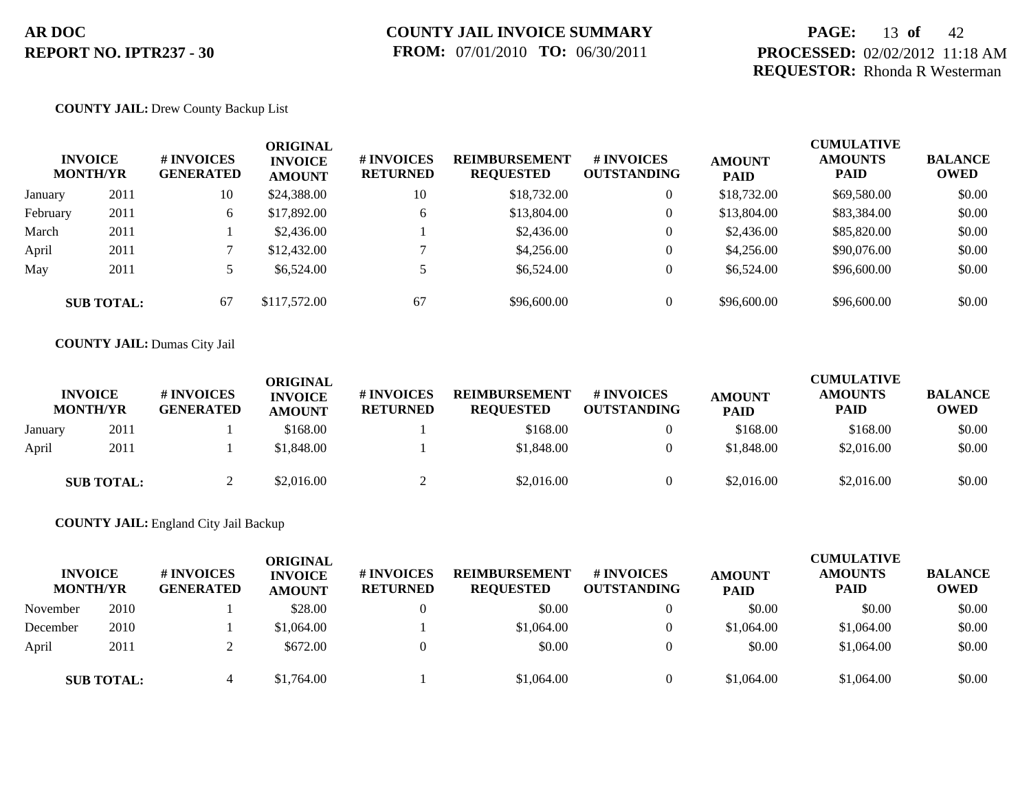**AR DOC**
**REPORT NO. IPTR237 - 30**

**COUNTY JAIL INVOICE SUMMARY**
**FROM:** 07/01/2010 **TO:** 06/30/2011

**PROCESSED:** 02/02/2012 11:18 AM
**REQUESTOR:** Rhonda R Westerman

**COUNTY JAIL:** Drew County Backup List

| INVOICE MONTH/YR | | # INVOICES GENERATED | ORIGINAL INVOICE AMOUNT | # INVOICES RETURNED | REIMBURSEMENT REQUESTED | # INVOICES OUTSTANDING | AMOUNT PAID | CUMULATIVE AMOUNTS PAID | BALANCE OWED |
|---|---|---|---|---|---|---|---|---|---|
| January | 2011 | 10 | $24,388.00 | 10 | $18,732.00 | 0 | $18,732.00 | $69,580.00 | $0.00 |
| February | 2011 | 6 | $17,892.00 | 6 | $13,804.00 | 0 | $13,804.00 | $83,384.00 | $0.00 |
| March | 2011 | 1 | $2,436.00 | 1 | $2,436.00 | 0 | $2,436.00 | $85,820.00 | $0.00 |
| April | 2011 | 7 | $12,432.00 | 7 | $4,256.00 | 0 | $4,256.00 | $90,076.00 | $0.00 |
| May | 2011 | 5 | $6,524.00 | 5 | $6,524.00 | 0 | $6,524.00 | $96,600.00 | $0.00 |
| **SUB TOTAL:** | | 67 | $117,572.00 | 67 | $96,600.00 | 0 | $96,600.00 | $96,600.00 | $0.00 |

**COUNTY JAIL:** Dumas City Jail

| INVOICE MONTH/YR | | # INVOICES GENERATED | ORIGINAL INVOICE AMOUNT | # INVOICES RETURNED | REIMBURSEMENT REQUESTED | # INVOICES OUTSTANDING | AMOUNT PAID | CUMULATIVE AMOUNTS PAID | BALANCE OWED |
|---|---|---|---|---|---|---|---|---|---|
| January | 2011 | 1 | $168.00 | 1 | $168.00 | 0 | $168.00 | $168.00 | $0.00 |
| April | 2011 | 1 | $1,848.00 | 1 | $1,848.00 | 0 | $1,848.00 | $2,016.00 | $0.00 |
| **SUB TOTAL:** | | 2 | $2,016.00 | 2 | $2,016.00 | 0 | $2,016.00 | $2,016.00 | $0.00 |

**COUNTY JAIL:** England City Jail Backup

| INVOICE MONTH/YR | | # INVOICES GENERATED | ORIGINAL INVOICE AMOUNT | # INVOICES RETURNED | REIMBURSEMENT REQUESTED | # INVOICES OUTSTANDING | AMOUNT PAID | CUMULATIVE AMOUNTS PAID | BALANCE OWED |
|---|---|---|---|---|---|---|---|---|---|
| November | 2010 | 1 | $28.00 | 0 | $0.00 | 0 | $0.00 | $0.00 | $0.00 |
| December | 2010 | 1 | $1,064.00 | 1 | $1,064.00 | 0 | $1,064.00 | $1,064.00 | $0.00 |
| April | 2011 | 2 | $672.00 | 0 | $0.00 | 0 | $0.00 | $1,064.00 | $0.00 |
| **SUB TOTAL:** | | 4 | $1,764.00 | 1 | $1,064.00 | 0 | $1,064.00 | $1,064.00 | $0.00 |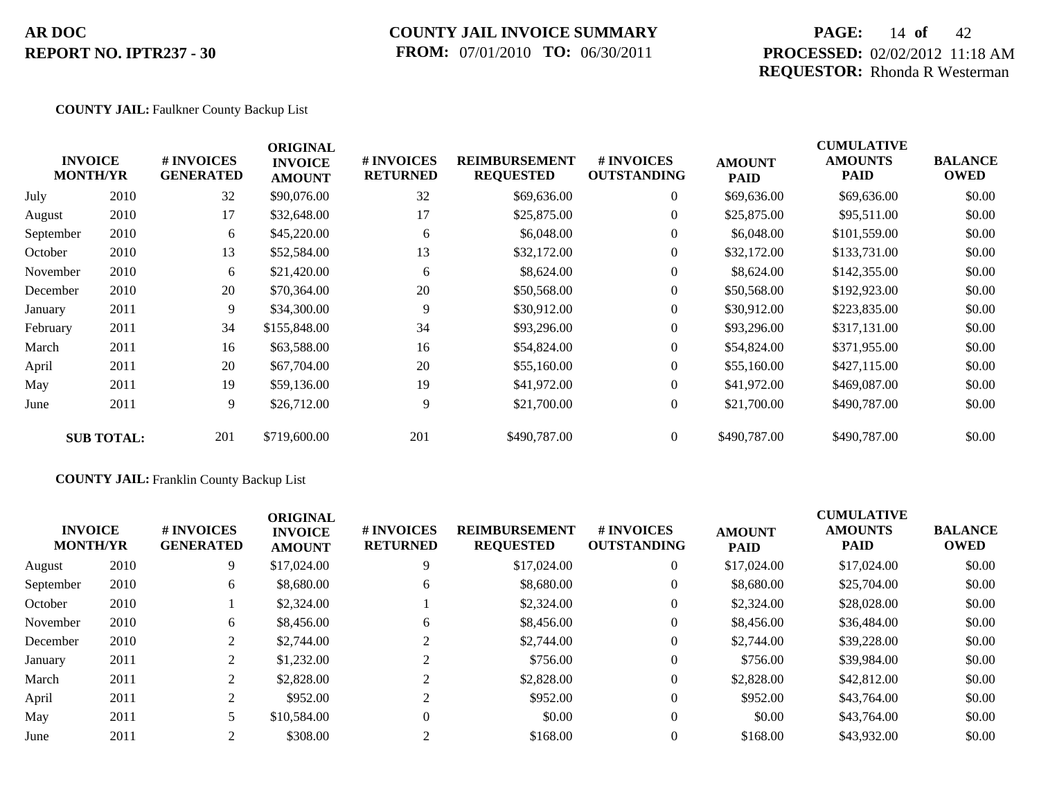**AR DOC**
**REPORT NO. IPTR237 - 30**

**COUNTY JAIL INVOICE SUMMARY**
**FROM:** 07/01/2010 **TO:** 06/30/2011

**PROCESSED:** 02/02/2012 11:18 AM
**REQUESTOR:** Rhonda R Westerman

**COUNTY JAIL:** Faulkner County Backup List

| INVOICE MONTH/YR | | # INVOICES GENERATED | ORIGINAL INVOICE AMOUNT | # INVOICES RETURNED | REIMBURSEMENT REQUESTED | # INVOICES OUTSTANDING | AMOUNT PAID | CUMULATIVE AMOUNTS PAID | BALANCE OWED |
|---|---|---|---|---|---|---|---|---|---|
| July | 2010 | 32 | $90,076.00 | 32 | $69,636.00 | 0 | $69,636.00 | $69,636.00 | $0.00 |
| August | 2010 | 17 | $32,648.00 | 17 | $25,875.00 | 0 | $25,875.00 | $95,511.00 | $0.00 |
| September | 2010 | 6 | $45,220.00 | 6 | $6,048.00 | 0 | $6,048.00 | $101,559.00 | $0.00 |
| October | 2010 | 13 | $52,584.00 | 13 | $32,172.00 | 0 | $32,172.00 | $133,731.00 | $0.00 |
| November | 2010 | 6 | $21,420.00 | 6 | $8,624.00 | 0 | $8,624.00 | $142,355.00 | $0.00 |
| December | 2010 | 20 | $70,364.00 | 20 | $50,568.00 | 0 | $50,568.00 | $192,923.00 | $0.00 |
| January | 2011 | 9 | $34,300.00 | 9 | $30,912.00 | 0 | $30,912.00 | $223,835.00 | $0.00 |
| February | 2011 | 34 | $155,848.00 | 34 | $93,296.00 | 0 | $93,296.00 | $317,131.00 | $0.00 |
| March | 2011 | 16 | $63,588.00 | 16 | $54,824.00 | 0 | $54,824.00 | $371,955.00 | $0.00 |
| April | 2011 | 20 | $67,704.00 | 20 | $55,160.00 | 0 | $55,160.00 | $427,115.00 | $0.00 |
| May | 2011 | 19 | $59,136.00 | 19 | $41,972.00 | 0 | $41,972.00 | $469,087.00 | $0.00 |
| June | 2011 | 9 | $26,712.00 | 9 | $21,700.00 | 0 | $21,700.00 | $490,787.00 | $0.00 |
| **SUB TOTAL:** | | 201 | $719,600.00 | 201 | $490,787.00 | 0 | $490,787.00 | $490,787.00 | $0.00 |

**COUNTY JAIL:** Franklin County Backup List

| INVOICE MONTH/YR | | # INVOICES GENERATED | ORIGINAL INVOICE AMOUNT | # INVOICES RETURNED | REIMBURSEMENT REQUESTED | # INVOICES OUTSTANDING | AMOUNT PAID | CUMULATIVE AMOUNTS PAID | BALANCE OWED |
|---|---|---|---|---|---|---|---|---|---|
| August | 2010 | 9 | $17,024.00 | 9 | $17,024.00 | 0 | $17,024.00 | $17,024.00 | $0.00 |
| September | 2010 | 6 | $8,680.00 | 6 | $8,680.00 | 0 | $8,680.00 | $25,704.00 | $0.00 |
| October | 2010 | 1 | $2,324.00 | 1 | $2,324.00 | 0 | $2,324.00 | $28,028.00 | $0.00 |
| November | 2010 | 6 | $8,456.00 | 6 | $8,456.00 | 0 | $8,456.00 | $36,484.00 | $0.00 |
| December | 2010 | 2 | $2,744.00 | 2 | $2,744.00 | 0 | $2,744.00 | $39,228.00 | $0.00 |
| January | 2011 | 2 | $1,232.00 | 2 | $756.00 | 0 | $756.00 | $39,984.00 | $0.00 |
| March | 2011 | 2 | $2,828.00 | 2 | $2,828.00 | 0 | $2,828.00 | $42,812.00 | $0.00 |
| April | 2011 | 2 | $952.00 | 2 | $952.00 | 0 | $952.00 | $43,764.00 | $0.00 |
| May | 2011 | 5 | $10,584.00 | 0 | $0.00 | 0 | $0.00 | $43,764.00 | $0.00 |
| June | 2011 | 2 | $308.00 | 2 | $168.00 | 0 | $168.00 | $43,932.00 | $0.00 |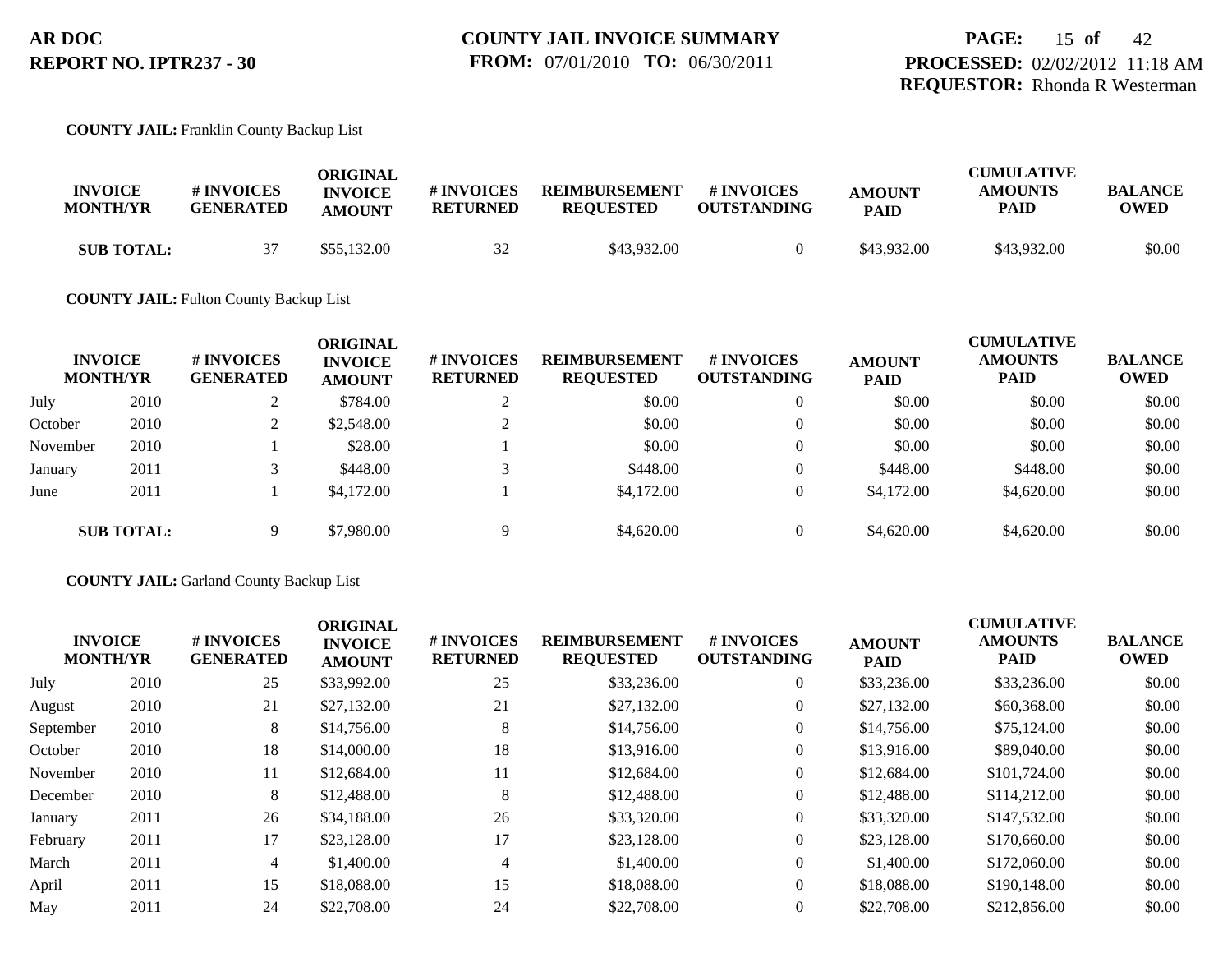**COUNTY JAIL:** Franklin County Backup List

| INVOICE MONTH/YR | | # INVOICES GENERATED | ORIGINAL INVOICE AMOUNT | # INVOICES RETURNED | REIMBURSEMENT REQUESTED | # INVOICES OUTSTANDING | AMOUNT PAID | CUMULATIVE AMOUNTS PAID | BALANCE OWED |
|---|---|---|---|---|---|---|---|---|---|
| **SUB TOTAL:** | | 37 | $55,132.00 | 32 | $43,932.00 | 0 | $43,932.00 | $43,932.00 | $0.00 |

**COUNTY JAIL:** Fulton County Backup List

| INVOICE MONTH/YR | | # INVOICES GENERATED | ORIGINAL INVOICE AMOUNT | # INVOICES RETURNED | REIMBURSEMENT REQUESTED | # INVOICES OUTSTANDING | AMOUNT PAID | CUMULATIVE AMOUNTS PAID | BALANCE OWED |
|---|---|---|---|---|---|---|---|---|---|
| July | 2010 | 2 | $784.00 | 2 | $0.00 | 0 | $0.00 | $0.00 | $0.00 |
| October | 2010 | 2 | $2,548.00 | 2 | $0.00 | 0 | $0.00 | $0.00 | $0.00 |
| November | 2010 | 1 | $28.00 | 1 | $0.00 | 0 | $0.00 | $0.00 | $0.00 |
| January | 2011 | 3 | $448.00 | 3 | $448.00 | 0 | $448.00 | $448.00 | $0.00 |
| June | 2011 | 1 | $4,172.00 | 1 | $4,172.00 | 0 | $4,172.00 | $4,620.00 | $0.00 |
| **SUB TOTAL:** | | 9 | $7,980.00 | 9 | $4,620.00 | 0 | $4,620.00 | $4,620.00 | $0.00 |

**COUNTY JAIL:** Garland County Backup List

| INVOICE MONTH/YR | | # INVOICES GENERATED | ORIGINAL INVOICE AMOUNT | # INVOICES RETURNED | REIMBURSEMENT REQUESTED | # INVOICES OUTSTANDING | AMOUNT PAID | CUMULATIVE AMOUNTS PAID | BALANCE OWED |
|---|---|---|---|---|---|---|---|---|---|
| July | 2010 | 25 | $33,992.00 | 25 | $33,236.00 | 0 | $33,236.00 | $33,236.00 | $0.00 |
| August | 2010 | 21 | $27,132.00 | 21 | $27,132.00 | 0 | $27,132.00 | $60,368.00 | $0.00 |
| September | 2010 | 8 | $14,756.00 | 8 | $14,756.00 | 0 | $14,756.00 | $75,124.00 | $0.00 |
| October | 2010 | 18 | $14,000.00 | 18 | $13,916.00 | 0 | $13,916.00 | $89,040.00 | $0.00 |
| November | 2010 | 11 | $12,684.00 | 11 | $12,684.00 | 0 | $12,684.00 | $101,724.00 | $0.00 |
| December | 2010 | 8 | $12,488.00 | 8 | $12,488.00 | 0 | $12,488.00 | $114,212.00 | $0.00 |
| January | 2011 | 26 | $34,188.00 | 26 | $33,320.00 | 0 | $33,320.00 | $147,532.00 | $0.00 |
| February | 2011 | 17 | $23,128.00 | 17 | $23,128.00 | 0 | $23,128.00 | $170,660.00 | $0.00 |
| March | 2011 | 4 | $1,400.00 | 4 | $1,400.00 | 0 | $1,400.00 | $172,060.00 | $0.00 |
| April | 2011 | 15 | $18,088.00 | 15 | $18,088.00 | 0 | $18,088.00 | $190,148.00 | $0.00 |
| May | 2011 | 24 | $22,708.00 | 24 | $22,708.00 | 0 | $22,708.00 | $212,856.00 | $0.00 |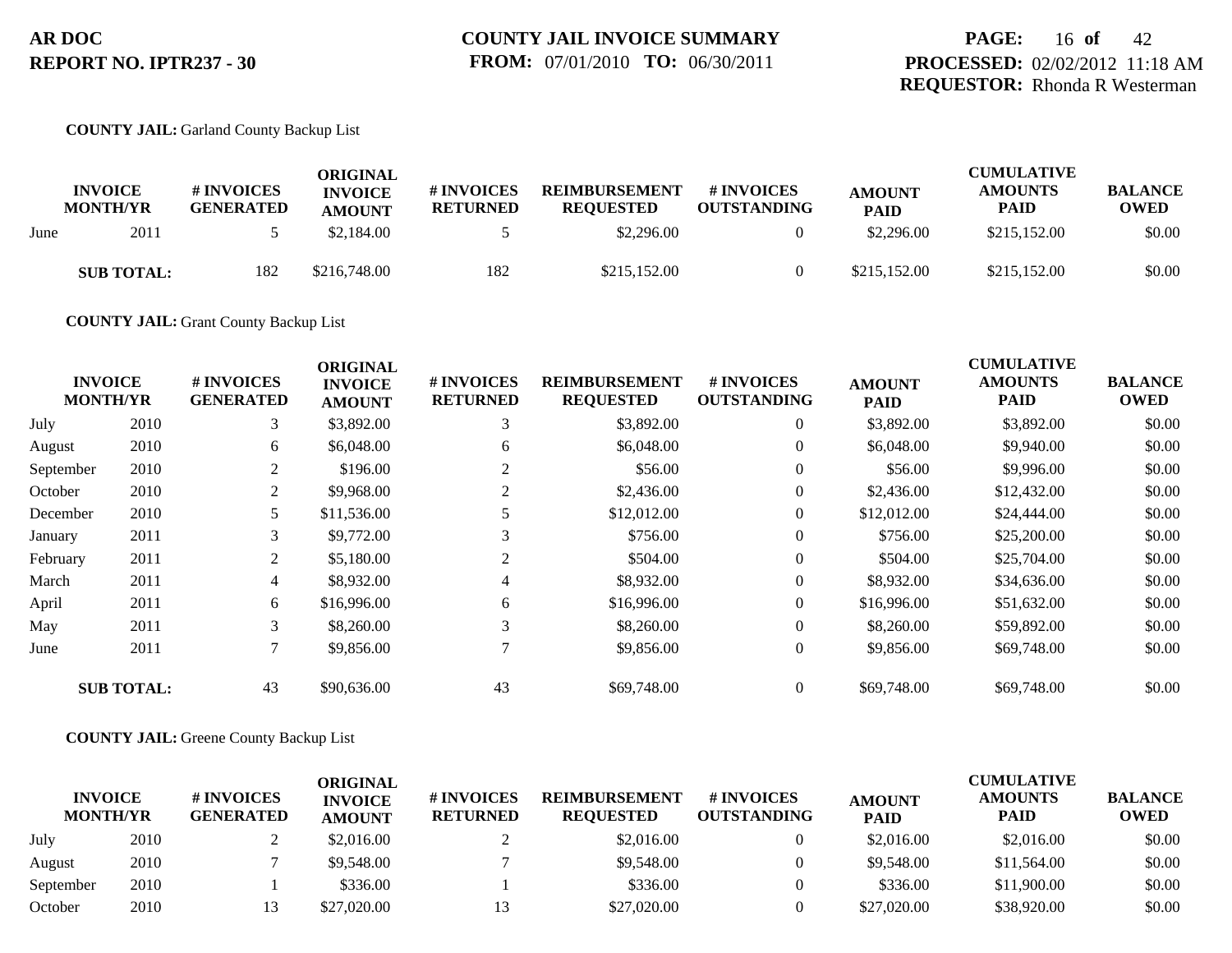**COUNTY JAIL:** Garland County Backup List

| INVOICE MONTH/YR | | # INVOICES GENERATED | ORIGINAL INVOICE AMOUNT | # INVOICES RETURNED | REIMBURSEMENT REQUESTED | # INVOICES OUTSTANDING | AMOUNT PAID | CUMULATIVE AMOUNTS PAID | BALANCE OWED |
|---|---|---|---|---|---|---|---|---|---|
| June | 2011 | 5 | $2,184.00 | 5 | $2,296.00 | 0 | $2,296.00 | $215,152.00 | $0.00 |
| **SUB TOTAL:** | | 182 | $216,748.00 | 182 | $215,152.00 | 0 | $215,152.00 | $215,152.00 | $0.00 |

**COUNTY JAIL:** Grant County Backup List

| INVOICE MONTH/YR | | # INVOICES GENERATED | ORIGINAL INVOICE AMOUNT | # INVOICES RETURNED | REIMBURSEMENT REQUESTED | # INVOICES OUTSTANDING | AMOUNT PAID | CUMULATIVE AMOUNTS PAID | BALANCE OWED |
|---|---|---|---|---|---|---|---|---|---|
| July | 2010 | 3 | $3,892.00 | 3 | $3,892.00 | 0 | $3,892.00 | $3,892.00 | $0.00 |
| August | 2010 | 6 | $6,048.00 | 6 | $6,048.00 | 0 | $6,048.00 | $9,940.00 | $0.00 |
| September | 2010 | 2 | $196.00 | 2 | $56.00 | 0 | $56.00 | $9,996.00 | $0.00 |
| October | 2010 | 2 | $9,968.00 | 2 | $2,436.00 | 0 | $2,436.00 | $12,432.00 | $0.00 |
| December | 2010 | 5 | $11,536.00 | 5 | $12,012.00 | 0 | $12,012.00 | $24,444.00 | $0.00 |
| January | 2011 | 3 | $9,772.00 | 3 | $756.00 | 0 | $756.00 | $25,200.00 | $0.00 |
| February | 2011 | 2 | $5,180.00 | 2 | $504.00 | 0 | $504.00 | $25,704.00 | $0.00 |
| March | 2011 | 4 | $8,932.00 | 4 | $8,932.00 | 0 | $8,932.00 | $34,636.00 | $0.00 |
| April | 2011 | 6 | $16,996.00 | 6 | $16,996.00 | 0 | $16,996.00 | $51,632.00 | $0.00 |
| May | 2011 | 3 | $8,260.00 | 3 | $8,260.00 | 0 | $8,260.00 | $59,892.00 | $0.00 |
| June | 2011 | 7 | $9,856.00 | 7 | $9,856.00 | 0 | $9,856.00 | $69,748.00 | $0.00 |
| **SUB TOTAL:** | | 43 | $90,636.00 | 43 | $69,748.00 | 0 | $69,748.00 | $69,748.00 | $0.00 |

**COUNTY JAIL:** Greene County Backup List

| INVOICE MONTH/YR | | # INVOICES GENERATED | ORIGINAL INVOICE AMOUNT | # INVOICES RETURNED | REIMBURSEMENT REQUESTED | # INVOICES OUTSTANDING | AMOUNT PAID | CUMULATIVE AMOUNTS PAID | BALANCE OWED |
|---|---|---|---|---|---|---|---|---|---|
| July | 2010 | 2 | $2,016.00 | 2 | $2,016.00 | 0 | $2,016.00 | $2,016.00 | $0.00 |
| August | 2010 | 7 | $9,548.00 | 7 | $9,548.00 | 0 | $9,548.00 | $11,564.00 | $0.00 |
| September | 2010 | 1 | $336.00 | 1 | $336.00 | 0 | $336.00 | $11,900.00 | $0.00 |
| October | 2010 | 13 | $27,020.00 | 13 | $27,020.00 | 0 | $27,020.00 | $38,920.00 | $0.00 |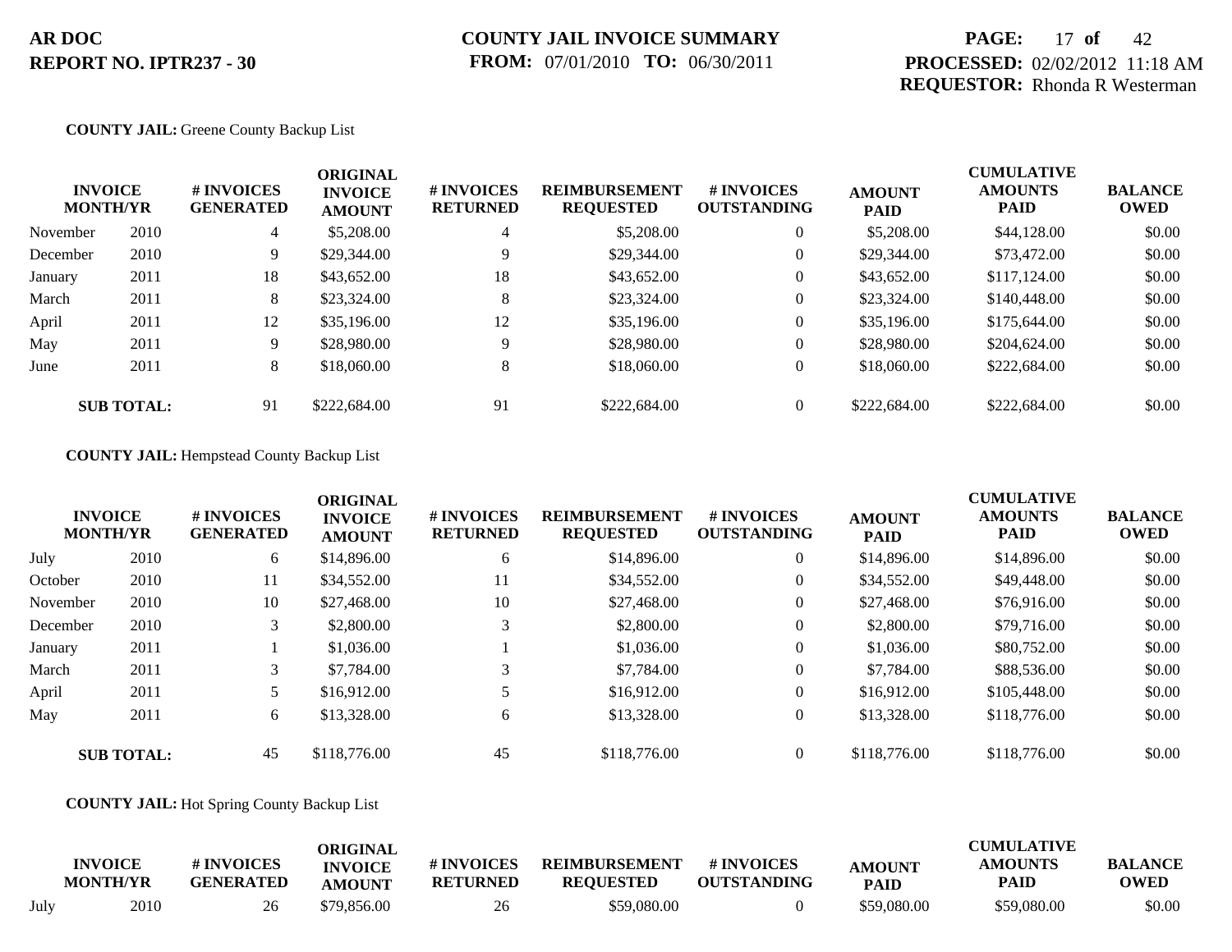**AR DOC**
**REPORT NO. IPTR237 - 30**

**COUNTY JAIL INVOICE SUMMARY**
**FROM:** 07/01/2010 **TO:** 06/30/2011

**PROCESSED:** 02/02/2012 11:18 AM
**REQUESTOR:** Rhonda R Westerman

**COUNTY JAIL:** Greene County Backup List

| INVOICE MONTH/YR | | # INVOICES GENERATED | ORIGINAL INVOICE AMOUNT | # INVOICES RETURNED | REIMBURSEMENT REQUESTED | # INVOICES OUTSTANDING | AMOUNT PAID | CUMULATIVE AMOUNTS PAID | BALANCE OWED |
|---|---|---|---|---|---|---|---|---|---|
| November | 2010 | 4 | $5,208.00 | 4 | $5,208.00 | 0 | $5,208.00 | $44,128.00 | $0.00 |
| December | 2010 | 9 | $29,344.00 | 9 | $29,344.00 | 0 | $29,344.00 | $73,472.00 | $0.00 |
| January | 2011 | 18 | $43,652.00 | 18 | $43,652.00 | 0 | $43,652.00 | $117,124.00 | $0.00 |
| March | 2011 | 8 | $23,324.00 | 8 | $23,324.00 | 0 | $23,324.00 | $140,448.00 | $0.00 |
| April | 2011 | 12 | $35,196.00 | 12 | $35,196.00 | 0 | $35,196.00 | $175,644.00 | $0.00 |
| May | 2011 | 9 | $28,980.00 | 9 | $28,980.00 | 0 | $28,980.00 | $204,624.00 | $0.00 |
| June | 2011 | 8 | $18,060.00 | 8 | $18,060.00 | 0 | $18,060.00 | $222,684.00 | $0.00 |
| **SUB TOTAL:** | | 91 | $222,684.00 | 91 | $222,684.00 | 0 | $222,684.00 | $222,684.00 | $0.00 |

**COUNTY JAIL:** Hempstead County Backup List

| INVOICE MONTH/YR | | # INVOICES GENERATED | ORIGINAL INVOICE AMOUNT | # INVOICES RETURNED | REIMBURSEMENT REQUESTED | # INVOICES OUTSTANDING | AMOUNT PAID | CUMULATIVE AMOUNTS PAID | BALANCE OWED |
|---|---|---|---|---|---|---|---|---|---|
| July | 2010 | 6 | $14,896.00 | 6 | $14,896.00 | 0 | $14,896.00 | $14,896.00 | $0.00 |
| October | 2010 | 11 | $34,552.00 | 11 | $34,552.00 | 0 | $34,552.00 | $49,448.00 | $0.00 |
| November | 2010 | 10 | $27,468.00 | 10 | $27,468.00 | 0 | $27,468.00 | $76,916.00 | $0.00 |
| December | 2010 | 3 | $2,800.00 | 3 | $2,800.00 | 0 | $2,800.00 | $79,716.00 | $0.00 |
| January | 2011 | 1 | $1,036.00 | 1 | $1,036.00 | 0 | $1,036.00 | $80,752.00 | $0.00 |
| March | 2011 | 3 | $7,784.00 | 3 | $7,784.00 | 0 | $7,784.00 | $88,536.00 | $0.00 |
| April | 2011 | 5 | $16,912.00 | 5 | $16,912.00 | 0 | $16,912.00 | $105,448.00 | $0.00 |
| May | 2011 | 6 | $13,328.00 | 6 | $13,328.00 | 0 | $13,328.00 | $118,776.00 | $0.00 |
| **SUB TOTAL:** | | 45 | $118,776.00 | 45 | $118,776.00 | 0 | $118,776.00 | $118,776.00 | $0.00 |

**COUNTY JAIL:** Hot Spring County Backup List

| INVOICE MONTH/YR | | # INVOICES GENERATED | ORIGINAL INVOICE AMOUNT | # INVOICES RETURNED | REIMBURSEMENT REQUESTED | # INVOICES OUTSTANDING | AMOUNT PAID | CUMULATIVE AMOUNTS PAID | BALANCE OWED |
|---|---|---|---|---|---|---|---|---|---|
| July | 2010 | 26 | $79,856.00 | 26 | $59,080.00 | 0 | $59,080.00 | $59,080.00 | $0.00 |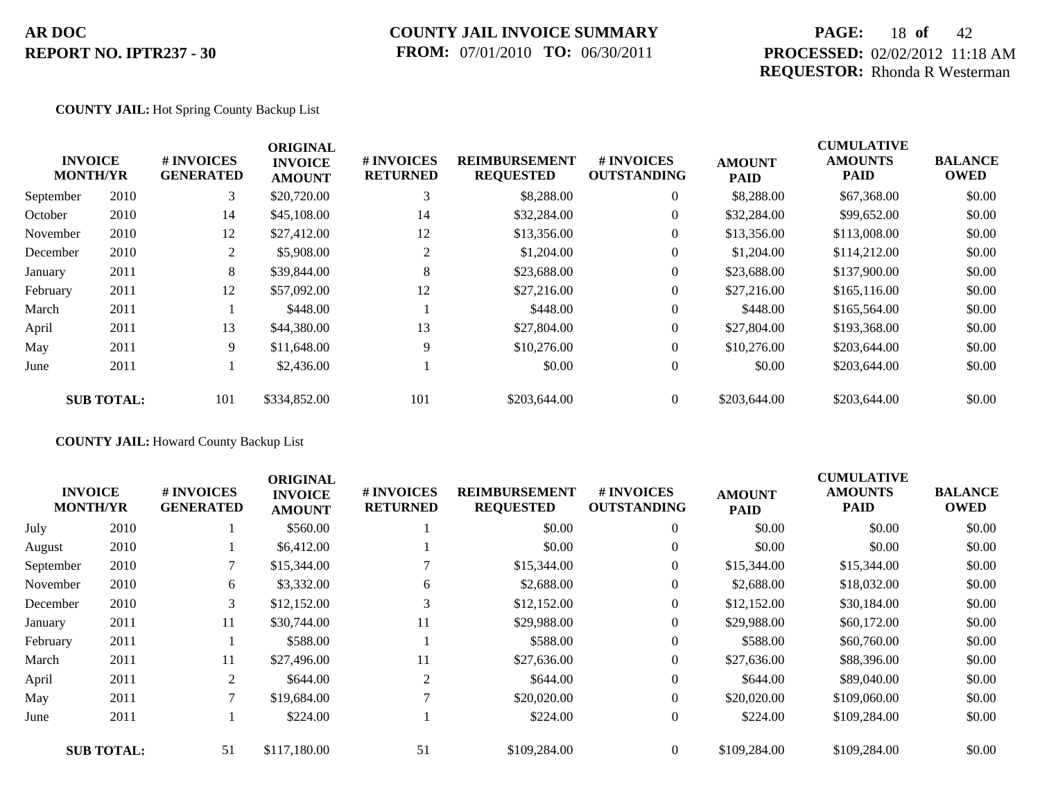**COUNTY JAIL:** Hot Spring County Backup List

| INVOICE MONTH/YR | | # INVOICES GENERATED | ORIGINAL INVOICE AMOUNT | # INVOICES RETURNED | REIMBURSEMENT REQUESTED | # INVOICES OUTSTANDING | AMOUNT PAID | CUMULATIVE AMOUNTS PAID | BALANCE OWED |
|---|---|---|---|---|---|---|---|---|---|
| September | 2010 | 3 | $20,720.00 | 3 | $8,288.00 | 0 | $8,288.00 | $67,368.00 | $0.00 |
| October | 2010 | 14 | $45,108.00 | 14 | $32,284.00 | 0 | $32,284.00 | $99,652.00 | $0.00 |
| November | 2010 | 12 | $27,412.00 | 12 | $13,356.00 | 0 | $13,356.00 | $113,008.00 | $0.00 |
| December | 2010 | 2 | $5,908.00 | 2 | $1,204.00 | 0 | $1,204.00 | $114,212.00 | $0.00 |
| January | 2011 | 8 | $39,844.00 | 8 | $23,688.00 | 0 | $23,688.00 | $137,900.00 | $0.00 |
| February | 2011 | 12 | $57,092.00 | 12 | $27,216.00 | 0 | $27,216.00 | $165,116.00 | $0.00 |
| March | 2011 | 1 | $448.00 | 1 | $448.00 | 0 | $448.00 | $165,564.00 | $0.00 |
| April | 2011 | 13 | $44,380.00 | 13 | $27,804.00 | 0 | $27,804.00 | $193,368.00 | $0.00 |
| May | 2011 | 9 | $11,648.00 | 9 | $10,276.00 | 0 | $10,276.00 | $203,644.00 | $0.00 |
| June | 2011 | 1 | $2,436.00 | 1 | $0.00 | 0 | $0.00 | $203,644.00 | $0.00 |
| **SUB TOTAL:** | | 101 | $334,852.00 | 101 | $203,644.00 | 0 | $203,644.00 | $203,644.00 | $0.00 |

**COUNTY JAIL:** Howard County Backup List

| INVOICE MONTH/YR | | # INVOICES GENERATED | ORIGINAL INVOICE AMOUNT | # INVOICES RETURNED | REIMBURSEMENT REQUESTED | # INVOICES OUTSTANDING | AMOUNT PAID | CUMULATIVE AMOUNTS PAID | BALANCE OWED |
|---|---|---|---|---|---|---|---|---|---|
| July | 2010 | 1 | $560.00 | 1 | $0.00 | 0 | $0.00 | $0.00 | $0.00 |
| August | 2010 | 1 | $6,412.00 | 1 | $0.00 | 0 | $0.00 | $0.00 | $0.00 |
| September | 2010 | 7 | $15,344.00 | 7 | $15,344.00 | 0 | $15,344.00 | $15,344.00 | $0.00 |
| November | 2010 | 6 | $3,332.00 | 6 | $2,688.00 | 0 | $2,688.00 | $18,032.00 | $0.00 |
| December | 2010 | 3 | $12,152.00 | 3 | $12,152.00 | 0 | $12,152.00 | $30,184.00 | $0.00 |
| January | 2011 | 11 | $30,744.00 | 11 | $29,988.00 | 0 | $29,988.00 | $60,172.00 | $0.00 |
| February | 2011 | 1 | $588.00 | 1 | $588.00 | 0 | $588.00 | $60,760.00 | $0.00 |
| March | 2011 | 11 | $27,496.00 | 11 | $27,636.00 | 0 | $27,636.00 | $88,396.00 | $0.00 |
| April | 2011 | 2 | $644.00 | 2 | $644.00 | 0 | $644.00 | $89,040.00 | $0.00 |
| May | 2011 | 7 | $19,684.00 | 7 | $20,020.00 | 0 | $20,020.00 | $109,060.00 | $0.00 |
| June | 2011 | 1 | $224.00 | 1 | $224.00 | 0 | $224.00 | $109,284.00 | $0.00 |
| **SUB TOTAL:** | | 51 | $117,180.00 | 51 | $109,284.00 | 0 | $109,284.00 | $109,284.00 | $0.00 |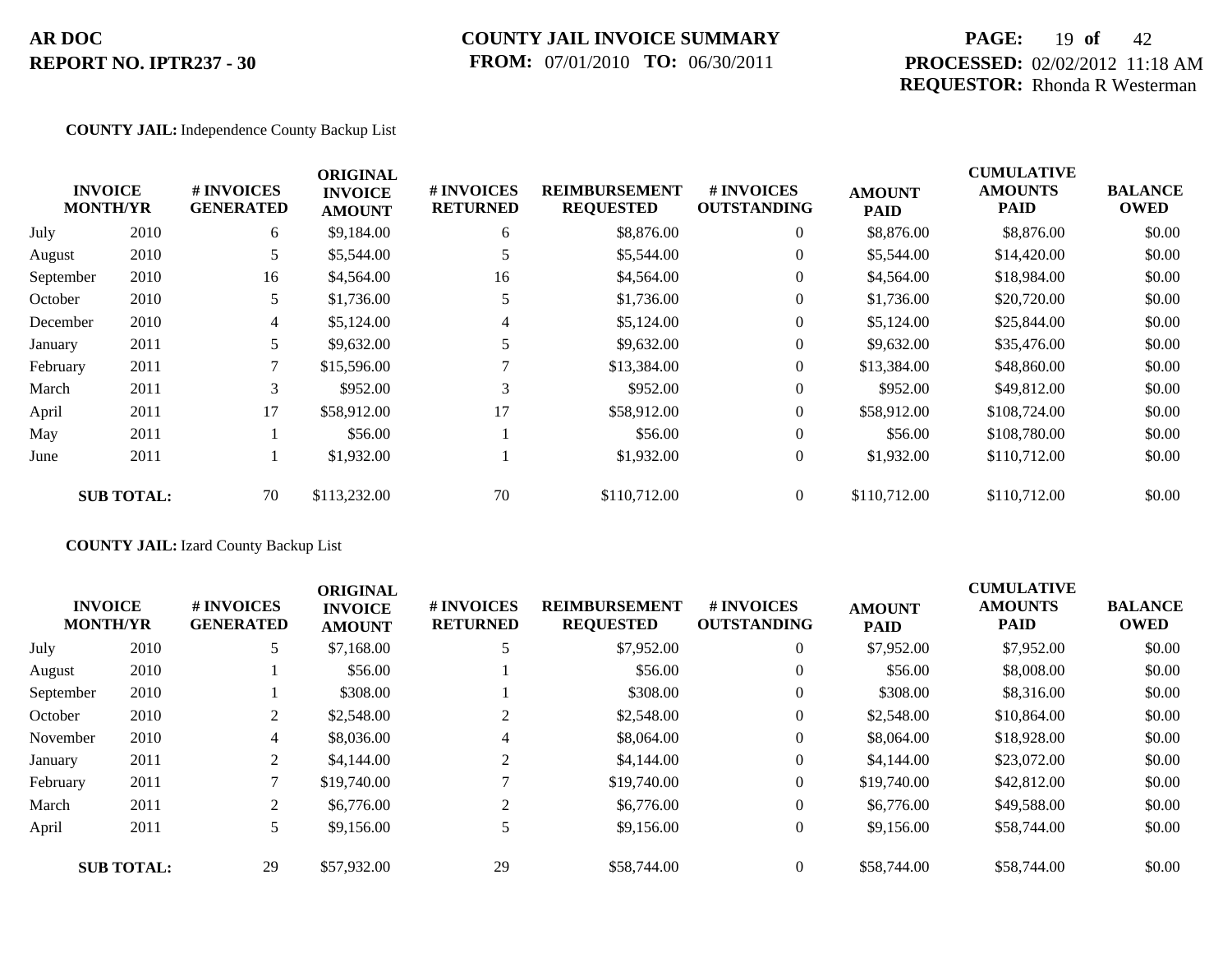**AR DOC**
**REPORT NO. IPTR237 - 30**

**COUNTY JAIL INVOICE SUMMARY**
**FROM:** 07/01/2010 **TO:** 06/30/2011

**PROCESSED:** 02/02/2012 11:18 AM
**REQUESTOR:** Rhonda R Westerman

**COUNTY JAIL:** Independence County Backup List

| INVOICE MONTH/YR | | # INVOICES GENERATED | ORIGINAL INVOICE AMOUNT | # INVOICES RETURNED | REIMBURSEMENT REQUESTED | # INVOICES OUTSTANDING | AMOUNT PAID | CUMULATIVE AMOUNTS PAID | BALANCE OWED |
|---|---|---|---|---|---|---|---|---|---|
| July | 2010 | 6 | $9,184.00 | 6 | $8,876.00 | 0 | $8,876.00 | $8,876.00 | $0.00 |
| August | 2010 | 5 | $5,544.00 | 5 | $5,544.00 | 0 | $5,544.00 | $14,420.00 | $0.00 |
| September | 2010 | 16 | $4,564.00 | 16 | $4,564.00 | 0 | $4,564.00 | $18,984.00 | $0.00 |
| October | 2010 | 5 | $1,736.00 | 5 | $1,736.00 | 0 | $1,736.00 | $20,720.00 | $0.00 |
| December | 2010 | 4 | $5,124.00 | 4 | $5,124.00 | 0 | $5,124.00 | $25,844.00 | $0.00 |
| January | 2011 | 5 | $9,632.00 | 5 | $9,632.00 | 0 | $9,632.00 | $35,476.00 | $0.00 |
| February | 2011 | 7 | $15,596.00 | 7 | $13,384.00 | 0 | $13,384.00 | $48,860.00 | $0.00 |
| March | 2011 | 3 | $952.00 | 3 | $952.00 | 0 | $952.00 | $49,812.00 | $0.00 |
| April | 2011 | 17 | $58,912.00 | 17 | $58,912.00 | 0 | $58,912.00 | $108,724.00 | $0.00 |
| May | 2011 | 1 | $56.00 | 1 | $56.00 | 0 | $56.00 | $108,780.00 | $0.00 |
| June | 2011 | 1 | $1,932.00 | 1 | $1,932.00 | 0 | $1,932.00 | $110,712.00 | $0.00 |
| **SUB TOTAL:** | | 70 | $113,232.00 | 70 | $110,712.00 | 0 | $110,712.00 | $110,712.00 | $0.00 |

**COUNTY JAIL:** Izard County Backup List

| INVOICE MONTH/YR | | # INVOICES GENERATED | ORIGINAL INVOICE AMOUNT | # INVOICES RETURNED | REIMBURSEMENT REQUESTED | # INVOICES OUTSTANDING | AMOUNT PAID | CUMULATIVE AMOUNTS PAID | BALANCE OWED |
|---|---|---|---|---|---|---|---|---|---|
| July | 2010 | 5 | $7,168.00 | 5 | $7,952.00 | 0 | $7,952.00 | $7,952.00 | $0.00 |
| August | 2010 | 1 | $56.00 | 1 | $56.00 | 0 | $56.00 | $8,008.00 | $0.00 |
| September | 2010 | 1 | $308.00 | 1 | $308.00 | 0 | $308.00 | $8,316.00 | $0.00 |
| October | 2010 | 2 | $2,548.00 | 2 | $2,548.00 | 0 | $2,548.00 | $10,864.00 | $0.00 |
| November | 2010 | 4 | $8,036.00 | 4 | $8,064.00 | 0 | $8,064.00 | $18,928.00 | $0.00 |
| January | 2011 | 2 | $4,144.00 | 2 | $4,144.00 | 0 | $4,144.00 | $23,072.00 | $0.00 |
| February | 2011 | 7 | $19,740.00 | 7 | $19,740.00 | 0 | $19,740.00 | $42,812.00 | $0.00 |
| March | 2011 | 2 | $6,776.00 | 2 | $6,776.00 | 0 | $6,776.00 | $49,588.00 | $0.00 |
| April | 2011 | 5 | $9,156.00 | 5 | $9,156.00 | 0 | $9,156.00 | $58,744.00 | $0.00 |
| **SUB TOTAL:** | | 29 | $57,932.00 | 29 | $58,744.00 | 0 | $58,744.00 | $58,744.00 | $0.00 |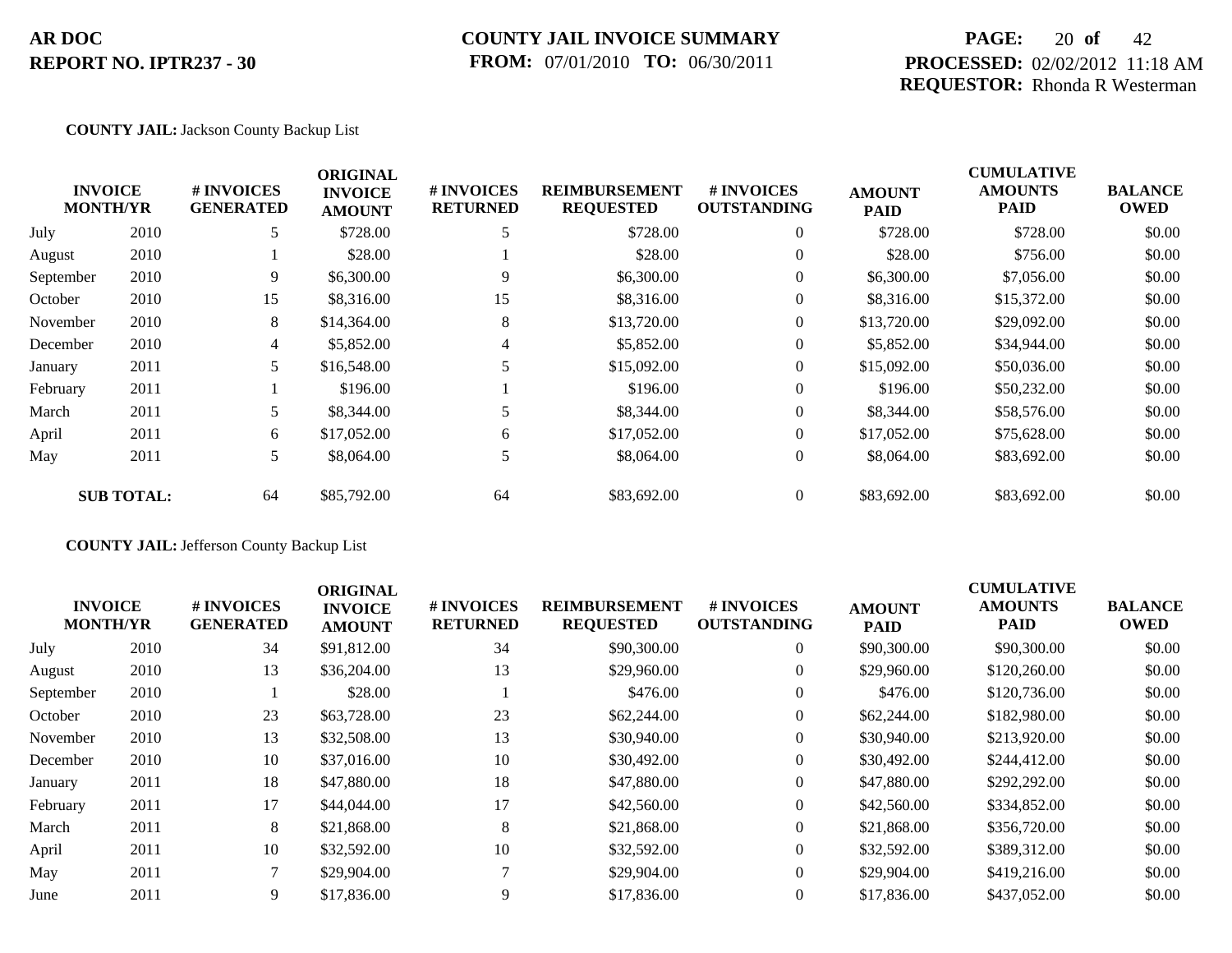**AR DOC**
**REPORT NO. IPTR237 - 30**

**COUNTY JAIL INVOICE SUMMARY**
**FROM:** 07/01/2010 **TO:** 06/30/2011

**PROCESSED:** 02/02/2012 11:18 AM
**REQUESTOR:** Rhonda R Westerman

**COUNTY JAIL:** Jackson County Backup List

| INVOICE MONTH/YR | | # INVOICES GENERATED | ORIGINAL INVOICE AMOUNT | # INVOICES RETURNED | REIMBURSEMENT REQUESTED | # INVOICES OUTSTANDING | AMOUNT PAID | CUMULATIVE AMOUNTS PAID | BALANCE OWED |
|---|---|---|---|---|---|---|---|---|---|
| July | 2010 | 5 | $728.00 | 5 | $728.00 | 0 | $728.00 | $728.00 | $0.00 |
| August | 2010 | 1 | $28.00 | 1 | $28.00 | 0 | $28.00 | $756.00 | $0.00 |
| September | 2010 | 9 | $6,300.00 | 9 | $6,300.00 | 0 | $6,300.00 | $7,056.00 | $0.00 |
| October | 2010 | 15 | $8,316.00 | 15 | $8,316.00 | 0 | $8,316.00 | $15,372.00 | $0.00 |
| November | 2010 | 8 | $14,364.00 | 8 | $13,720.00 | 0 | $13,720.00 | $29,092.00 | $0.00 |
| December | 2010 | 4 | $5,852.00 | 4 | $5,852.00 | 0 | $5,852.00 | $34,944.00 | $0.00 |
| January | 2011 | 5 | $16,548.00 | 5 | $15,092.00 | 0 | $15,092.00 | $50,036.00 | $0.00 |
| February | 2011 | 1 | $196.00 | 1 | $196.00 | 0 | $196.00 | $50,232.00 | $0.00 |
| March | 2011 | 5 | $8,344.00 | 5 | $8,344.00 | 0 | $8,344.00 | $58,576.00 | $0.00 |
| April | 2011 | 6 | $17,052.00 | 6 | $17,052.00 | 0 | $17,052.00 | $75,628.00 | $0.00 |
| May | 2011 | 5 | $8,064.00 | 5 | $8,064.00 | 0 | $8,064.00 | $83,692.00 | $0.00 |
| **SUB TOTAL:** | | 64 | $85,792.00 | 64 | $83,692.00 | 0 | $83,692.00 | $83,692.00 | $0.00 |

**COUNTY JAIL:** Jefferson County Backup List

| INVOICE MONTH/YR | | # INVOICES GENERATED | ORIGINAL INVOICE AMOUNT | # INVOICES RETURNED | REIMBURSEMENT REQUESTED | # INVOICES OUTSTANDING | AMOUNT PAID | CUMULATIVE AMOUNTS PAID | BALANCE OWED |
|---|---|---|---|---|---|---|---|---|---|
| July | 2010 | 34 | $91,812.00 | 34 | $90,300.00 | 0 | $90,300.00 | $90,300.00 | $0.00 |
| August | 2010 | 13 | $36,204.00 | 13 | $29,960.00 | 0 | $29,960.00 | $120,260.00 | $0.00 |
| September | 2010 | 1 | $28.00 | 1 | $476.00 | 0 | $476.00 | $120,736.00 | $0.00 |
| October | 2010 | 23 | $63,728.00 | 23 | $62,244.00 | 0 | $62,244.00 | $182,980.00 | $0.00 |
| November | 2010 | 13 | $32,508.00 | 13 | $30,940.00 | 0 | $30,940.00 | $213,920.00 | $0.00 |
| December | 2010 | 10 | $37,016.00 | 10 | $30,492.00 | 0 | $30,492.00 | $244,412.00 | $0.00 |
| January | 2011 | 18 | $47,880.00 | 18 | $47,880.00 | 0 | $47,880.00 | $292,292.00 | $0.00 |
| February | 2011 | 17 | $44,044.00 | 17 | $42,560.00 | 0 | $42,560.00 | $334,852.00 | $0.00 |
| March | 2011 | 8 | $21,868.00 | 8 | $21,868.00 | 0 | $21,868.00 | $356,720.00 | $0.00 |
| April | 2011 | 10 | $32,592.00 | 10 | $32,592.00 | 0 | $32,592.00 | $389,312.00 | $0.00 |
| May | 2011 | 7 | $29,904.00 | 7 | $29,904.00 | 0 | $29,904.00 | $419,216.00 | $0.00 |
| June | 2011 | 9 | $17,836.00 | 9 | $17,836.00 | 0 | $17,836.00 | $437,052.00 | $0.00 |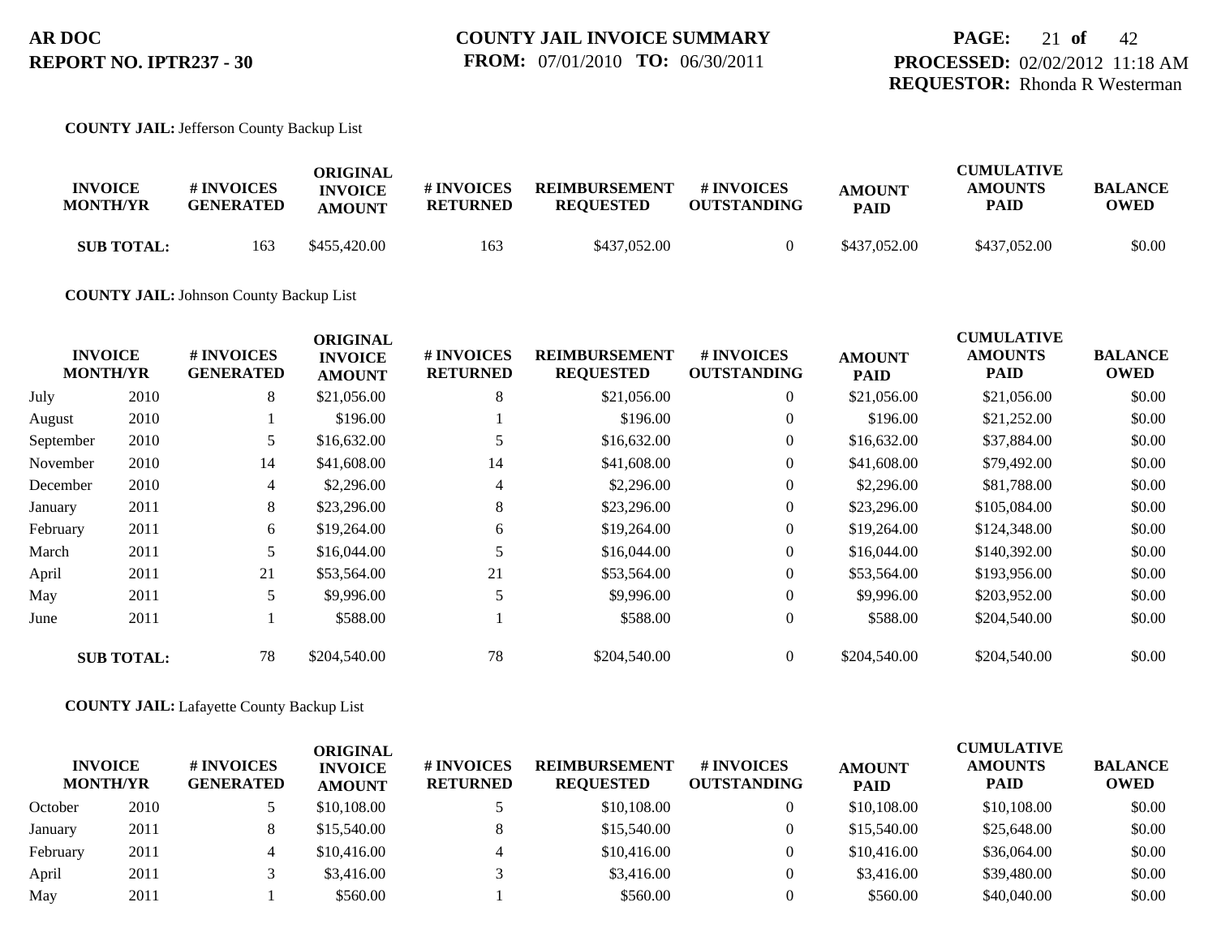**COUNTY JAIL:** Jefferson County Backup List

| INVOICE MONTH/YR | | # INVOICES GENERATED | ORIGINAL INVOICE AMOUNT | # INVOICES RETURNED | REIMBURSEMENT REQUESTED | # INVOICES OUTSTANDING | AMOUNT PAID | CUMULATIVE AMOUNTS PAID | BALANCE OWED |
|---|---|---|---|---|---|---|---|---|---|
| **SUB TOTAL:** | | 163 | $455,420.00 | 163 | $437,052.00 | 0 | $437,052.00 | $437,052.00 | $0.00 |

**COUNTY JAIL:** Johnson County Backup List

| INVOICE MONTH/YR | | # INVOICES GENERATED | ORIGINAL INVOICE AMOUNT | # INVOICES RETURNED | REIMBURSEMENT REQUESTED | # INVOICES OUTSTANDING | AMOUNT PAID | CUMULATIVE AMOUNTS PAID | BALANCE OWED |
|---|---|---|---|---|---|---|---|---|---|
| July | 2010 | 8 | $21,056.00 | 8 | $21,056.00 | 0 | $21,056.00 | $21,056.00 | $0.00 |
| August | 2010 | 1 | $196.00 | 1 | $196.00 | 0 | $196.00 | $21,252.00 | $0.00 |
| September | 2010 | 5 | $16,632.00 | 5 | $16,632.00 | 0 | $16,632.00 | $37,884.00 | $0.00 |
| November | 2010 | 14 | $41,608.00 | 14 | $41,608.00 | 0 | $41,608.00 | $79,492.00 | $0.00 |
| December | 2010 | 4 | $2,296.00 | 4 | $2,296.00 | 0 | $2,296.00 | $81,788.00 | $0.00 |
| January | 2011 | 8 | $23,296.00 | 8 | $23,296.00 | 0 | $23,296.00 | $105,084.00 | $0.00 |
| February | 2011 | 6 | $19,264.00 | 6 | $19,264.00 | 0 | $19,264.00 | $124,348.00 | $0.00 |
| March | 2011 | 5 | $16,044.00 | 5 | $16,044.00 | 0 | $16,044.00 | $140,392.00 | $0.00 |
| April | 2011 | 21 | $53,564.00 | 21 | $53,564.00 | 0 | $53,564.00 | $193,956.00 | $0.00 |
| May | 2011 | 5 | $9,996.00 | 5 | $9,996.00 | 0 | $9,996.00 | $203,952.00 | $0.00 |
| June | 2011 | 1 | $588.00 | 1 | $588.00 | 0 | $588.00 | $204,540.00 | $0.00 |
| **SUB TOTAL:** | | 78 | $204,540.00 | 78 | $204,540.00 | 0 | $204,540.00 | $204,540.00 | $0.00 |

**COUNTY JAIL:** Lafayette County Backup List

| INVOICE MONTH/YR | | # INVOICES GENERATED | ORIGINAL INVOICE AMOUNT | # INVOICES RETURNED | REIMBURSEMENT REQUESTED | # INVOICES OUTSTANDING | AMOUNT PAID | CUMULATIVE AMOUNTS PAID | BALANCE OWED |
|---|---|---|---|---|---|---|---|---|---|
| October | 2010 | 5 | $10,108.00 | 5 | $10,108.00 | 0 | $10,108.00 | $10,108.00 | $0.00 |
| January | 2011 | 8 | $15,540.00 | 8 | $15,540.00 | 0 | $15,540.00 | $25,648.00 | $0.00 |
| February | 2011 | 4 | $10,416.00 | 4 | $10,416.00 | 0 | $10,416.00 | $36,064.00 | $0.00 |
| April | 2011 | 3 | $3,416.00 | 3 | $3,416.00 | 0 | $3,416.00 | $39,480.00 | $0.00 |
| May | 2011 | 1 | $560.00 | 1 | $560.00 | 0 | $560.00 | $40,040.00 | $0.00 |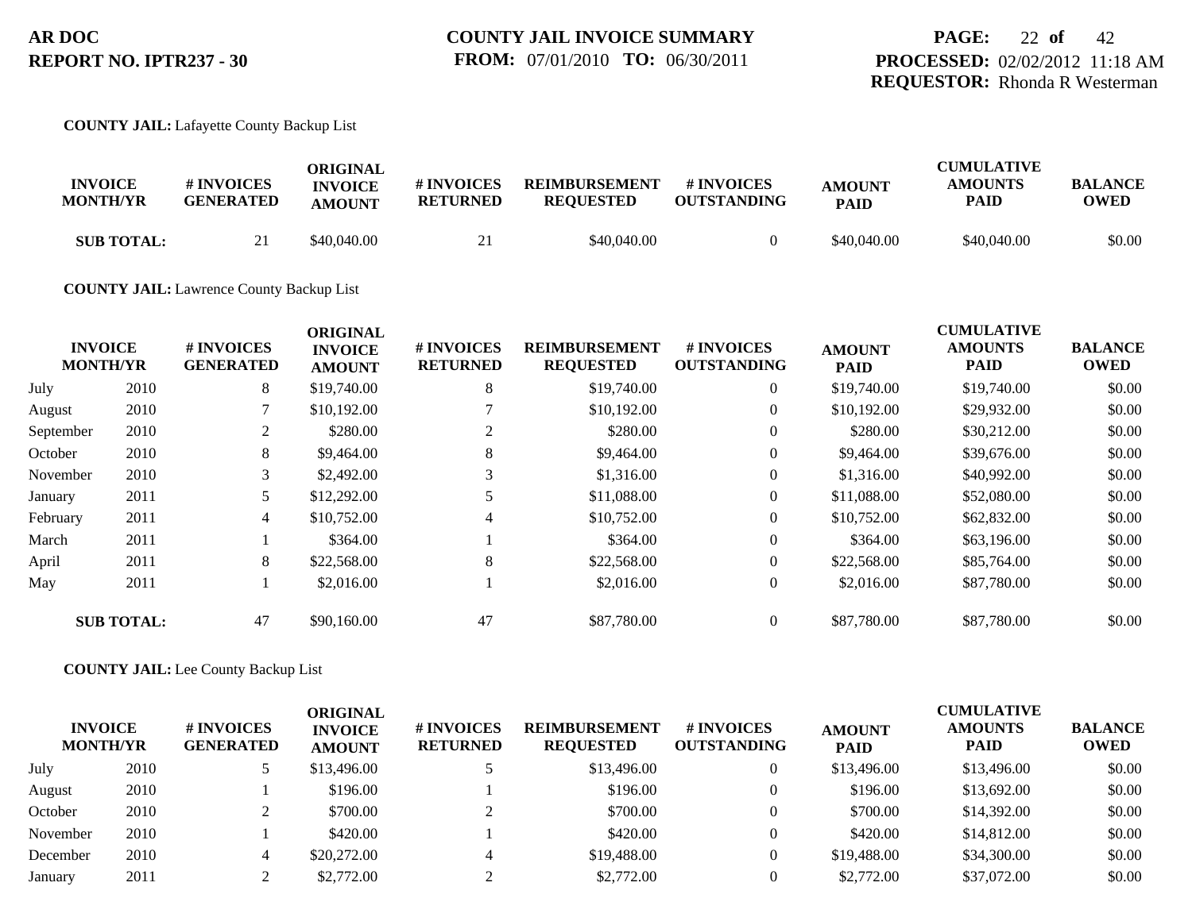**COUNTY JAIL:** Lafayette County Backup List

| INVOICE MONTH/YR | | # INVOICES GENERATED | ORIGINAL INVOICE AMOUNT | # INVOICES RETURNED | REIMBURSEMENT REQUESTED | # INVOICES OUTSTANDING | AMOUNT PAID | CUMULATIVE AMOUNTS PAID | BALANCE OWED |
|---|---|---|---|---|---|---|---|---|---|
| **SUB TOTAL:** | | 21 | $40,040.00 | 21 | $40,040.00 | 0 | $40,040.00 | $40,040.00 | $0.00 |

**COUNTY JAIL:** Lawrence County Backup List

| INVOICE MONTH/YR | | # INVOICES GENERATED | ORIGINAL INVOICE AMOUNT | # INVOICES RETURNED | REIMBURSEMENT REQUESTED | # INVOICES OUTSTANDING | AMOUNT PAID | CUMULATIVE AMOUNTS PAID | BALANCE OWED |
|---|---|---|---|---|---|---|---|---|---|
| July | 2010 | 8 | $19,740.00 | 8 | $19,740.00 | 0 | $19,740.00 | $19,740.00 | $0.00 |
| August | 2010 | 7 | $10,192.00 | 7 | $10,192.00 | 0 | $10,192.00 | $29,932.00 | $0.00 |
| September | 2010 | 2 | $280.00 | 2 | $280.00 | 0 | $280.00 | $30,212.00 | $0.00 |
| October | 2010 | 8 | $9,464.00 | 8 | $9,464.00 | 0 | $9,464.00 | $39,676.00 | $0.00 |
| November | 2010 | 3 | $2,492.00 | 3 | $1,316.00 | 0 | $1,316.00 | $40,992.00 | $0.00 |
| January | 2011 | 5 | $12,292.00 | 5 | $11,088.00 | 0 | $11,088.00 | $52,080.00 | $0.00 |
| February | 2011 | 4 | $10,752.00 | 4 | $10,752.00 | 0 | $10,752.00 | $62,832.00 | $0.00 |
| March | 2011 | 1 | $364.00 | 1 | $364.00 | 0 | $364.00 | $63,196.00 | $0.00 |
| April | 2011 | 8 | $22,568.00 | 8 | $22,568.00 | 0 | $22,568.00 | $85,764.00 | $0.00 |
| May | 2011 | 1 | $2,016.00 | 1 | $2,016.00 | 0 | $2,016.00 | $87,780.00 | $0.00 |
| **SUB TOTAL:** | | 47 | $90,160.00 | 47 | $87,780.00 | 0 | $87,780.00 | $87,780.00 | $0.00 |

**COUNTY JAIL:** Lee County Backup List

| INVOICE MONTH/YR | | # INVOICES GENERATED | ORIGINAL INVOICE AMOUNT | # INVOICES RETURNED | REIMBURSEMENT REQUESTED | # INVOICES OUTSTANDING | AMOUNT PAID | CUMULATIVE AMOUNTS PAID | BALANCE OWED |
|---|---|---|---|---|---|---|---|---|---|
| July | 2010 | 5 | $13,496.00 | 5 | $13,496.00 | 0 | $13,496.00 | $13,496.00 | $0.00 |
| August | 2010 | 1 | $196.00 | 1 | $196.00 | 0 | $196.00 | $13,692.00 | $0.00 |
| October | 2010 | 2 | $700.00 | 2 | $700.00 | 0 | $700.00 | $14,392.00 | $0.00 |
| November | 2010 | 1 | $420.00 | 1 | $420.00 | 0 | $420.00 | $14,812.00 | $0.00 |
| December | 2010 | 4 | $20,272.00 | 4 | $19,488.00 | 0 | $19,488.00 | $34,300.00 | $0.00 |
| January | 2011 | 2 | $2,772.00 | 2 | $2,772.00 | 0 | $2,772.00 | $37,072.00 | $0.00 |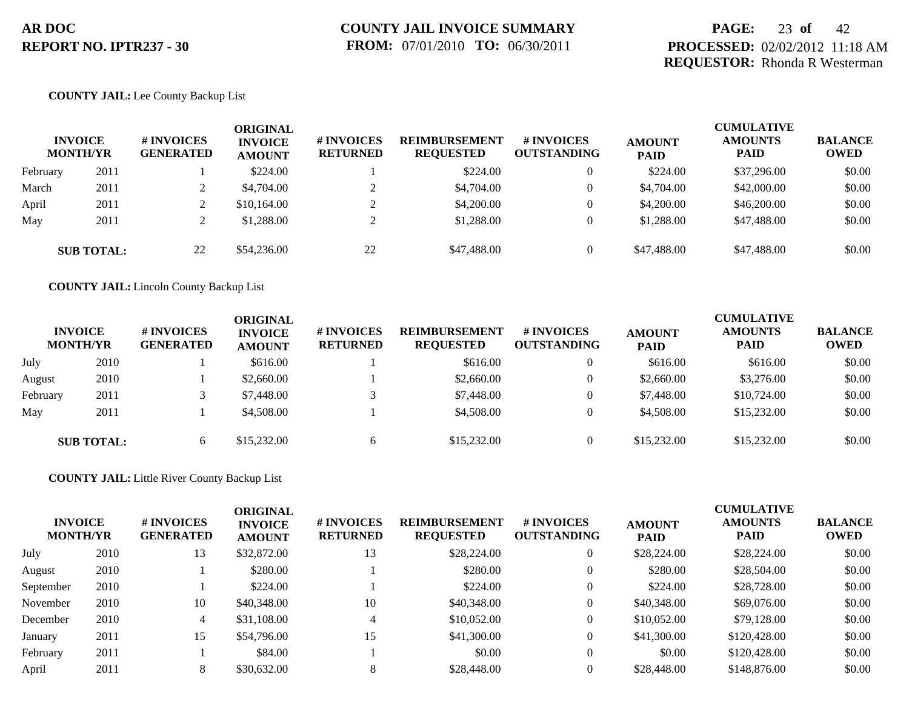**COUNTY JAIL:** Lee County Backup List

| INVOICE MONTH/YR | | # INVOICES GENERATED | ORIGINAL INVOICE AMOUNT | # INVOICES RETURNED | REIMBURSEMENT REQUESTED | # INVOICES OUTSTANDING | AMOUNT PAID | CUMULATIVE AMOUNTS PAID | BALANCE OWED |
|---|---|---|---|---|---|---|---|---|---|
| February | 2011 | 1 | $224.00 | 1 | $224.00 | 0 | $224.00 | $37,296.00 | $0.00 |
| March | 2011 | 2 | $4,704.00 | 2 | $4,704.00 | 0 | $4,704.00 | $42,000.00 | $0.00 |
| April | 2011 | 2 | $10,164.00 | 2 | $4,200.00 | 0 | $4,200.00 | $46,200.00 | $0.00 |
| May | 2011 | 2 | $1,288.00 | 2 | $1,288.00 | 0 | $1,288.00 | $47,488.00 | $0.00 |
| **SUB TOTAL:** | | 22 | $54,236.00 | 22 | $47,488.00 | 0 | $47,488.00 | $47,488.00 | $0.00 |

**COUNTY JAIL:** Lincoln County Backup List

| INVOICE MONTH/YR | | # INVOICES GENERATED | ORIGINAL INVOICE AMOUNT | # INVOICES RETURNED | REIMBURSEMENT REQUESTED | # INVOICES OUTSTANDING | AMOUNT PAID | CUMULATIVE AMOUNTS PAID | BALANCE OWED |
|---|---|---|---|---|---|---|---|---|---|
| July | 2010 | 1 | $616.00 | 1 | $616.00 | 0 | $616.00 | $616.00 | $0.00 |
| August | 2010 | 1 | $2,660.00 | 1 | $2,660.00 | 0 | $2,660.00 | $3,276.00 | $0.00 |
| February | 2011 | 3 | $7,448.00 | 3 | $7,448.00 | 0 | $7,448.00 | $10,724.00 | $0.00 |
| May | 2011 | 1 | $4,508.00 | 1 | $4,508.00 | 0 | $4,508.00 | $15,232.00 | $0.00 |
| **SUB TOTAL:** | | 6 | $15,232.00 | 6 | $15,232.00 | 0 | $15,232.00 | $15,232.00 | $0.00 |

**COUNTY JAIL:** Little River County Backup List

| INVOICE MONTH/YR | | # INVOICES GENERATED | ORIGINAL INVOICE AMOUNT | # INVOICES RETURNED | REIMBURSEMENT REQUESTED | # INVOICES OUTSTANDING | AMOUNT PAID | CUMULATIVE AMOUNTS PAID | BALANCE OWED |
|---|---|---|---|---|---|---|---|---|---|
| July | 2010 | 13 | $32,872.00 | 13 | $28,224.00 | 0 | $28,224.00 | $28,224.00 | $0.00 |
| August | 2010 | 1 | $280.00 | 1 | $280.00 | 0 | $280.00 | $28,504.00 | $0.00 |
| September | 2010 | 1 | $224.00 | 1 | $224.00 | 0 | $224.00 | $28,728.00 | $0.00 |
| November | 2010 | 10 | $40,348.00 | 10 | $40,348.00 | 0 | $40,348.00 | $69,076.00 | $0.00 |
| December | 2010 | 4 | $31,108.00 | 4 | $10,052.00 | 0 | $10,052.00 | $79,128.00 | $0.00 |
| January | 2011 | 15 | $54,796.00 | 15 | $41,300.00 | 0 | $41,300.00 | $120,428.00 | $0.00 |
| February | 2011 | 1 | $84.00 | 1 | $0.00 | 0 | $0.00 | $120,428.00 | $0.00 |
| April | 2011 | 8 | $30,632.00 | 8 | $28,448.00 | 0 | $28,448.00 | $148,876.00 | $0.00 |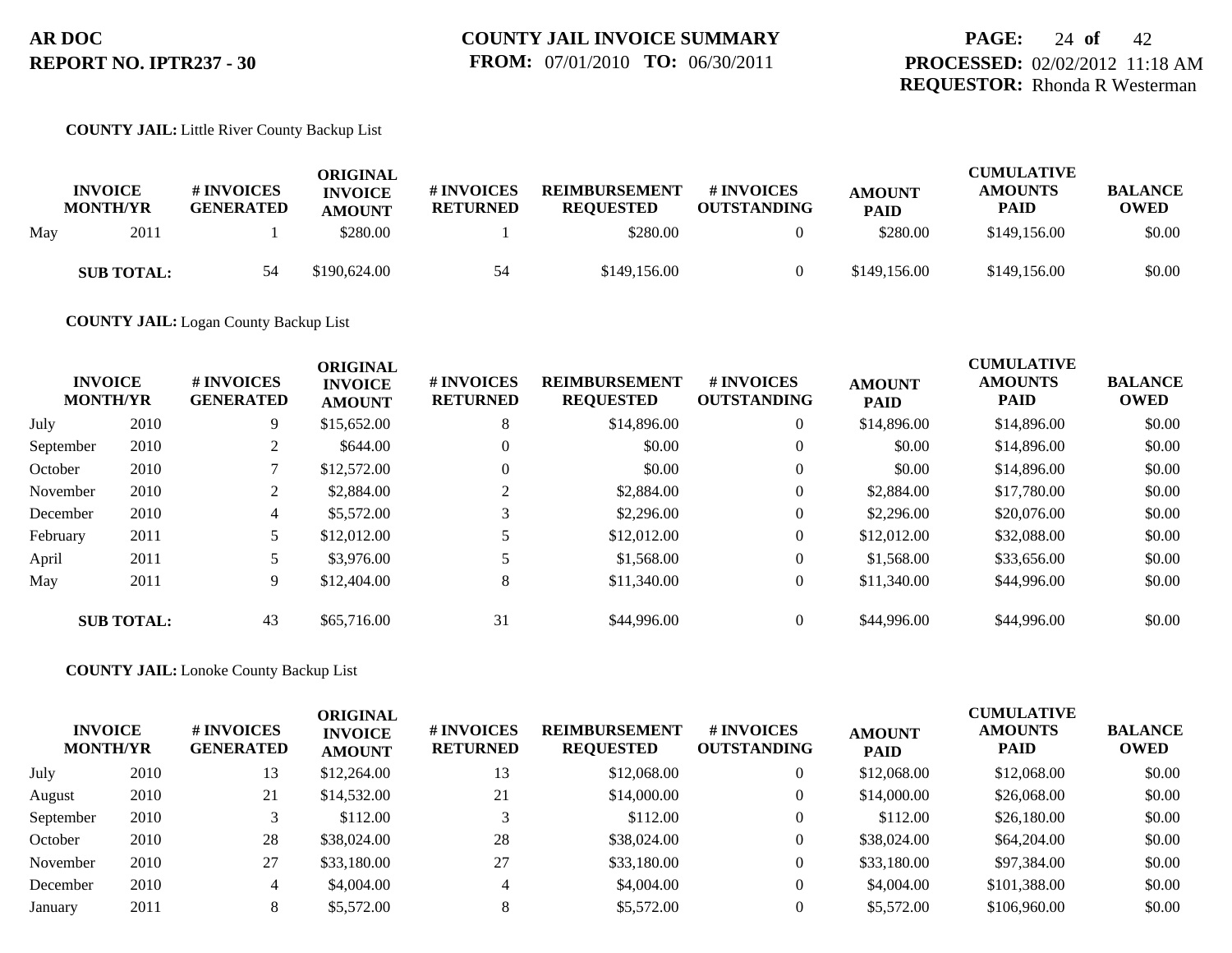**AR DOC**
**REPORT NO. IPTR237 - 30**

**COUNTY JAIL INVOICE SUMMARY**
**FROM:** 07/01/2010 **TO:** 06/30/2011

**PROCESSED:** 02/02/2012 11:18 AM
**REQUESTOR:** Rhonda R Westerman

**COUNTY JAIL:** Little River County Backup List

| INVOICE MONTH/YR | | # INVOICES GENERATED | ORIGINAL INVOICE AMOUNT | # INVOICES RETURNED | REIMBURSEMENT REQUESTED | # INVOICES OUTSTANDING | AMOUNT PAID | CUMULATIVE AMOUNTS PAID | BALANCE OWED |
|---|---|---|---|---|---|---|---|---|---|
| May | 2011 | 1 | $280.00 | 1 | $280.00 | 0 | $280.00 | $149,156.00 | $0.00 |
| **SUB TOTAL:** | | 54 | $190,624.00 | 54 | $149,156.00 | 0 | $149,156.00 | $149,156.00 | $0.00 |

**COUNTY JAIL:** Logan County Backup List

| INVOICE MONTH/YR | | # INVOICES GENERATED | ORIGINAL INVOICE AMOUNT | # INVOICES RETURNED | REIMBURSEMENT REQUESTED | # INVOICES OUTSTANDING | AMOUNT PAID | CUMULATIVE AMOUNTS PAID | BALANCE OWED |
|---|---|---|---|---|---|---|---|---|---|
| July | 2010 | 9 | $15,652.00 | 8 | $14,896.00 | 0 | $14,896.00 | $14,896.00 | $0.00 |
| September | 2010 | 2 | $644.00 | 0 | $0.00 | 0 | $0.00 | $14,896.00 | $0.00 |
| October | 2010 | 7 | $12,572.00 | 0 | $0.00 | 0 | $0.00 | $14,896.00 | $0.00 |
| November | 2010 | 2 | $2,884.00 | 2 | $2,884.00 | 0 | $2,884.00 | $17,780.00 | $0.00 |
| December | 2010 | 4 | $5,572.00 | 3 | $2,296.00 | 0 | $2,296.00 | $20,076.00 | $0.00 |
| February | 2011 | 5 | $12,012.00 | 5 | $12,012.00 | 0 | $12,012.00 | $32,088.00 | $0.00 |
| April | 2011 | 5 | $3,976.00 | 5 | $1,568.00 | 0 | $1,568.00 | $33,656.00 | $0.00 |
| May | 2011 | 9 | $12,404.00 | 8 | $11,340.00 | 0 | $11,340.00 | $44,996.00 | $0.00 |
| **SUB TOTAL:** | | 43 | $65,716.00 | 31 | $44,996.00 | 0 | $44,996.00 | $44,996.00 | $0.00 |

**COUNTY JAIL:** Lonoke County Backup List

| INVOICE MONTH/YR | | # INVOICES GENERATED | ORIGINAL INVOICE AMOUNT | # INVOICES RETURNED | REIMBURSEMENT REQUESTED | # INVOICES OUTSTANDING | AMOUNT PAID | CUMULATIVE AMOUNTS PAID | BALANCE OWED |
|---|---|---|---|---|---|---|---|---|---|
| July | 2010 | 13 | $12,264.00 | 13 | $12,068.00 | 0 | $12,068.00 | $12,068.00 | $0.00 |
| August | 2010 | 21 | $14,532.00 | 21 | $14,000.00 | 0 | $14,000.00 | $26,068.00 | $0.00 |
| September | 2010 | 3 | $112.00 | 3 | $112.00 | 0 | $112.00 | $26,180.00 | $0.00 |
| October | 2010 | 28 | $38,024.00 | 28 | $38,024.00 | 0 | $38,024.00 | $64,204.00 | $0.00 |
| November | 2010 | 27 | $33,180.00 | 27 | $33,180.00 | 0 | $33,180.00 | $97,384.00 | $0.00 |
| December | 2010 | 4 | $4,004.00 | 4 | $4,004.00 | 0 | $4,004.00 | $101,388.00 | $0.00 |
| January | 2011 | 8 | $5,572.00 | 8 | $5,572.00 | 0 | $5,572.00 | $106,960.00 | $0.00 |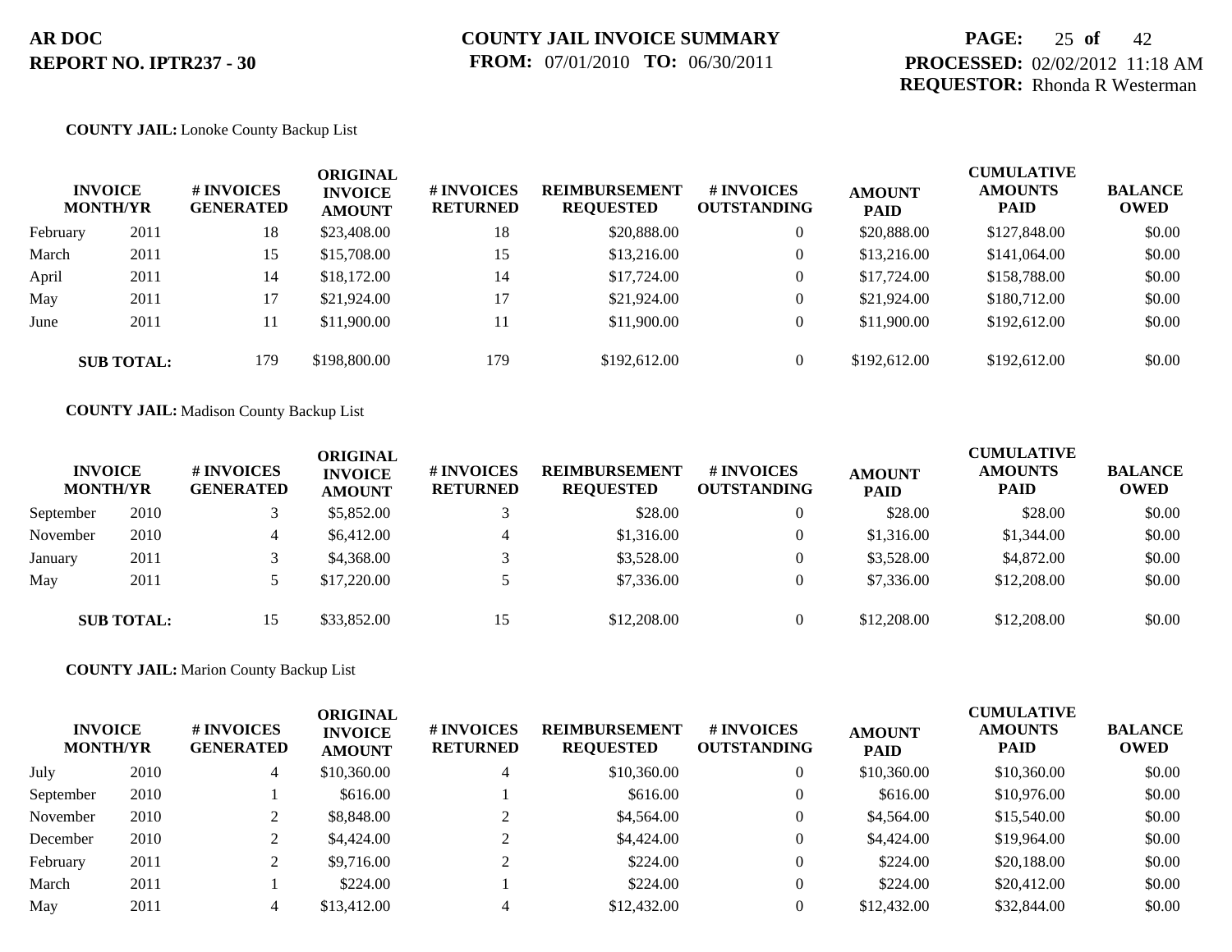**COUNTY JAIL:** Lonoke County Backup List

| INVOICE MONTH/YR | | # INVOICES GENERATED | ORIGINAL INVOICE AMOUNT | # INVOICES RETURNED | REIMBURSEMENT REQUESTED | # INVOICES OUTSTANDING | AMOUNT PAID | CUMULATIVE AMOUNTS PAID | BALANCE OWED |
|---|---|---|---|---|---|---|---|---|---|
| February | 2011 | 18 | $23,408.00 | 18 | $20,888.00 | 0 | $20,888.00 | $127,848.00 | $0.00 |
| March | 2011 | 15 | $15,708.00 | 15 | $13,216.00 | 0 | $13,216.00 | $141,064.00 | $0.00 |
| April | 2011 | 14 | $18,172.00 | 14 | $17,724.00 | 0 | $17,724.00 | $158,788.00 | $0.00 |
| May | 2011 | 17 | $21,924.00 | 17 | $21,924.00 | 0 | $21,924.00 | $180,712.00 | $0.00 |
| June | 2011 | 11 | $11,900.00 | 11 | $11,900.00 | 0 | $11,900.00 | $192,612.00 | $0.00 |
| **SUB TOTAL:** | | 179 | $198,800.00 | 179 | $192,612.00 | 0 | $192,612.00 | $192,612.00 | $0.00 |

**COUNTY JAIL:** Madison County Backup List

| INVOICE MONTH/YR | | # INVOICES GENERATED | ORIGINAL INVOICE AMOUNT | # INVOICES RETURNED | REIMBURSEMENT REQUESTED | # INVOICES OUTSTANDING | AMOUNT PAID | CUMULATIVE AMOUNTS PAID | BALANCE OWED |
|---|---|---|---|---|---|---|---|---|---|
| September | 2010 | 3 | $5,852.00 | 3 | $28.00 | 0 | $28.00 | $28.00 | $0.00 |
| November | 2010 | 4 | $6,412.00 | 4 | $1,316.00 | 0 | $1,316.00 | $1,344.00 | $0.00 |
| January | 2011 | 3 | $4,368.00 | 3 | $3,528.00 | 0 | $3,528.00 | $4,872.00 | $0.00 |
| May | 2011 | 5 | $17,220.00 | 5 | $7,336.00 | 0 | $7,336.00 | $12,208.00 | $0.00 |
| **SUB TOTAL:** | | 15 | $33,852.00 | 15 | $12,208.00 | 0 | $12,208.00 | $12,208.00 | $0.00 |

**COUNTY JAIL:** Marion County Backup List

| INVOICE MONTH/YR | | # INVOICES GENERATED | ORIGINAL INVOICE AMOUNT | # INVOICES RETURNED | REIMBURSEMENT REQUESTED | # INVOICES OUTSTANDING | AMOUNT PAID | CUMULATIVE AMOUNTS PAID | BALANCE OWED |
|---|---|---|---|---|---|---|---|---|---|
| July | 2010 | 4 | $10,360.00 | 4 | $10,360.00 | 0 | $10,360.00 | $10,360.00 | $0.00 |
| September | 2010 | 1 | $616.00 | 1 | $616.00 | 0 | $616.00 | $10,976.00 | $0.00 |
| November | 2010 | 2 | $8,848.00 | 2 | $4,564.00 | 0 | $4,564.00 | $15,540.00 | $0.00 |
| December | 2010 | 2 | $4,424.00 | 2 | $4,424.00 | 0 | $4,424.00 | $19,964.00 | $0.00 |
| February | 2011 | 2 | $9,716.00 | 2 | $224.00 | 0 | $224.00 | $20,188.00 | $0.00 |
| March | 2011 | 1 | $224.00 | 1 | $224.00 | 0 | $224.00 | $20,412.00 | $0.00 |
| May | 2011 | 4 | $13,412.00 | 4 | $12,432.00 | 0 | $12,432.00 | $32,844.00 | $0.00 |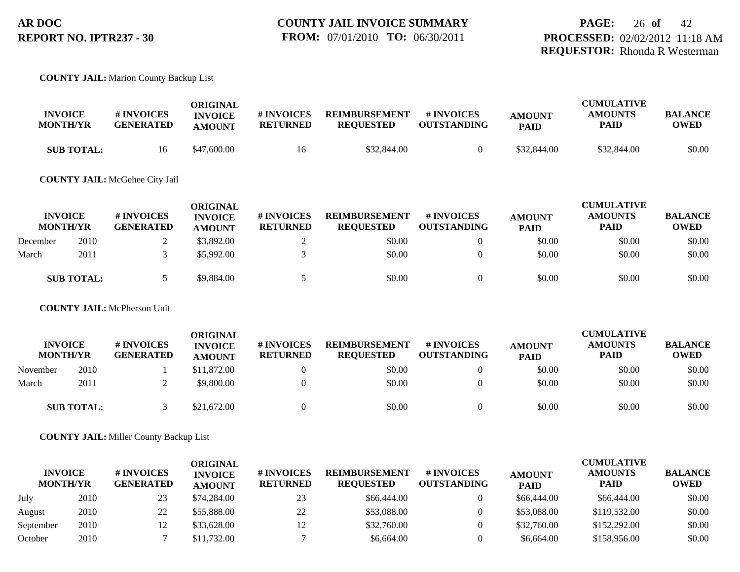**AR DOC**
**REPORT NO. IPTR237 - 30**

**COUNTY JAIL INVOICE SUMMARY**
**FROM:** 07/01/2010 **TO:** 06/30/2011

**PROCESSED:** 02/02/2012 11:18 AM
**REQUESTOR:** Rhonda R Westerman

**COUNTY JAIL:** Marion County Backup List

| INVOICE MONTH/YR | | # INVOICES GENERATED | ORIGINAL INVOICE AMOUNT | # INVOICES RETURNED | REIMBURSEMENT REQUESTED | # INVOICES OUTSTANDING | AMOUNT PAID | CUMULATIVE AMOUNTS PAID | BALANCE OWED |
|---|---|---|---|---|---|---|---|---|---|
| **SUB TOTAL:** | | 16 | $47,600.00 | 16 | $32,844.00 | 0 | $32,844.00 | $32,844.00 | $0.00 |

**COUNTY JAIL:** McGehee City Jail

| INVOICE MONTH/YR | | # INVOICES GENERATED | ORIGINAL INVOICE AMOUNT | # INVOICES RETURNED | REIMBURSEMENT REQUESTED | # INVOICES OUTSTANDING | AMOUNT PAID | CUMULATIVE AMOUNTS PAID | BALANCE OWED |
|---|---|---|---|---|---|---|---|---|---|
| December | 2010 | 2 | $3,892.00 | 2 | $0.00 | 0 | $0.00 | $0.00 | $0.00 |
| March | 2011 | 3 | $5,992.00 | 3 | $0.00 | 0 | $0.00 | $0.00 | $0.00 |
| **SUB TOTAL:** | | 5 | $9,884.00 | 5 | $0.00 | 0 | $0.00 | $0.00 | $0.00 |

**COUNTY JAIL:** McPherson Unit

| INVOICE MONTH/YR | | # INVOICES GENERATED | ORIGINAL INVOICE AMOUNT | # INVOICES RETURNED | REIMBURSEMENT REQUESTED | # INVOICES OUTSTANDING | AMOUNT PAID | CUMULATIVE AMOUNTS PAID | BALANCE OWED |
|---|---|---|---|---|---|---|---|---|---|
| November | 2010 | 1 | $11,872.00 | 0 | $0.00 | 0 | $0.00 | $0.00 | $0.00 |
| March | 2011 | 2 | $9,800.00 | 0 | $0.00 | 0 | $0.00 | $0.00 | $0.00 |
| **SUB TOTAL:** | | 3 | $21,672.00 | 0 | $0.00 | 0 | $0.00 | $0.00 | $0.00 |

**COUNTY JAIL:** Miller County Backup List

| INVOICE MONTH/YR | | # INVOICES GENERATED | ORIGINAL INVOICE AMOUNT | # INVOICES RETURNED | REIMBURSEMENT REQUESTED | # INVOICES OUTSTANDING | AMOUNT PAID | CUMULATIVE AMOUNTS PAID | BALANCE OWED |
|---|---|---|---|---|---|---|---|---|---|
| July | 2010 | 23 | $74,284.00 | 23 | $66,444.00 | 0 | $66,444.00 | $66,444.00 | $0.00 |
| August | 2010 | 22 | $55,888.00 | 22 | $53,088.00 | 0 | $53,088.00 | $119,532.00 | $0.00 |
| September | 2010 | 12 | $33,628.00 | 12 | $32,760.00 | 0 | $32,760.00 | $152,292.00 | $0.00 |
| October | 2010 | 7 | $11,732.00 | 7 | $6,664.00 | 0 | $6,664.00 | $158,956.00 | $0.00 |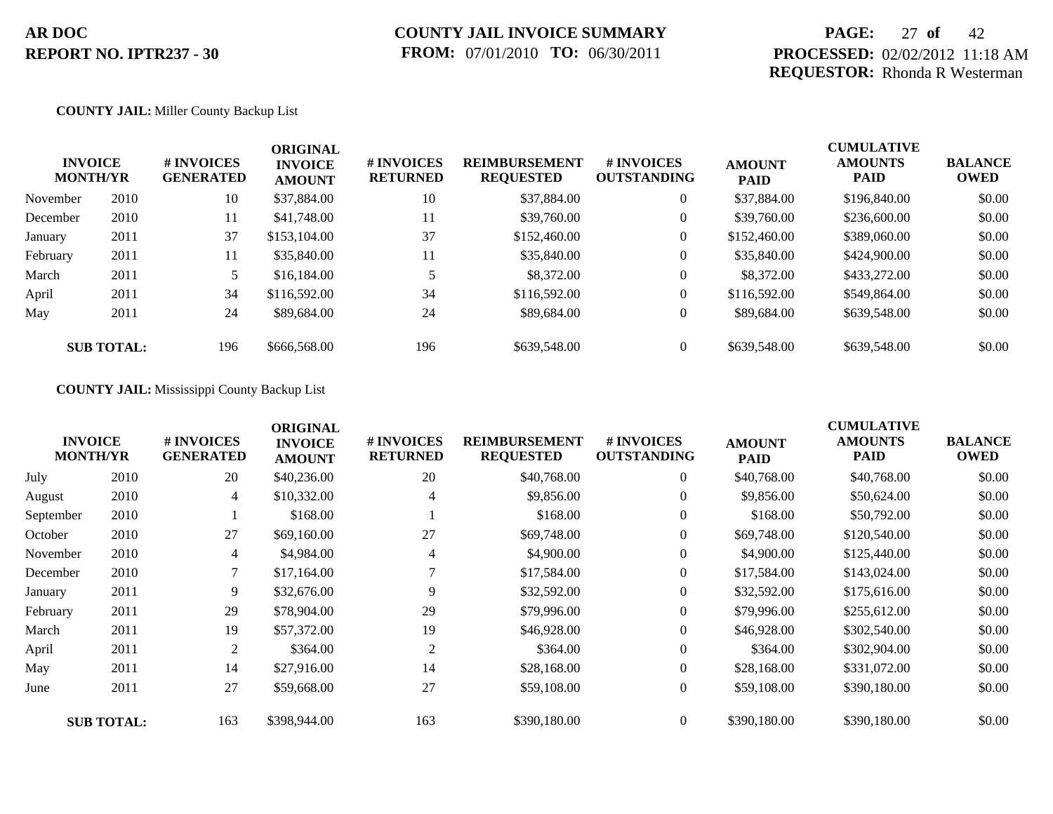**COUNTY JAIL:** Miller County Backup List

| INVOICE MONTH/YR | | # INVOICES GENERATED | ORIGINAL INVOICE AMOUNT | # INVOICES RETURNED | REIMBURSEMENT REQUESTED | # INVOICES OUTSTANDING | AMOUNT PAID | CUMULATIVE AMOUNTS PAID | BALANCE OWED |
|---|---|---|---|---|---|---|---|---|---|
| November | 2010 | 10 | $37,884.00 | 10 | $37,884.00 | 0 | $37,884.00 | $196,840.00 | $0.00 |
| December | 2010 | 11 | $41,748.00 | 11 | $39,760.00 | 0 | $39,760.00 | $236,600.00 | $0.00 |
| January | 2011 | 37 | $153,104.00 | 37 | $152,460.00 | 0 | $152,460.00 | $389,060.00 | $0.00 |
| February | 2011 | 11 | $35,840.00 | 11 | $35,840.00 | 0 | $35,840.00 | $424,900.00 | $0.00 |
| March | 2011 | 5 | $16,184.00 | 5 | $8,372.00 | 0 | $8,372.00 | $433,272.00 | $0.00 |
| April | 2011 | 34 | $116,592.00 | 34 | $116,592.00 | 0 | $116,592.00 | $549,864.00 | $0.00 |
| May | 2011 | 24 | $89,684.00 | 24 | $89,684.00 | 0 | $89,684.00 | $639,548.00 | $0.00 |
| **SUB TOTAL:** | | 196 | $666,568.00 | 196 | $639,548.00 | 0 | $639,548.00 | $639,548.00 | $0.00 |

**COUNTY JAIL:** Mississippi County Backup List

| INVOICE MONTH/YR | | # INVOICES GENERATED | ORIGINAL INVOICE AMOUNT | # INVOICES RETURNED | REIMBURSEMENT REQUESTED | # INVOICES OUTSTANDING | AMOUNT PAID | CUMULATIVE AMOUNTS PAID | BALANCE OWED |
|---|---|---|---|---|---|---|---|---|---|
| July | 2010 | 20 | $40,236.00 | 20 | $40,768.00 | 0 | $40,768.00 | $40,768.00 | $0.00 |
| August | 2010 | 4 | $10,332.00 | 4 | $9,856.00 | 0 | $9,856.00 | $50,624.00 | $0.00 |
| September | 2010 | 1 | $168.00 | 1 | $168.00 | 0 | $168.00 | $50,792.00 | $0.00 |
| October | 2010 | 27 | $69,160.00 | 27 | $69,748.00 | 0 | $69,748.00 | $120,540.00 | $0.00 |
| November | 2010 | 4 | $4,984.00 | 4 | $4,900.00 | 0 | $4,900.00 | $125,440.00 | $0.00 |
| December | 2010 | 7 | $17,164.00 | 7 | $17,584.00 | 0 | $17,584.00 | $143,024.00 | $0.00 |
| January | 2011 | 9 | $32,676.00 | 9 | $32,592.00 | 0 | $32,592.00 | $175,616.00 | $0.00 |
| February | 2011 | 29 | $78,904.00 | 29 | $79,996.00 | 0 | $79,996.00 | $255,612.00 | $0.00 |
| March | 2011 | 19 | $57,372.00 | 19 | $46,928.00 | 0 | $46,928.00 | $302,540.00 | $0.00 |
| April | 2011 | 2 | $364.00 | 2 | $364.00 | 0 | $364.00 | $302,904.00 | $0.00 |
| May | 2011 | 14 | $27,916.00 | 14 | $28,168.00 | 0 | $28,168.00 | $331,072.00 | $0.00 |
| June | 2011 | 27 | $59,668.00 | 27 | $59,108.00 | 0 | $59,108.00 | $390,180.00 | $0.00 |
| **SUB TOTAL:** | | 163 | $398,944.00 | 163 | $390,180.00 | 0 | $390,180.00 | $390,180.00 | $0.00 |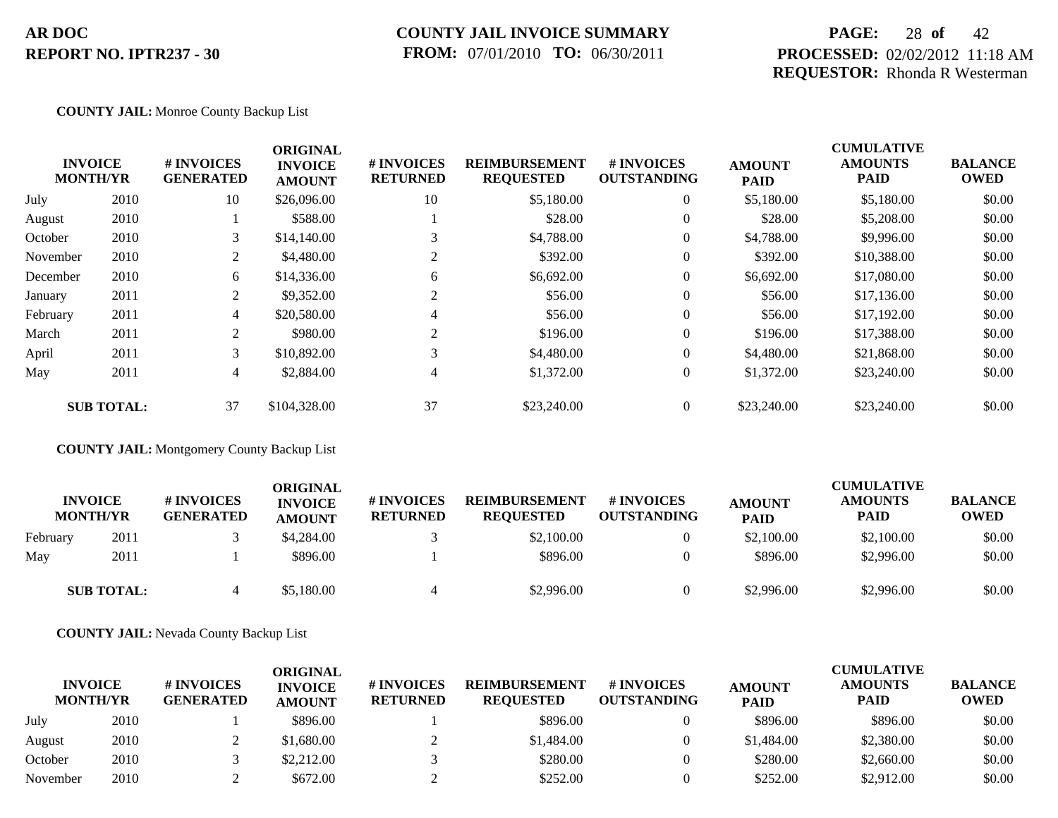**AR DOC**
**REPORT NO. IPTR237 - 30**

**COUNTY JAIL INVOICE SUMMARY**
**FROM:** 07/01/2010 **TO:** 06/30/2011

**PROCESSED:** 02/02/2012 11:18 AM
**REQUESTOR:** Rhonda R Westerman

**COUNTY JAIL:** Monroe County Backup List

| INVOICE MONTH/YR | | # INVOICES GENERATED | ORIGINAL INVOICE AMOUNT | # INVOICES RETURNED | REIMBURSEMENT REQUESTED | # INVOICES OUTSTANDING | AMOUNT PAID | CUMULATIVE AMOUNTS PAID | BALANCE OWED |
|---|---|---|---|---|---|---|---|---|---|
| July | 2010 | 10 | $26,096.00 | 10 | $5,180.00 | 0 | $5,180.00 | $5,180.00 | $0.00 |
| August | 2010 | 1 | $588.00 | 1 | $28.00 | 0 | $28.00 | $5,208.00 | $0.00 |
| October | 2010 | 3 | $14,140.00 | 3 | $4,788.00 | 0 | $4,788.00 | $9,996.00 | $0.00 |
| November | 2010 | 2 | $4,480.00 | 2 | $392.00 | 0 | $392.00 | $10,388.00 | $0.00 |
| December | 2010 | 6 | $14,336.00 | 6 | $6,692.00 | 0 | $6,692.00 | $17,080.00 | $0.00 |
| January | 2011 | 2 | $9,352.00 | 2 | $56.00 | 0 | $56.00 | $17,136.00 | $0.00 |
| February | 2011 | 4 | $20,580.00 | 4 | $56.00 | 0 | $56.00 | $17,192.00 | $0.00 |
| March | 2011 | 2 | $980.00 | 2 | $196.00 | 0 | $196.00 | $17,388.00 | $0.00 |
| April | 2011 | 3 | $10,892.00 | 3 | $4,480.00 | 0 | $4,480.00 | $21,868.00 | $0.00 |
| May | 2011 | 4 | $2,884.00 | 4 | $1,372.00 | 0 | $1,372.00 | $23,240.00 | $0.00 |
| **SUB TOTAL:** | | 37 | $104,328.00 | 37 | $23,240.00 | 0 | $23,240.00 | $23,240.00 | $0.00 |

**COUNTY JAIL:** Montgomery County Backup List

| INVOICE MONTH/YR | | # INVOICES GENERATED | ORIGINAL INVOICE AMOUNT | # INVOICES RETURNED | REIMBURSEMENT REQUESTED | # INVOICES OUTSTANDING | AMOUNT PAID | CUMULATIVE AMOUNTS PAID | BALANCE OWED |
|---|---|---|---|---|---|---|---|---|---|
| February | 2011 | 3 | $4,284.00 | 3 | $2,100.00 | 0 | $2,100.00 | $2,100.00 | $0.00 |
| May | 2011 | 1 | $896.00 | 1 | $896.00 | 0 | $896.00 | $2,996.00 | $0.00 |
| **SUB TOTAL:** | | 4 | $5,180.00 | 4 | $2,996.00 | 0 | $2,996.00 | $2,996.00 | $0.00 |

**COUNTY JAIL:** Nevada County Backup List

| INVOICE MONTH/YR | | # INVOICES GENERATED | ORIGINAL INVOICE AMOUNT | # INVOICES RETURNED | REIMBURSEMENT REQUESTED | # INVOICES OUTSTANDING | AMOUNT PAID | CUMULATIVE AMOUNTS PAID | BALANCE OWED |
|---|---|---|---|---|---|---|---|---|---|
| July | 2010 | 1 | $896.00 | 1 | $896.00 | 0 | $896.00 | $896.00 | $0.00 |
| August | 2010 | 2 | $1,680.00 | 2 | $1,484.00 | 0 | $1,484.00 | $2,380.00 | $0.00 |
| October | 2010 | 3 | $2,212.00 | 3 | $280.00 | 0 | $280.00 | $2,660.00 | $0.00 |
| November | 2010 | 2 | $672.00 | 2 | $252.00 | 0 | $252.00 | $2,912.00 | $0.00 |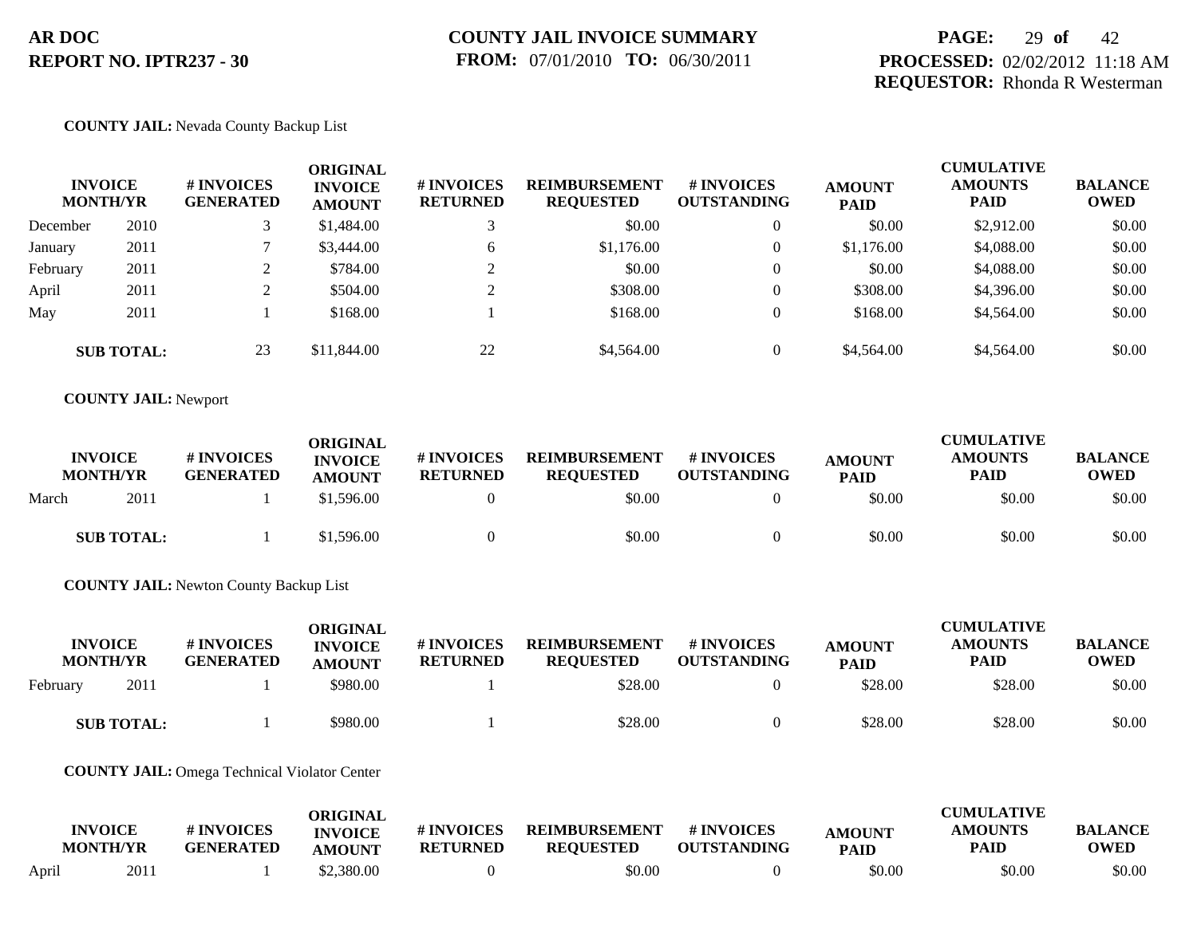**AR DOC**
**REPORT NO. IPTR237 - 30**

**COUNTY JAIL INVOICE SUMMARY**
**FROM:** 07/01/2010 **TO:** 06/30/2011

**PROCESSED:** 02/02/2012 11:18 AM
**REQUESTOR:** Rhonda R Westerman

**COUNTY JAIL:** Nevada County Backup List

| INVOICE MONTH/YR | | # INVOICES GENERATED | ORIGINAL INVOICE AMOUNT | # INVOICES RETURNED | REIMBURSEMENT REQUESTED | # INVOICES OUTSTANDING | AMOUNT PAID | CUMULATIVE AMOUNTS PAID | BALANCE OWED |
|---|---|---|---|---|---|---|---|---|---|
| December | 2010 | 3 | $1,484.00 | 3 | $0.00 | 0 | $0.00 | $2,912.00 | $0.00 |
| January | 2011 | 7 | $3,444.00 | 6 | $1,176.00 | 0 | $1,176.00 | $4,088.00 | $0.00 |
| February | 2011 | 2 | $784.00 | 2 | $0.00 | 0 | $0.00 | $4,088.00 | $0.00 |
| April | 2011 | 2 | $504.00 | 2 | $308.00 | 0 | $308.00 | $4,396.00 | $0.00 |
| May | 2011 | 1 | $168.00 | 1 | $168.00 | 0 | $168.00 | $4,564.00 | $0.00 |
| **SUB TOTAL:** | | 23 | $11,844.00 | 22 | $4,564.00 | 0 | $4,564.00 | $4,564.00 | $0.00 |

**COUNTY JAIL:** Newport

| INVOICE MONTH/YR | | # INVOICES GENERATED | ORIGINAL INVOICE AMOUNT | # INVOICES RETURNED | REIMBURSEMENT REQUESTED | # INVOICES OUTSTANDING | AMOUNT PAID | CUMULATIVE AMOUNTS PAID | BALANCE OWED |
|---|---|---|---|---|---|---|---|---|---|
| March | 2011 | 1 | $1,596.00 | 0 | $0.00 | 0 | $0.00 | $0.00 | $0.00 |
| **SUB TOTAL:** | | 1 | $1,596.00 | 0 | $0.00 | 0 | $0.00 | $0.00 | $0.00 |

**COUNTY JAIL:** Newton County Backup List

| INVOICE MONTH/YR | | # INVOICES GENERATED | ORIGINAL INVOICE AMOUNT | # INVOICES RETURNED | REIMBURSEMENT REQUESTED | # INVOICES OUTSTANDING | AMOUNT PAID | CUMULATIVE AMOUNTS PAID | BALANCE OWED |
|---|---|---|---|---|---|---|---|---|---|
| February | 2011 | 1 | $980.00 | 1 | $28.00 | 0 | $28.00 | $28.00 | $0.00 |
| **SUB TOTAL:** | | 1 | $980.00 | 1 | $28.00 | 0 | $28.00 | $28.00 | $0.00 |

**COUNTY JAIL:** Omega Technical Violator Center

| INVOICE MONTH/YR | | # INVOICES GENERATED | ORIGINAL INVOICE AMOUNT | # INVOICES RETURNED | REIMBURSEMENT REQUESTED | # INVOICES OUTSTANDING | AMOUNT PAID | CUMULATIVE AMOUNTS PAID | BALANCE OWED |
|---|---|---|---|---|---|---|---|---|---|
| April | 2011 | 1 | $2,380.00 | 0 | $0.00 | 0 | $0.00 | $0.00 | $0.00 |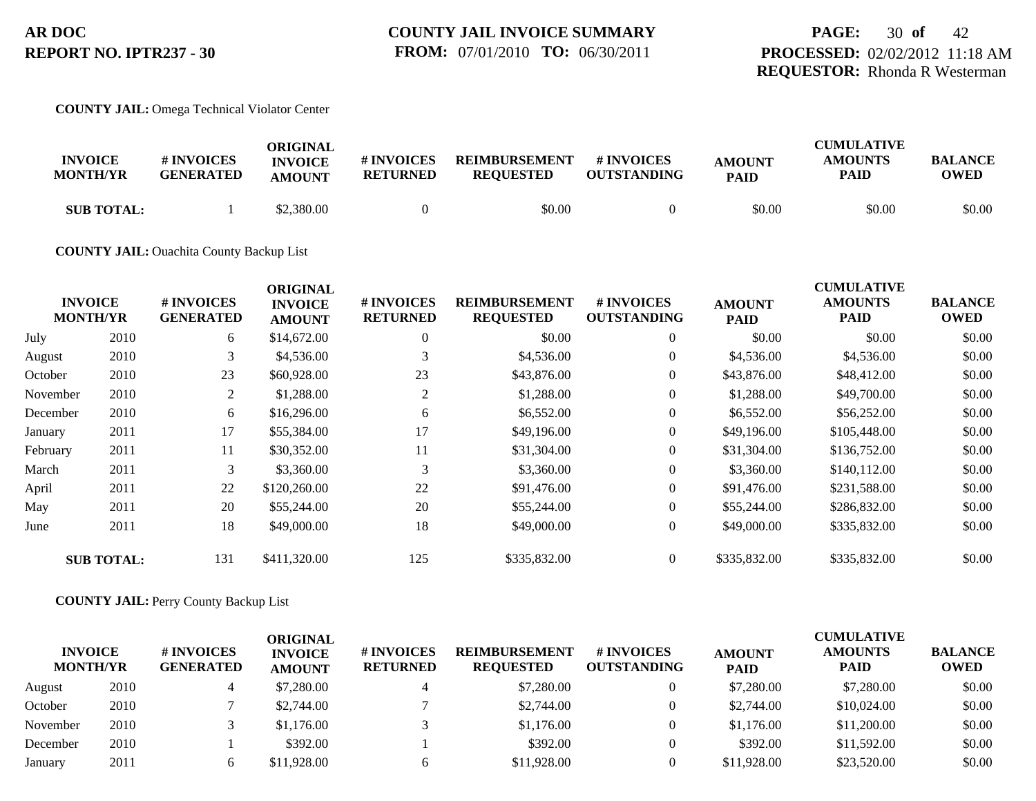**COUNTY JAIL:** Omega Technical Violator Center

| INVOICE MONTH/YR | | # INVOICES GENERATED | ORIGINAL INVOICE AMOUNT | # INVOICES RETURNED | REIMBURSEMENT REQUESTED | # INVOICES OUTSTANDING | AMOUNT PAID | CUMULATIVE AMOUNTS PAID | BALANCE OWED |
|---|---|---|---|---|---|---|---|---|---|
| **SUB TOTAL:** | | 1 | $2,380.00 | 0 | $0.00 | 0 | $0.00 | $0.00 | $0.00 |

**COUNTY JAIL:** Ouachita County Backup List

| INVOICE MONTH/YR | | # INVOICES GENERATED | ORIGINAL INVOICE AMOUNT | # INVOICES RETURNED | REIMBURSEMENT REQUESTED | # INVOICES OUTSTANDING | AMOUNT PAID | CUMULATIVE AMOUNTS PAID | BALANCE OWED |
|---|---|---|---|---|---|---|---|---|---|
| July | 2010 | 6 | $14,672.00 | 0 | $0.00 | 0 | $0.00 | $0.00 | $0.00 |
| August | 2010 | 3 | $4,536.00 | 3 | $4,536.00 | 0 | $4,536.00 | $4,536.00 | $0.00 |
| October | 2010 | 23 | $60,928.00 | 23 | $43,876.00 | 0 | $43,876.00 | $48,412.00 | $0.00 |
| November | 2010 | 2 | $1,288.00 | 2 | $1,288.00 | 0 | $1,288.00 | $49,700.00 | $0.00 |
| December | 2010 | 6 | $16,296.00 | 6 | $6,552.00 | 0 | $6,552.00 | $56,252.00 | $0.00 |
| January | 2011 | 17 | $55,384.00 | 17 | $49,196.00 | 0 | $49,196.00 | $105,448.00 | $0.00 |
| February | 2011 | 11 | $30,352.00 | 11 | $31,304.00 | 0 | $31,304.00 | $136,752.00 | $0.00 |
| March | 2011 | 3 | $3,360.00 | 3 | $3,360.00 | 0 | $3,360.00 | $140,112.00 | $0.00 |
| April | 2011 | 22 | $120,260.00 | 22 | $91,476.00 | 0 | $91,476.00 | $231,588.00 | $0.00 |
| May | 2011 | 20 | $55,244.00 | 20 | $55,244.00 | 0 | $55,244.00 | $286,832.00 | $0.00 |
| June | 2011 | 18 | $49,000.00 | 18 | $49,000.00 | 0 | $49,000.00 | $335,832.00 | $0.00 |
| **SUB TOTAL:** | | 131 | $411,320.00 | 125 | $335,832.00 | 0 | $335,832.00 | $335,832.00 | $0.00 |

**COUNTY JAIL:** Perry County Backup List

| INVOICE MONTH/YR | | # INVOICES GENERATED | ORIGINAL INVOICE AMOUNT | # INVOICES RETURNED | REIMBURSEMENT REQUESTED | # INVOICES OUTSTANDING | AMOUNT PAID | CUMULATIVE AMOUNTS PAID | BALANCE OWED |
|---|---|---|---|---|---|---|---|---|---|
| August | 2010 | 4 | $7,280.00 | 4 | $7,280.00 | 0 | $7,280.00 | $7,280.00 | $0.00 |
| October | 2010 | 7 | $2,744.00 | 7 | $2,744.00 | 0 | $2,744.00 | $10,024.00 | $0.00 |
| November | 2010 | 3 | $1,176.00 | 3 | $1,176.00 | 0 | $1,176.00 | $11,200.00 | $0.00 |
| December | 2010 | 1 | $392.00 | 1 | $392.00 | 0 | $392.00 | $11,592.00 | $0.00 |
| January | 2011 | 6 | $11,928.00 | 6 | $11,928.00 | 0 | $11,928.00 | $23,520.00 | $0.00 |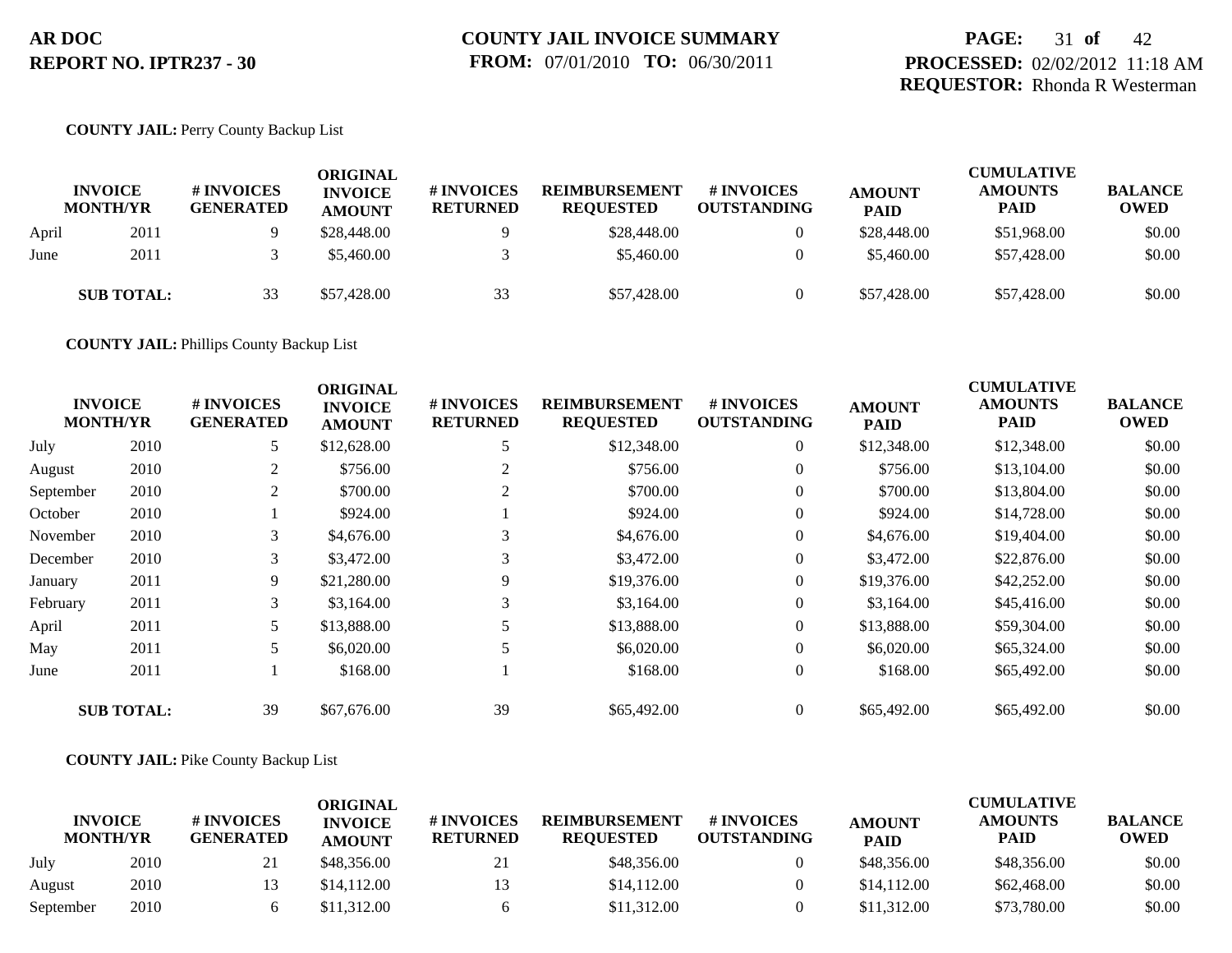**COUNTY JAIL:** Perry County Backup List

| INVOICE MONTH/YR | | # INVOICES GENERATED | ORIGINAL INVOICE AMOUNT | # INVOICES RETURNED | REIMBURSEMENT REQUESTED | # INVOICES OUTSTANDING | AMOUNT PAID | CUMULATIVE AMOUNTS PAID | BALANCE OWED |
|---|---|---|---|---|---|---|---|---|---|
| April | 2011 | 9 | $28,448.00 | 9 | $28,448.00 | 0 | $28,448.00 | $51,968.00 | $0.00 |
| June | 2011 | 3 | $5,460.00 | 3 | $5,460.00 | 0 | $5,460.00 | $57,428.00 | $0.00 |
| **SUB TOTAL:** | | 33 | $57,428.00 | 33 | $57,428.00 | 0 | $57,428.00 | $57,428.00 | $0.00 |

**COUNTY JAIL:** Phillips County Backup List

| INVOICE MONTH/YR | | # INVOICES GENERATED | ORIGINAL INVOICE AMOUNT | # INVOICES RETURNED | REIMBURSEMENT REQUESTED | # INVOICES OUTSTANDING | AMOUNT PAID | CUMULATIVE AMOUNTS PAID | BALANCE OWED |
|---|---|---|---|---|---|---|---|---|---|
| July | 2010 | 5 | $12,628.00 | 5 | $12,348.00 | 0 | $12,348.00 | $12,348.00 | $0.00 |
| August | 2010 | 2 | $756.00 | 2 | $756.00 | 0 | $756.00 | $13,104.00 | $0.00 |
| September | 2010 | 2 | $700.00 | 2 | $700.00 | 0 | $700.00 | $13,804.00 | $0.00 |
| October | 2010 | 1 | $924.00 | 1 | $924.00 | 0 | $924.00 | $14,728.00 | $0.00 |
| November | 2010 | 3 | $4,676.00 | 3 | $4,676.00 | 0 | $4,676.00 | $19,404.00 | $0.00 |
| December | 2010 | 3 | $3,472.00 | 3 | $3,472.00 | 0 | $3,472.00 | $22,876.00 | $0.00 |
| January | 2011 | 9 | $21,280.00 | 9 | $19,376.00 | 0 | $19,376.00 | $42,252.00 | $0.00 |
| February | 2011 | 3 | $3,164.00 | 3 | $3,164.00 | 0 | $3,164.00 | $45,416.00 | $0.00 |
| April | 2011 | 5 | $13,888.00 | 5 | $13,888.00 | 0 | $13,888.00 | $59,304.00 | $0.00 |
| May | 2011 | 5 | $6,020.00 | 5 | $6,020.00 | 0 | $6,020.00 | $65,324.00 | $0.00 |
| June | 2011 | 1 | $168.00 | 1 | $168.00 | 0 | $168.00 | $65,492.00 | $0.00 |
| **SUB TOTAL:** | | 39 | $67,676.00 | 39 | $65,492.00 | 0 | $65,492.00 | $65,492.00 | $0.00 |

**COUNTY JAIL:** Pike County Backup List

| INVOICE MONTH/YR | | # INVOICES GENERATED | ORIGINAL INVOICE AMOUNT | # INVOICES RETURNED | REIMBURSEMENT REQUESTED | # INVOICES OUTSTANDING | AMOUNT PAID | CUMULATIVE AMOUNTS PAID | BALANCE OWED |
|---|---|---|---|---|---|---|---|---|---|
| July | 2010 | 21 | $48,356.00 | 21 | $48,356.00 | 0 | $48,356.00 | $48,356.00 | $0.00 |
| August | 2010 | 13 | $14,112.00 | 13 | $14,112.00 | 0 | $14,112.00 | $62,468.00 | $0.00 |
| September | 2010 | 6 | $11,312.00 | 6 | $11,312.00 | 0 | $11,312.00 | $73,780.00 | $0.00 |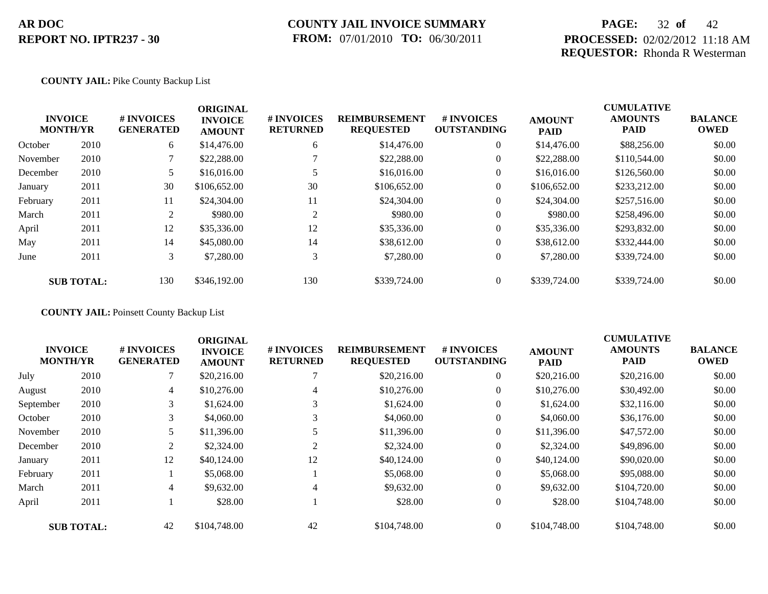**AR DOC**
**REPORT NO. IPTR237 - 30**

**COUNTY JAIL INVOICE SUMMARY**
**FROM:** 07/01/2010 **TO:** 06/30/2011

**PROCESSED:** 02/02/2012 11:18 AM
**REQUESTOR:** Rhonda R Westerman

**COUNTY JAIL:** Pike County Backup List

| INVOICE MONTH/YR | | # INVOICES GENERATED | ORIGINAL INVOICE AMOUNT | # INVOICES RETURNED | REIMBURSEMENT REQUESTED | # INVOICES OUTSTANDING | AMOUNT PAID | CUMULATIVE AMOUNTS PAID | BALANCE OWED |
|---|---|---|---|---|---|---|---|---|---|
| October | 2010 | 6 | $14,476.00 | 6 | $14,476.00 | 0 | $14,476.00 | $88,256.00 | $0.00 |
| November | 2010 | 7 | $22,288.00 | 7 | $22,288.00 | 0 | $22,288.00 | $110,544.00 | $0.00 |
| December | 2010 | 5 | $16,016.00 | 5 | $16,016.00 | 0 | $16,016.00 | $126,560.00 | $0.00 |
| January | 2011 | 30 | $106,652.00 | 30 | $106,652.00 | 0 | $106,652.00 | $233,212.00 | $0.00 |
| February | 2011 | 11 | $24,304.00 | 11 | $24,304.00 | 0 | $24,304.00 | $257,516.00 | $0.00 |
| March | 2011 | 2 | $980.00 | 2 | $980.00 | 0 | $980.00 | $258,496.00 | $0.00 |
| April | 2011 | 12 | $35,336.00 | 12 | $35,336.00 | 0 | $35,336.00 | $293,832.00 | $0.00 |
| May | 2011 | 14 | $45,080.00 | 14 | $38,612.00 | 0 | $38,612.00 | $332,444.00 | $0.00 |
| June | 2011 | 3 | $7,280.00 | 3 | $7,280.00 | 0 | $7,280.00 | $339,724.00 | $0.00 |
| **SUB TOTAL:** | | 130 | $346,192.00 | 130 | $339,724.00 | 0 | $339,724.00 | $339,724.00 | $0.00 |

**COUNTY JAIL:** Poinsett County Backup List

| INVOICE MONTH/YR | | # INVOICES GENERATED | ORIGINAL INVOICE AMOUNT | # INVOICES RETURNED | REIMBURSEMENT REQUESTED | # INVOICES OUTSTANDING | AMOUNT PAID | CUMULATIVE AMOUNTS PAID | BALANCE OWED |
|---|---|---|---|---|---|---|---|---|---|
| July | 2010 | 7 | $20,216.00 | 7 | $20,216.00 | 0 | $20,216.00 | $20,216.00 | $0.00 |
| August | 2010 | 4 | $10,276.00 | 4 | $10,276.00 | 0 | $10,276.00 | $30,492.00 | $0.00 |
| September | 2010 | 3 | $1,624.00 | 3 | $1,624.00 | 0 | $1,624.00 | $32,116.00 | $0.00 |
| October | 2010 | 3 | $4,060.00 | 3 | $4,060.00 | 0 | $4,060.00 | $36,176.00 | $0.00 |
| November | 2010 | 5 | $11,396.00 | 5 | $11,396.00 | 0 | $11,396.00 | $47,572.00 | $0.00 |
| December | 2010 | 2 | $2,324.00 | 2 | $2,324.00 | 0 | $2,324.00 | $49,896.00 | $0.00 |
| January | 2011 | 12 | $40,124.00 | 12 | $40,124.00 | 0 | $40,124.00 | $90,020.00 | $0.00 |
| February | 2011 | 1 | $5,068.00 | 1 | $5,068.00 | 0 | $5,068.00 | $95,088.00 | $0.00 |
| March | 2011 | 4 | $9,632.00 | 4 | $9,632.00 | 0 | $9,632.00 | $104,720.00 | $0.00 |
| April | 2011 | 1 | $28.00 | 1 | $28.00 | 0 | $28.00 | $104,748.00 | $0.00 |
| **SUB TOTAL:** | | 42 | $104,748.00 | 42 | $104,748.00 | 0 | $104,748.00 | $104,748.00 | $0.00 |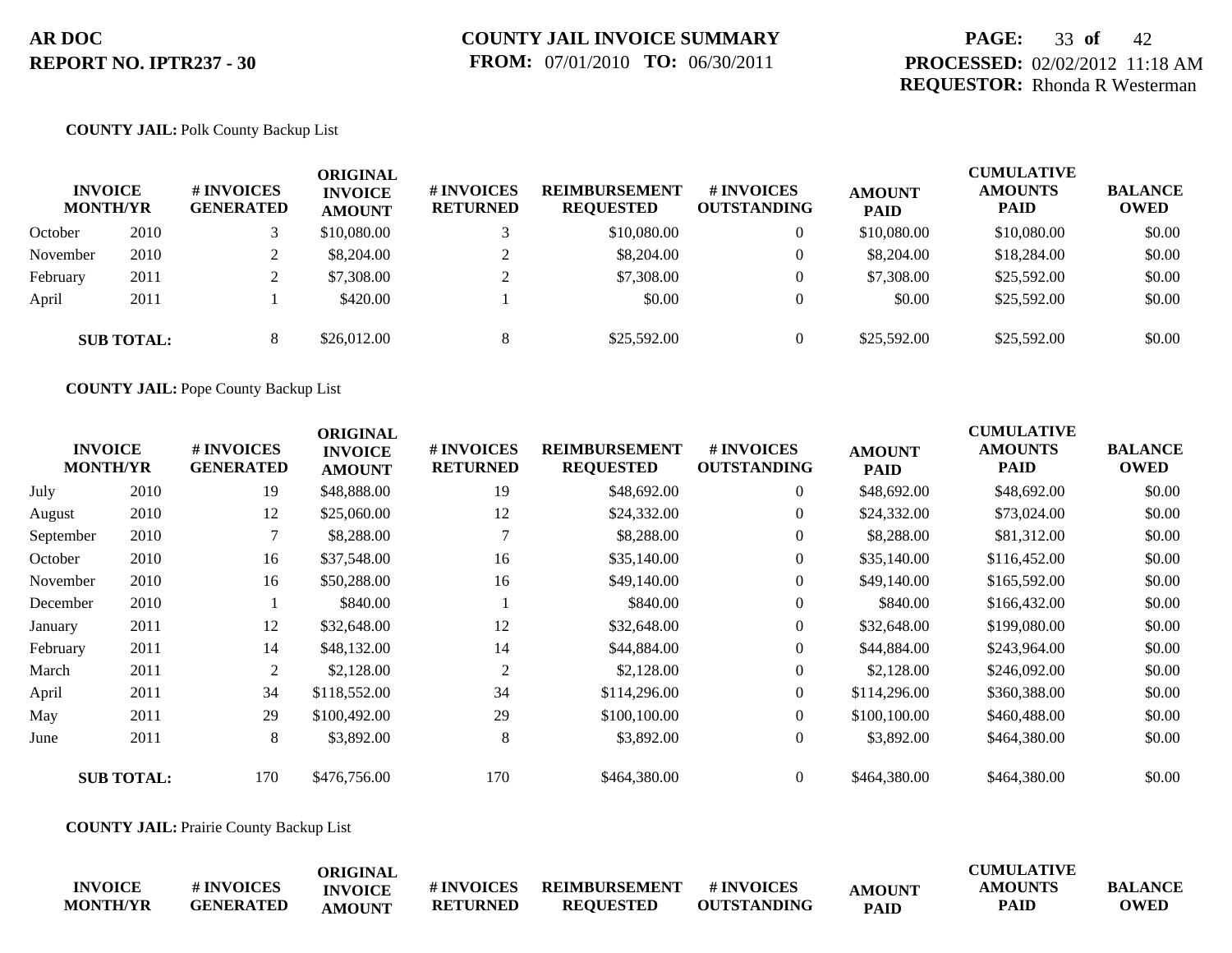**COUNTY JAIL:** Polk County Backup List

| INVOICE MONTH/YR | | # INVOICES GENERATED | ORIGINAL INVOICE AMOUNT | # INVOICES RETURNED | REIMBURSEMENT REQUESTED | # INVOICES OUTSTANDING | AMOUNT PAID | CUMULATIVE AMOUNTS PAID | BALANCE OWED |
|---|---|---|---|---|---|---|---|---|---|
| October | 2010 | 3 | $10,080.00 | 3 | $10,080.00 | 0 | $10,080.00 | $10,080.00 | $0.00 |
| November | 2010 | 2 | $8,204.00 | 2 | $8,204.00 | 0 | $8,204.00 | $18,284.00 | $0.00 |
| February | 2011 | 2 | $7,308.00 | 2 | $7,308.00 | 0 | $7,308.00 | $25,592.00 | $0.00 |
| April | 2011 | 1 | $420.00 | 1 | $0.00 | 0 | $0.00 | $25,592.00 | $0.00 |
| **SUB TOTAL:** | | 8 | $26,012.00 | 8 | $25,592.00 | 0 | $25,592.00 | $25,592.00 | $0.00 |

**COUNTY JAIL:** Pope County Backup List

| INVOICE MONTH/YR | | # INVOICES GENERATED | ORIGINAL INVOICE AMOUNT | # INVOICES RETURNED | REIMBURSEMENT REQUESTED | # INVOICES OUTSTANDING | AMOUNT PAID | CUMULATIVE AMOUNTS PAID | BALANCE OWED |
|---|---|---|---|---|---|---|---|---|---|
| July | 2010 | 19 | $48,888.00 | 19 | $48,692.00 | 0 | $48,692.00 | $48,692.00 | $0.00 |
| August | 2010 | 12 | $25,060.00 | 12 | $24,332.00 | 0 | $24,332.00 | $73,024.00 | $0.00 |
| September | 2010 | 7 | $8,288.00 | 7 | $8,288.00 | 0 | $8,288.00 | $81,312.00 | $0.00 |
| October | 2010 | 16 | $37,548.00 | 16 | $35,140.00 | 0 | $35,140.00 | $116,452.00 | $0.00 |
| November | 2010 | 16 | $50,288.00 | 16 | $49,140.00 | 0 | $49,140.00 | $165,592.00 | $0.00 |
| December | 2010 | 1 | $840.00 | 1 | $840.00 | 0 | $840.00 | $166,432.00 | $0.00 |
| January | 2011 | 12 | $32,648.00 | 12 | $32,648.00 | 0 | $32,648.00 | $199,080.00 | $0.00 |
| February | 2011 | 14 | $48,132.00 | 14 | $44,884.00 | 0 | $44,884.00 | $243,964.00 | $0.00 |
| March | 2011 | 2 | $2,128.00 | 2 | $2,128.00 | 0 | $2,128.00 | $246,092.00 | $0.00 |
| April | 2011 | 34 | $118,552.00 | 34 | $114,296.00 | 0 | $114,296.00 | $360,388.00 | $0.00 |
| May | 2011 | 29 | $100,492.00 | 29 | $100,100.00 | 0 | $100,100.00 | $460,488.00 | $0.00 |
| June | 2011 | 8 | $3,892.00 | 8 | $3,892.00 | 0 | $3,892.00 | $464,380.00 | $0.00 |
| **SUB TOTAL:** | | 170 | $476,756.00 | 170 | $464,380.00 | 0 | $464,380.00 | $464,380.00 | $0.00 |

**COUNTY JAIL:** Prairie County Backup List

| INVOICE MONTH/YR | # INVOICES GENERATED | ORIGINAL INVOICE AMOUNT | # INVOICES RETURNED | REIMBURSEMENT REQUESTED | # INVOICES OUTSTANDING | AMOUNT PAID | CUMULATIVE AMOUNTS PAID | BALANCE OWED |
|---|---|---|---|---|---|---|---|---|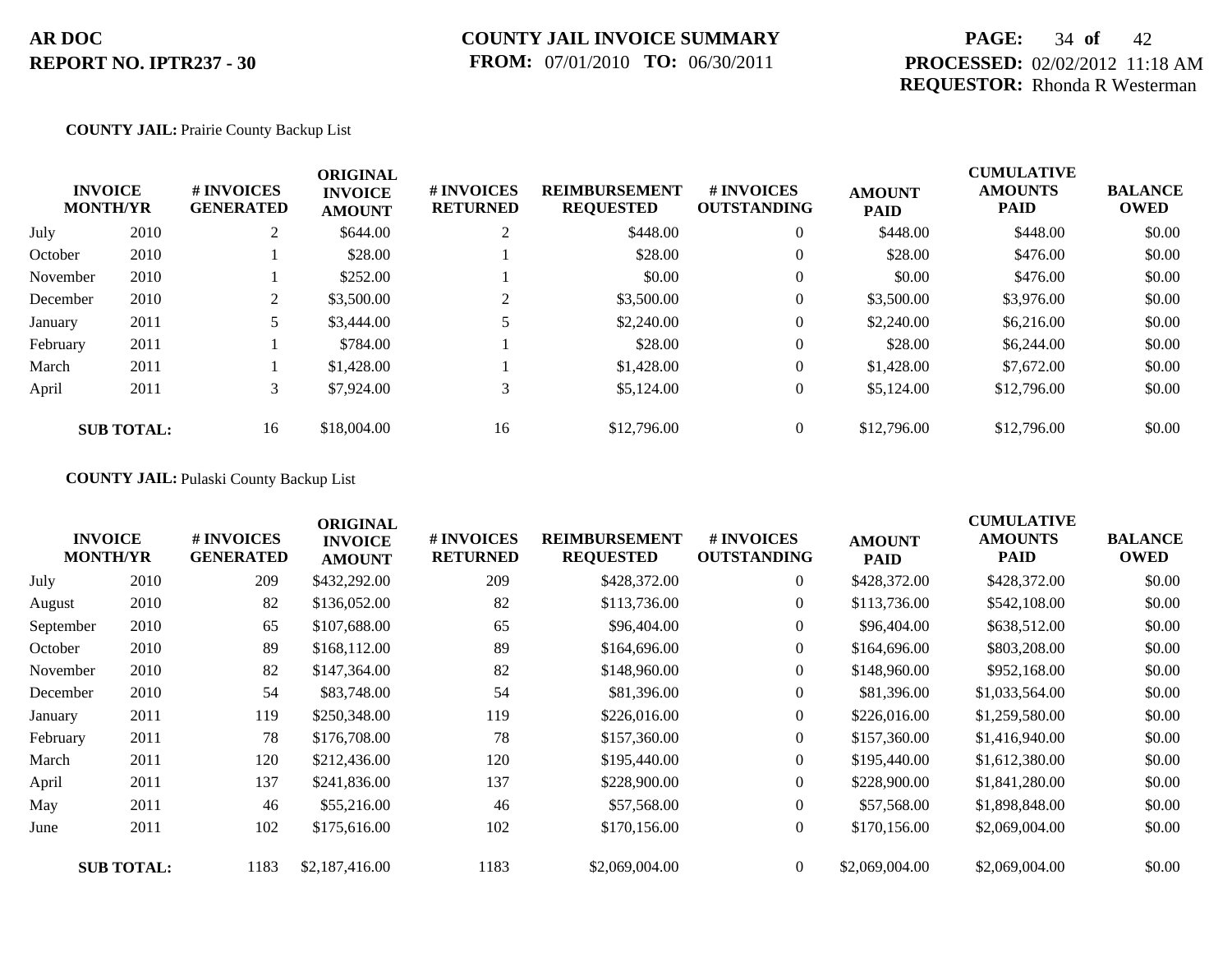**AR DOC**
**REPORT NO. IPTR237 - 30**

**COUNTY JAIL INVOICE SUMMARY**
**FROM:** 07/01/2010 **TO:** 06/30/2011

**PROCESSED:** 02/02/2012 11:18 AM
**REQUESTOR:** Rhonda R Westerman

**COUNTY JAIL:** Prairie County Backup List

| INVOICE MONTH/YR | | # INVOICES GENERATED | ORIGINAL INVOICE AMOUNT | # INVOICES RETURNED | REIMBURSEMENT REQUESTED | # INVOICES OUTSTANDING | AMOUNT PAID | CUMULATIVE AMOUNTS PAID | BALANCE OWED |
|---|---|---|---|---|---|---|---|---|---|
| July | 2010 | 2 | $644.00 | 2 | $448.00 | 0 | $448.00 | $448.00 | $0.00 |
| October | 2010 | 1 | $28.00 | 1 | $28.00 | 0 | $28.00 | $476.00 | $0.00 |
| November | 2010 | 1 | $252.00 | 1 | $0.00 | 0 | $0.00 | $476.00 | $0.00 |
| December | 2010 | 2 | $3,500.00 | 2 | $3,500.00 | 0 | $3,500.00 | $3,976.00 | $0.00 |
| January | 2011 | 5 | $3,444.00 | 5 | $2,240.00 | 0 | $2,240.00 | $6,216.00 | $0.00 |
| February | 2011 | 1 | $784.00 | 1 | $28.00 | 0 | $28.00 | $6,244.00 | $0.00 |
| March | 2011 | 1 | $1,428.00 | 1 | $1,428.00 | 0 | $1,428.00 | $7,672.00 | $0.00 |
| April | 2011 | 3 | $7,924.00 | 3 | $5,124.00 | 0 | $5,124.00 | $12,796.00 | $0.00 |
| **SUB TOTAL:** | | 16 | $18,004.00 | 16 | $12,796.00 | 0 | $12,796.00 | $12,796.00 | $0.00 |

**COUNTY JAIL:** Pulaski County Backup List

| INVOICE MONTH/YR | | # INVOICES GENERATED | ORIGINAL INVOICE AMOUNT | # INVOICES RETURNED | REIMBURSEMENT REQUESTED | # INVOICES OUTSTANDING | AMOUNT PAID | CUMULATIVE AMOUNTS PAID | BALANCE OWED |
|---|---|---|---|---|---|---|---|---|---|
| July | 2010 | 209 | $432,292.00 | 209 | $428,372.00 | 0 | $428,372.00 | $428,372.00 | $0.00 |
| August | 2010 | 82 | $136,052.00 | 82 | $113,736.00 | 0 | $113,736.00 | $542,108.00 | $0.00 |
| September | 2010 | 65 | $107,688.00 | 65 | $96,404.00 | 0 | $96,404.00 | $638,512.00 | $0.00 |
| October | 2010 | 89 | $168,112.00 | 89 | $164,696.00 | 0 | $164,696.00 | $803,208.00 | $0.00 |
| November | 2010 | 82 | $147,364.00 | 82 | $148,960.00 | 0 | $148,960.00 | $952,168.00 | $0.00 |
| December | 2010 | 54 | $83,748.00 | 54 | $81,396.00 | 0 | $81,396.00 | $1,033,564.00 | $0.00 |
| January | 2011 | 119 | $250,348.00 | 119 | $226,016.00 | 0 | $226,016.00 | $1,259,580.00 | $0.00 |
| February | 2011 | 78 | $176,708.00 | 78 | $157,360.00 | 0 | $157,360.00 | $1,416,940.00 | $0.00 |
| March | 2011 | 120 | $212,436.00 | 120 | $195,440.00 | 0 | $195,440.00 | $1,612,380.00 | $0.00 |
| April | 2011 | 137 | $241,836.00 | 137 | $228,900.00 | 0 | $228,900.00 | $1,841,280.00 | $0.00 |
| May | 2011 | 46 | $55,216.00 | 46 | $57,568.00 | 0 | $57,568.00 | $1,898,848.00 | $0.00 |
| June | 2011 | 102 | $175,616.00 | 102 | $170,156.00 | 0 | $170,156.00 | $2,069,004.00 | $0.00 |
| **SUB TOTAL:** | | 1183 | $2,187,416.00 | 1183 | $2,069,004.00 | 0 | $2,069,004.00 | $2,069,004.00 | $0.00 |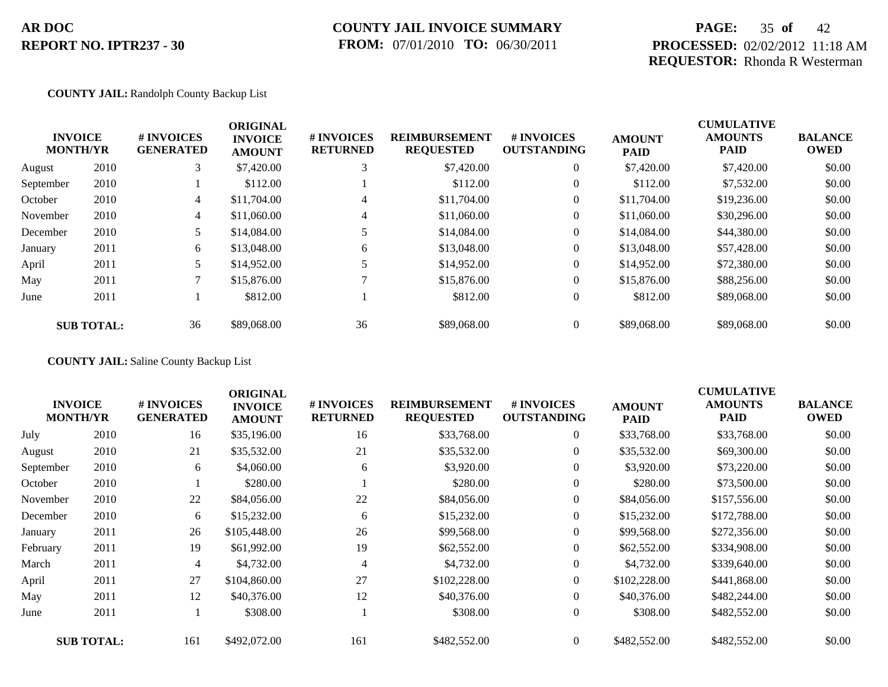AR DOC
REPORT NO. IPTR237 - 30

COUNTY JAIL INVOICE SUMMARY
FROM: 07/01/2010 TO: 06/30/2011

PROCESSED: 02/02/2012 11:18 AM
REQUESTOR: Rhonda R Westerman

**COUNTY JAIL:** Randolph County Backup List

| INVOICE MONTH/YR | | # INVOICES GENERATED | ORIGINAL INVOICE AMOUNT | # INVOICES RETURNED | REIMBURSEMENT REQUESTED | # INVOICES OUTSTANDING | AMOUNT PAID | CUMULATIVE AMOUNTS PAID | BALANCE OWED |
|---|---|---|---|---|---|---|---|---|---|
| August | 2010 | 3 | $7,420.00 | 3 | $7,420.00 | 0 | $7,420.00 | $7,420.00 | $0.00 |
| September | 2010 | 1 | $112.00 | 1 | $112.00 | 0 | $112.00 | $7,532.00 | $0.00 |
| October | 2010 | 4 | $11,704.00 | 4 | $11,704.00 | 0 | $11,704.00 | $19,236.00 | $0.00 |
| November | 2010 | 4 | $11,060.00 | 4 | $11,060.00 | 0 | $11,060.00 | $30,296.00 | $0.00 |
| December | 2010 | 5 | $14,084.00 | 5 | $14,084.00 | 0 | $14,084.00 | $44,380.00 | $0.00 |
| January | 2011 | 6 | $13,048.00 | 6 | $13,048.00 | 0 | $13,048.00 | $57,428.00 | $0.00 |
| April | 2011 | 5 | $14,952.00 | 5 | $14,952.00 | 0 | $14,952.00 | $72,380.00 | $0.00 |
| May | 2011 | 7 | $15,876.00 | 7 | $15,876.00 | 0 | $15,876.00 | $88,256.00 | $0.00 |
| June | 2011 | 1 | $812.00 | 1 | $812.00 | 0 | $812.00 | $89,068.00 | $0.00 |
| **SUB TOTAL:** | | 36 | $89,068.00 | 36 | $89,068.00 | 0 | $89,068.00 | $89,068.00 | $0.00 |

**COUNTY JAIL:** Saline County Backup List

| INVOICE MONTH/YR | | # INVOICES GENERATED | ORIGINAL INVOICE AMOUNT | # INVOICES RETURNED | REIMBURSEMENT REQUESTED | # INVOICES OUTSTANDING | AMOUNT PAID | CUMULATIVE AMOUNTS PAID | BALANCE OWED |
|---|---|---|---|---|---|---|---|---|---|
| July | 2010 | 16 | $35,196.00 | 16 | $33,768.00 | 0 | $33,768.00 | $33,768.00 | $0.00 |
| August | 2010 | 21 | $35,532.00 | 21 | $35,532.00 | 0 | $35,532.00 | $69,300.00 | $0.00 |
| September | 2010 | 6 | $4,060.00 | 6 | $3,920.00 | 0 | $3,920.00 | $73,220.00 | $0.00 |
| October | 2010 | 1 | $280.00 | 1 | $280.00 | 0 | $280.00 | $73,500.00 | $0.00 |
| November | 2010 | 22 | $84,056.00 | 22 | $84,056.00 | 0 | $84,056.00 | $157,556.00 | $0.00 |
| December | 2010 | 6 | $15,232.00 | 6 | $15,232.00 | 0 | $15,232.00 | $172,788.00 | $0.00 |
| January | 2011 | 26 | $105,448.00 | 26 | $99,568.00 | 0 | $99,568.00 | $272,356.00 | $0.00 |
| February | 2011 | 19 | $61,992.00 | 19 | $62,552.00 | 0 | $62,552.00 | $334,908.00 | $0.00 |
| March | 2011 | 4 | $4,732.00 | 4 | $4,732.00 | 0 | $4,732.00 | $339,640.00 | $0.00 |
| April | 2011 | 27 | $104,860.00 | 27 | $102,228.00 | 0 | $102,228.00 | $441,868.00 | $0.00 |
| May | 2011 | 12 | $40,376.00 | 12 | $40,376.00 | 0 | $40,376.00 | $482,244.00 | $0.00 |
| June | 2011 | 1 | $308.00 | 1 | $308.00 | 0 | $308.00 | $482,552.00 | $0.00 |
| **SUB TOTAL:** | | 161 | $492,072.00 | 161 | $482,552.00 | 0 | $482,552.00 | $482,552.00 | $0.00 |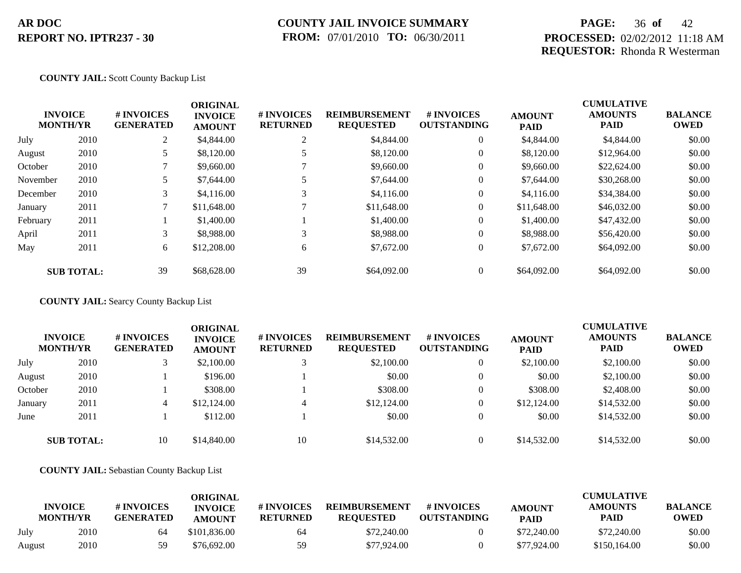**AR DOC**
**REPORT NO. IPTR237 - 30**

**COUNTY JAIL INVOICE SUMMARY**
**FROM:** 07/01/2010 **TO:** 06/30/2011

**PROCESSED:** 02/02/2012 11:18 AM
**REQUESTOR:** Rhonda R Westerman

**COUNTY JAIL:** Scott County Backup List

| INVOICE MONTH/YR | | # INVOICES GENERATED | ORIGINAL INVOICE AMOUNT | # INVOICES RETURNED | REIMBURSEMENT REQUESTED | # INVOICES OUTSTANDING | AMOUNT PAID | CUMULATIVE AMOUNTS PAID | BALANCE OWED |
|---|---|---|---|---|---|---|---|---|---|
| July | 2010 | 2 | $4,844.00 | 2 | $4,844.00 | 0 | $4,844.00 | $4,844.00 | $0.00 |
| August | 2010 | 5 | $8,120.00 | 5 | $8,120.00 | 0 | $8,120.00 | $12,964.00 | $0.00 |
| October | 2010 | 7 | $9,660.00 | 7 | $9,660.00 | 0 | $9,660.00 | $22,624.00 | $0.00 |
| November | 2010 | 5 | $7,644.00 | 5 | $7,644.00 | 0 | $7,644.00 | $30,268.00 | $0.00 |
| December | 2010 | 3 | $4,116.00 | 3 | $4,116.00 | 0 | $4,116.00 | $34,384.00 | $0.00 |
| January | 2011 | 7 | $11,648.00 | 7 | $11,648.00 | 0 | $11,648.00 | $46,032.00 | $0.00 |
| February | 2011 | 1 | $1,400.00 | 1 | $1,400.00 | 0 | $1,400.00 | $47,432.00 | $0.00 |
| April | 2011 | 3 | $8,988.00 | 3 | $8,988.00 | 0 | $8,988.00 | $56,420.00 | $0.00 |
| May | 2011 | 6 | $12,208.00 | 6 | $7,672.00 | 0 | $7,672.00 | $64,092.00 | $0.00 |
| **SUB TOTAL:** | | 39 | $68,628.00 | 39 | $64,092.00 | 0 | $64,092.00 | $64,092.00 | $0.00 |

**COUNTY JAIL:** Searcy County Backup List

| INVOICE MONTH/YR | | # INVOICES GENERATED | ORIGINAL INVOICE AMOUNT | # INVOICES RETURNED | REIMBURSEMENT REQUESTED | # INVOICES OUTSTANDING | AMOUNT PAID | CUMULATIVE AMOUNTS PAID | BALANCE OWED |
|---|---|---|---|---|---|---|---|---|---|
| July | 2010 | 3 | $2,100.00 | 3 | $2,100.00 | 0 | $2,100.00 | $2,100.00 | $0.00 |
| August | 2010 | 1 | $196.00 | 1 | $0.00 | 0 | $0.00 | $2,100.00 | $0.00 |
| October | 2010 | 1 | $308.00 | 1 | $308.00 | 0 | $308.00 | $2,408.00 | $0.00 |
| January | 2011 | 4 | $12,124.00 | 4 | $12,124.00 | 0 | $12,124.00 | $14,532.00 | $0.00 |
| June | 2011 | 1 | $112.00 | 1 | $0.00 | 0 | $0.00 | $14,532.00 | $0.00 |
| **SUB TOTAL:** | | 10 | $14,840.00 | 10 | $14,532.00 | 0 | $14,532.00 | $14,532.00 | $0.00 |

**COUNTY JAIL:** Sebastian County Backup List

| INVOICE MONTH/YR | | # INVOICES GENERATED | ORIGINAL INVOICE AMOUNT | # INVOICES RETURNED | REIMBURSEMENT REQUESTED | # INVOICES OUTSTANDING | AMOUNT PAID | CUMULATIVE AMOUNTS PAID | BALANCE OWED |
|---|---|---|---|---|---|---|---|---|---|
| July | 2010 | 64 | $101,836.00 | 64 | $72,240.00 | 0 | $72,240.00 | $72,240.00 | $0.00 |
| August | 2010 | 59 | $76,692.00 | 59 | $77,924.00 | 0 | $77,924.00 | $150,164.00 | $0.00 |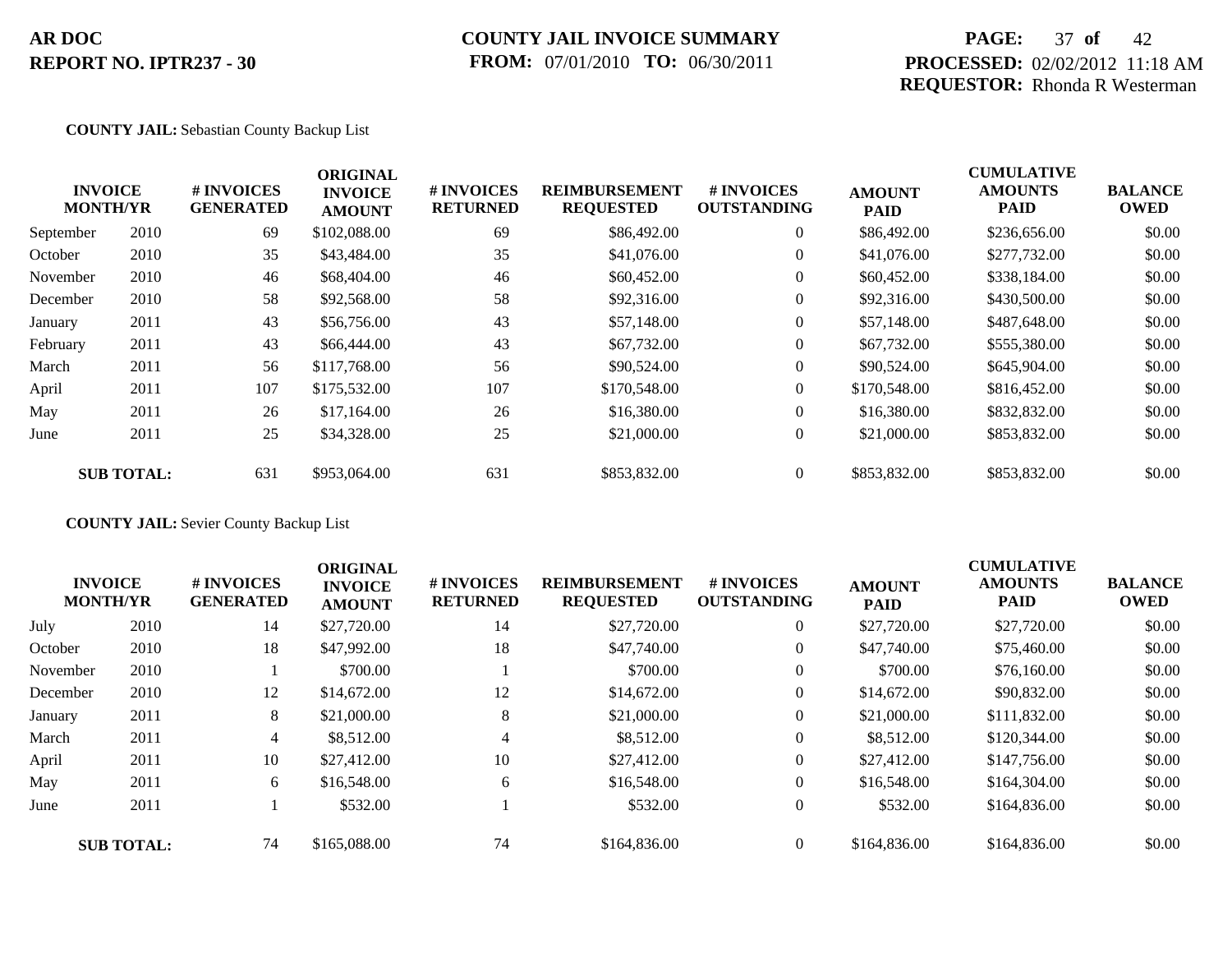**AR DOC**
**REPORT NO. IPTR237 - 30**

**COUNTY JAIL INVOICE SUMMARY**
**FROM:** 07/01/2010 **TO:** 06/30/2011

**PROCESSED:** 02/02/2012 11:18 AM
**REQUESTOR:** Rhonda R Westerman

**COUNTY JAIL:** Sebastian County Backup List

| INVOICE MONTH/YR | | # INVOICES GENERATED | ORIGINAL INVOICE AMOUNT | # INVOICES RETURNED | REIMBURSEMENT REQUESTED | # INVOICES OUTSTANDING | AMOUNT PAID | CUMULATIVE AMOUNTS PAID | BALANCE OWED |
|---|---|---|---|---|---|---|---|---|---|
| September | 2010 | 69 | $102,088.00 | 69 | $86,492.00 | 0 | $86,492.00 | $236,656.00 | $0.00 |
| October | 2010 | 35 | $43,484.00 | 35 | $41,076.00 | 0 | $41,076.00 | $277,732.00 | $0.00 |
| November | 2010 | 46 | $68,404.00 | 46 | $60,452.00 | 0 | $60,452.00 | $338,184.00 | $0.00 |
| December | 2010 | 58 | $92,568.00 | 58 | $92,316.00 | 0 | $92,316.00 | $430,500.00 | $0.00 |
| January | 2011 | 43 | $56,756.00 | 43 | $57,148.00 | 0 | $57,148.00 | $487,648.00 | $0.00 |
| February | 2011 | 43 | $66,444.00 | 43 | $67,732.00 | 0 | $67,732.00 | $555,380.00 | $0.00 |
| March | 2011 | 56 | $117,768.00 | 56 | $90,524.00 | 0 | $90,524.00 | $645,904.00 | $0.00 |
| April | 2011 | 107 | $175,532.00 | 107 | $170,548.00 | 0 | $170,548.00 | $816,452.00 | $0.00 |
| May | 2011 | 26 | $17,164.00 | 26 | $16,380.00 | 0 | $16,380.00 | $832,832.00 | $0.00 |
| June | 2011 | 25 | $34,328.00 | 25 | $21,000.00 | 0 | $21,000.00 | $853,832.00 | $0.00 |
| **SUB TOTAL:** | | 631 | $953,064.00 | 631 | $853,832.00 | 0 | $853,832.00 | $853,832.00 | $0.00 |

**COUNTY JAIL:** Sevier County Backup List

| INVOICE MONTH/YR | | # INVOICES GENERATED | ORIGINAL INVOICE AMOUNT | # INVOICES RETURNED | REIMBURSEMENT REQUESTED | # INVOICES OUTSTANDING | AMOUNT PAID | CUMULATIVE AMOUNTS PAID | BALANCE OWED |
|---|---|---|---|---|---|---|---|---|---|
| July | 2010 | 14 | $27,720.00 | 14 | $27,720.00 | 0 | $27,720.00 | $27,720.00 | $0.00 |
| October | 2010 | 18 | $47,992.00 | 18 | $47,740.00 | 0 | $47,740.00 | $75,460.00 | $0.00 |
| November | 2010 | 1 | $700.00 | 1 | $700.00 | 0 | $700.00 | $76,160.00 | $0.00 |
| December | 2010 | 12 | $14,672.00 | 12 | $14,672.00 | 0 | $14,672.00 | $90,832.00 | $0.00 |
| January | 2011 | 8 | $21,000.00 | 8 | $21,000.00 | 0 | $21,000.00 | $111,832.00 | $0.00 |
| March | 2011 | 4 | $8,512.00 | 4 | $8,512.00 | 0 | $8,512.00 | $120,344.00 | $0.00 |
| April | 2011 | 10 | $27,412.00 | 10 | $27,412.00 | 0 | $27,412.00 | $147,756.00 | $0.00 |
| May | 2011 | 6 | $16,548.00 | 6 | $16,548.00 | 0 | $16,548.00 | $164,304.00 | $0.00 |
| June | 2011 | 1 | $532.00 | 1 | $532.00 | 0 | $532.00 | $164,836.00 | $0.00 |
| **SUB TOTAL:** | | 74 | $165,088.00 | 74 | $164,836.00 | 0 | $164,836.00 | $164,836.00 | $0.00 |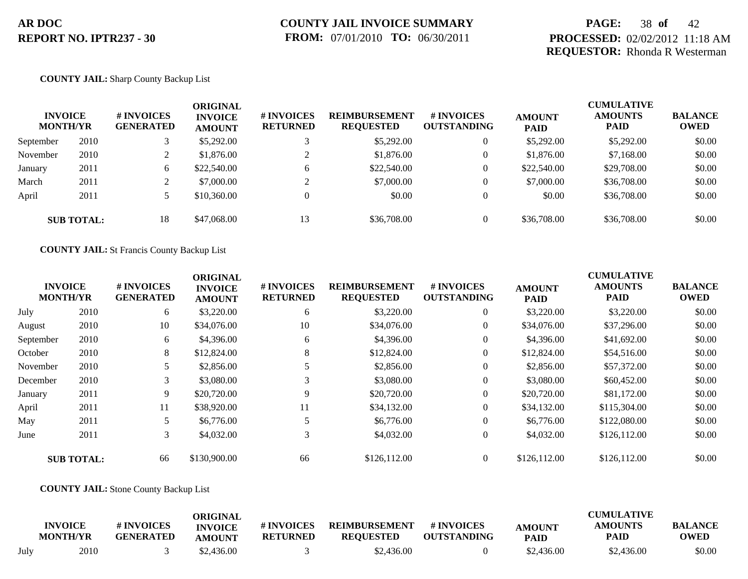**COUNTY JAIL:** Sharp County Backup List

| INVOICE MONTH/YR | | # INVOICES GENERATED | ORIGINAL INVOICE AMOUNT | # INVOICES RETURNED | REIMBURSEMENT REQUESTED | # INVOICES OUTSTANDING | AMOUNT PAID | CUMULATIVE AMOUNTS PAID | BALANCE OWED |
|---|---|---|---|---|---|---|---|---|---|
| September | 2010 | 3 | $5,292.00 | 3 | $5,292.00 | 0 | $5,292.00 | $5,292.00 | $0.00 |
| November | 2010 | 2 | $1,876.00 | 2 | $1,876.00 | 0 | $1,876.00 | $7,168.00 | $0.00 |
| January | 2011 | 6 | $22,540.00 | 6 | $22,540.00 | 0 | $22,540.00 | $29,708.00 | $0.00 |
| March | 2011 | 2 | $7,000.00 | 2 | $7,000.00 | 0 | $7,000.00 | $36,708.00 | $0.00 |
| April | 2011 | 5 | $10,360.00 | 0 | $0.00 | 0 | $0.00 | $36,708.00 | $0.00 |
| **SUB TOTAL:** | | 18 | $47,068.00 | 13 | $36,708.00 | 0 | $36,708.00 | $36,708.00 | $0.00 |

**COUNTY JAIL:** St Francis County Backup List

| INVOICE MONTH/YR | | # INVOICES GENERATED | ORIGINAL INVOICE AMOUNT | # INVOICES RETURNED | REIMBURSEMENT REQUESTED | # INVOICES OUTSTANDING | AMOUNT PAID | CUMULATIVE AMOUNTS PAID | BALANCE OWED |
|---|---|---|---|---|---|---|---|---|---|
| July | 2010 | 6 | $3,220.00 | 6 | $3,220.00 | 0 | $3,220.00 | $3,220.00 | $0.00 |
| August | 2010 | 10 | $34,076.00 | 10 | $34,076.00 | 0 | $34,076.00 | $37,296.00 | $0.00 |
| September | 2010 | 6 | $4,396.00 | 6 | $4,396.00 | 0 | $4,396.00 | $41,692.00 | $0.00 |
| October | 2010 | 8 | $12,824.00 | 8 | $12,824.00 | 0 | $12,824.00 | $54,516.00 | $0.00 |
| November | 2010 | 5 | $2,856.00 | 5 | $2,856.00 | 0 | $2,856.00 | $57,372.00 | $0.00 |
| December | 2010 | 3 | $3,080.00 | 3 | $3,080.00 | 0 | $3,080.00 | $60,452.00 | $0.00 |
| January | 2011 | 9 | $20,720.00 | 9 | $20,720.00 | 0 | $20,720.00 | $81,172.00 | $0.00 |
| April | 2011 | 11 | $38,920.00 | 11 | $34,132.00 | 0 | $34,132.00 | $115,304.00 | $0.00 |
| May | 2011 | 5 | $6,776.00 | 5 | $6,776.00 | 0 | $6,776.00 | $122,080.00 | $0.00 |
| June | 2011 | 3 | $4,032.00 | 3 | $4,032.00 | 0 | $4,032.00 | $126,112.00 | $0.00 |
| **SUB TOTAL:** | | 66 | $130,900.00 | 66 | $126,112.00 | 0 | $126,112.00 | $126,112.00 | $0.00 |

**COUNTY JAIL:** Stone County Backup List

| INVOICE MONTH/YR | | # INVOICES GENERATED | ORIGINAL INVOICE AMOUNT | # INVOICES RETURNED | REIMBURSEMENT REQUESTED | # INVOICES OUTSTANDING | AMOUNT PAID | CUMULATIVE AMOUNTS PAID | BALANCE OWED |
|---|---|---|---|---|---|---|---|---|---|
| July | 2010 | 3 | $2,436.00 | 3 | $2,436.00 | 0 | $2,436.00 | $2,436.00 | $0.00 |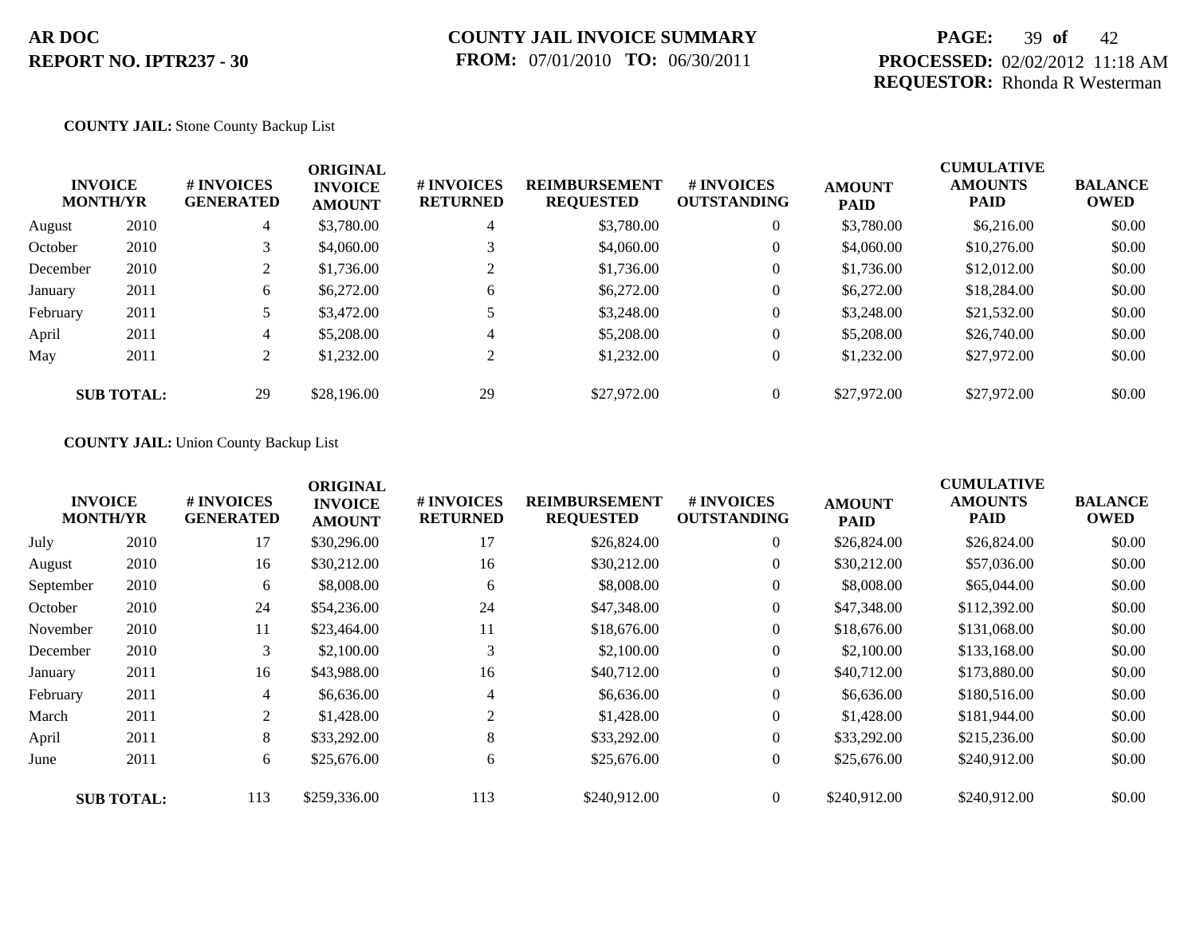**AR DOC**
**REPORT NO. IPTR237 - 30**

**COUNTY JAIL INVOICE SUMMARY**
**FROM:** 07/01/2010 **TO:** 06/30/2011

**PROCESSED:** 02/02/2012 11:18 AM
**REQUESTOR:** Rhonda R Westerman

**COUNTY JAIL:** Stone County Backup List

| INVOICE MONTH/YR | | # INVOICES GENERATED | ORIGINAL INVOICE AMOUNT | # INVOICES RETURNED | REIMBURSEMENT REQUESTED | # INVOICES OUTSTANDING | AMOUNT PAID | CUMULATIVE AMOUNTS PAID | BALANCE OWED |
|---|---|---|---|---|---|---|---|---|---|
| August | 2010 | 4 | $3,780.00 | 4 | $3,780.00 | 0 | $3,780.00 | $6,216.00 | $0.00 |
| October | 2010 | 3 | $4,060.00 | 3 | $4,060.00 | 0 | $4,060.00 | $10,276.00 | $0.00 |
| December | 2010 | 2 | $1,736.00 | 2 | $1,736.00 | 0 | $1,736.00 | $12,012.00 | $0.00 |
| January | 2011 | 6 | $6,272.00 | 6 | $6,272.00 | 0 | $6,272.00 | $18,284.00 | $0.00 |
| February | 2011 | 5 | $3,472.00 | 5 | $3,248.00 | 0 | $3,248.00 | $21,532.00 | $0.00 |
| April | 2011 | 4 | $5,208.00 | 4 | $5,208.00 | 0 | $5,208.00 | $26,740.00 | $0.00 |
| May | 2011 | 2 | $1,232.00 | 2 | $1,232.00 | 0 | $1,232.00 | $27,972.00 | $0.00 |
| **SUB TOTAL:** | | 29 | $28,196.00 | 29 | $27,972.00 | 0 | $27,972.00 | $27,972.00 | $0.00 |

**COUNTY JAIL:** Union County Backup List

| INVOICE MONTH/YR | | # INVOICES GENERATED | ORIGINAL INVOICE AMOUNT | # INVOICES RETURNED | REIMBURSEMENT REQUESTED | # INVOICES OUTSTANDING | AMOUNT PAID | CUMULATIVE AMOUNTS PAID | BALANCE OWED |
|---|---|---|---|---|---|---|---|---|---|
| July | 2010 | 17 | $30,296.00 | 17 | $26,824.00 | 0 | $26,824.00 | $26,824.00 | $0.00 |
| August | 2010 | 16 | $30,212.00 | 16 | $30,212.00 | 0 | $30,212.00 | $57,036.00 | $0.00 |
| September | 2010 | 6 | $8,008.00 | 6 | $8,008.00 | 0 | $8,008.00 | $65,044.00 | $0.00 |
| October | 2010 | 24 | $54,236.00 | 24 | $47,348.00 | 0 | $47,348.00 | $112,392.00 | $0.00 |
| November | 2010 | 11 | $23,464.00 | 11 | $18,676.00 | 0 | $18,676.00 | $131,068.00 | $0.00 |
| December | 2010 | 3 | $2,100.00 | 3 | $2,100.00 | 0 | $2,100.00 | $133,168.00 | $0.00 |
| January | 2011 | 16 | $43,988.00 | 16 | $40,712.00 | 0 | $40,712.00 | $173,880.00 | $0.00 |
| February | 2011 | 4 | $6,636.00 | 4 | $6,636.00 | 0 | $6,636.00 | $180,516.00 | $0.00 |
| March | 2011 | 2 | $1,428.00 | 2 | $1,428.00 | 0 | $1,428.00 | $181,944.00 | $0.00 |
| April | 2011 | 8 | $33,292.00 | 8 | $33,292.00 | 0 | $33,292.00 | $215,236.00 | $0.00 |
| June | 2011 | 6 | $25,676.00 | 6 | $25,676.00 | 0 | $25,676.00 | $240,912.00 | $0.00 |
| **SUB TOTAL:** | | 113 | $259,336.00 | 113 | $240,912.00 | 0 | $240,912.00 | $240,912.00 | $0.00 |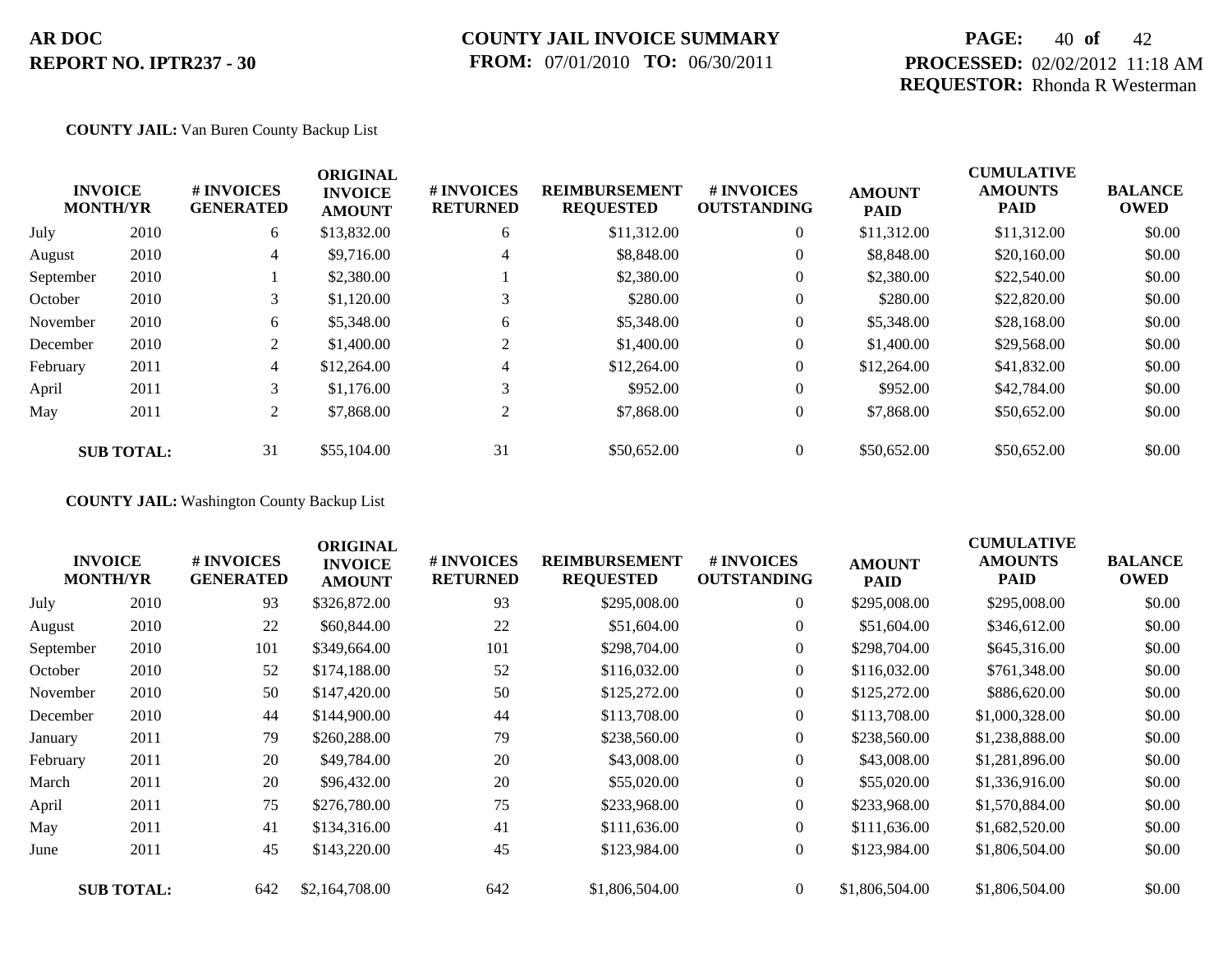**COUNTY JAIL:** Van Buren County Backup List

| INVOICE MONTH/YR | | # INVOICES GENERATED | ORIGINAL INVOICE AMOUNT | # INVOICES RETURNED | REIMBURSEMENT REQUESTED | # INVOICES OUTSTANDING | AMOUNT PAID | CUMULATIVE AMOUNTS PAID | BALANCE OWED |
|---|---|---|---|---|---|---|---|---|---|
| July | 2010 | 6 | $13,832.00 | 6 | $11,312.00 | 0 | $11,312.00 | $11,312.00 | $0.00 |
| August | 2010 | 4 | $9,716.00 | 4 | $8,848.00 | 0 | $8,848.00 | $20,160.00 | $0.00 |
| September | 2010 | 1 | $2,380.00 | 1 | $2,380.00 | 0 | $2,380.00 | $22,540.00 | $0.00 |
| October | 2010 | 3 | $1,120.00 | 3 | $280.00 | 0 | $280.00 | $22,820.00 | $0.00 |
| November | 2010 | 6 | $5,348.00 | 6 | $5,348.00 | 0 | $5,348.00 | $28,168.00 | $0.00 |
| December | 2010 | 2 | $1,400.00 | 2 | $1,400.00 | 0 | $1,400.00 | $29,568.00 | $0.00 |
| February | 2011 | 4 | $12,264.00 | 4 | $12,264.00 | 0 | $12,264.00 | $41,832.00 | $0.00 |
| April | 2011 | 3 | $1,176.00 | 3 | $952.00 | 0 | $952.00 | $42,784.00 | $0.00 |
| May | 2011 | 2 | $7,868.00 | 2 | $7,868.00 | 0 | $7,868.00 | $50,652.00 | $0.00 |
| **SUB TOTAL:** | | 31 | $55,104.00 | 31 | $50,652.00 | 0 | $50,652.00 | $50,652.00 | $0.00 |

**COUNTY JAIL:** Washington County Backup List

| INVOICE MONTH/YR | | # INVOICES GENERATED | ORIGINAL INVOICE AMOUNT | # INVOICES RETURNED | REIMBURSEMENT REQUESTED | # INVOICES OUTSTANDING | AMOUNT PAID | CUMULATIVE AMOUNTS PAID | BALANCE OWED |
|---|---|---|---|---|---|---|---|---|---|
| July | 2010 | 93 | $326,872.00 | 93 | $295,008.00 | 0 | $295,008.00 | $295,008.00 | $0.00 |
| August | 2010 | 22 | $60,844.00 | 22 | $51,604.00 | 0 | $51,604.00 | $346,612.00 | $0.00 |
| September | 2010 | 101 | $349,664.00 | 101 | $298,704.00 | 0 | $298,704.00 | $645,316.00 | $0.00 |
| October | 2010 | 52 | $174,188.00 | 52 | $116,032.00 | 0 | $116,032.00 | $761,348.00 | $0.00 |
| November | 2010 | 50 | $147,420.00 | 50 | $125,272.00 | 0 | $125,272.00 | $886,620.00 | $0.00 |
| December | 2010 | 44 | $144,900.00 | 44 | $113,708.00 | 0 | $113,708.00 | $1,000,328.00 | $0.00 |
| January | 2011 | 79 | $260,288.00 | 79 | $238,560.00 | 0 | $238,560.00 | $1,238,888.00 | $0.00 |
| February | 2011 | 20 | $49,784.00 | 20 | $43,008.00 | 0 | $43,008.00 | $1,281,896.00 | $0.00 |
| March | 2011 | 20 | $96,432.00 | 20 | $55,020.00 | 0 | $55,020.00 | $1,336,916.00 | $0.00 |
| April | 2011 | 75 | $276,780.00 | 75 | $233,968.00 | 0 | $233,968.00 | $1,570,884.00 | $0.00 |
| May | 2011 | 41 | $134,316.00 | 41 | $111,636.00 | 0 | $111,636.00 | $1,682,520.00 | $0.00 |
| June | 2011 | 45 | $143,220.00 | 45 | $123,984.00 | 0 | $123,984.00 | $1,806,504.00 | $0.00 |
| **SUB TOTAL:** | | 642 | $2,164,708.00 | 642 | $1,806,504.00 | 0 | $1,806,504.00 | $1,806,504.00 | $0.00 |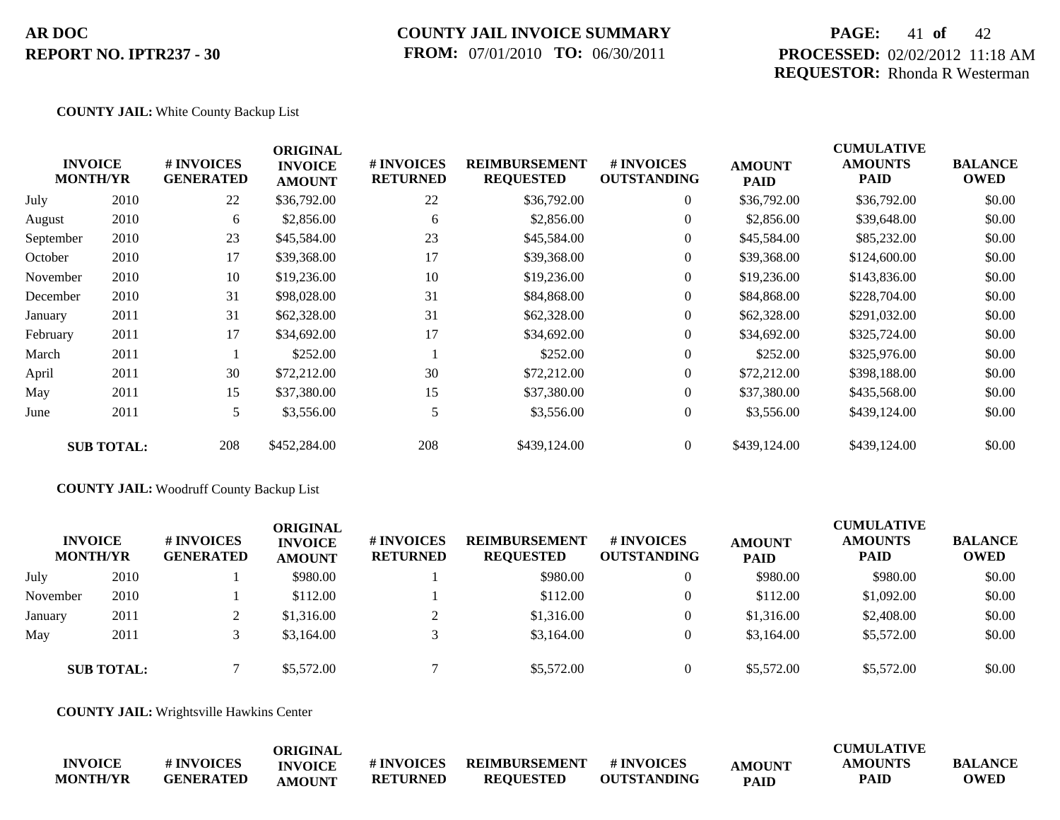**COUNTY JAIL:** White County Backup List

| INVOICE MONTH/YR | | # INVOICES GENERATED | ORIGINAL INVOICE AMOUNT | # INVOICES RETURNED | REIMBURSEMENT REQUESTED | # INVOICES OUTSTANDING | AMOUNT PAID | CUMULATIVE AMOUNTS PAID | BALANCE OWED |
|---|---|---|---|---|---|---|---|---|---|
| July | 2010 | 22 | $36,792.00 | 22 | $36,792.00 | 0 | $36,792.00 | $36,792.00 | $0.00 |
| August | 2010 | 6 | $2,856.00 | 6 | $2,856.00 | 0 | $2,856.00 | $39,648.00 | $0.00 |
| September | 2010 | 23 | $45,584.00 | 23 | $45,584.00 | 0 | $45,584.00 | $85,232.00 | $0.00 |
| October | 2010 | 17 | $39,368.00 | 17 | $39,368.00 | 0 | $39,368.00 | $124,600.00 | $0.00 |
| November | 2010 | 10 | $19,236.00 | 10 | $19,236.00 | 0 | $19,236.00 | $143,836.00 | $0.00 |
| December | 2010 | 31 | $98,028.00 | 31 | $84,868.00 | 0 | $84,868.00 | $228,704.00 | $0.00 |
| January | 2011 | 31 | $62,328.00 | 31 | $62,328.00 | 0 | $62,328.00 | $291,032.00 | $0.00 |
| February | 2011 | 17 | $34,692.00 | 17 | $34,692.00 | 0 | $34,692.00 | $325,724.00 | $0.00 |
| March | 2011 | 1 | $252.00 | 1 | $252.00 | 0 | $252.00 | $325,976.00 | $0.00 |
| April | 2011 | 30 | $72,212.00 | 30 | $72,212.00 | 0 | $72,212.00 | $398,188.00 | $0.00 |
| May | 2011 | 15 | $37,380.00 | 15 | $37,380.00 | 0 | $37,380.00 | $435,568.00 | $0.00 |
| June | 2011 | 5 | $3,556.00 | 5 | $3,556.00 | 0 | $3,556.00 | $439,124.00 | $0.00 |
| **SUB TOTAL:** | | 208 | $452,284.00 | 208 | $439,124.00 | 0 | $439,124.00 | $439,124.00 | $0.00 |

**COUNTY JAIL:** Woodruff County Backup List

| INVOICE MONTH/YR | | # INVOICES GENERATED | ORIGINAL INVOICE AMOUNT | # INVOICES RETURNED | REIMBURSEMENT REQUESTED | # INVOICES OUTSTANDING | AMOUNT PAID | CUMULATIVE AMOUNTS PAID | BALANCE OWED |
|---|---|---|---|---|---|---|---|---|---|
| July | 2010 | 1 | $980.00 | 1 | $980.00 | 0 | $980.00 | $980.00 | $0.00 |
| November | 2010 | 1 | $112.00 | 1 | $112.00 | 0 | $112.00 | $1,092.00 | $0.00 |
| January | 2011 | 2 | $1,316.00 | 2 | $1,316.00 | 0 | $1,316.00 | $2,408.00 | $0.00 |
| May | 2011 | 3 | $3,164.00 | 3 | $3,164.00 | 0 | $3,164.00 | $5,572.00 | $0.00 |
| **SUB TOTAL:** | | 7 | $5,572.00 | 7 | $5,572.00 | 0 | $5,572.00 | $5,572.00 | $0.00 |

**COUNTY JAIL:** Wrightsville Hawkins Center

| INVOICE MONTH/YR | # INVOICES GENERATED | ORIGINAL INVOICE AMOUNT | # INVOICES RETURNED | REIMBURSEMENT REQUESTED | # INVOICES OUTSTANDING | AMOUNT PAID | CUMULATIVE AMOUNTS PAID | BALANCE OWED |
|---|---|---|---|---|---|---|---|---|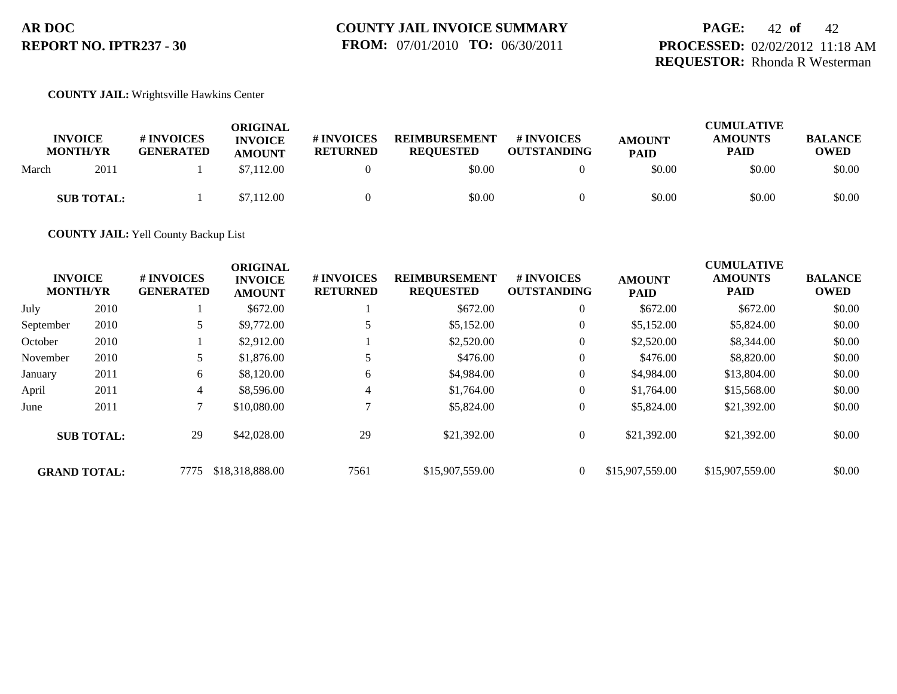**COUNTY JAIL:** Wrightsville Hawkins Center

| INVOICE MONTH/YR | | # INVOICES GENERATED | ORIGINAL INVOICE AMOUNT | # INVOICES RETURNED | REIMBURSEMENT REQUESTED | # INVOICES OUTSTANDING | AMOUNT PAID | CUMULATIVE AMOUNTS PAID | BALANCE OWED |
|---|---|---|---|---|---|---|---|---|---|
| March | 2011 | 1 | $7,112.00 | 0 | $0.00 | 0 | $0.00 | $0.00 | $0.00 |
| **SUB TOTAL:** | | 1 | $7,112.00 | 0 | $0.00 | 0 | $0.00 | $0.00 | $0.00 |

**COUNTY JAIL:** Yell County Backup List

| INVOICE MONTH/YR | | # INVOICES GENERATED | ORIGINAL INVOICE AMOUNT | # INVOICES RETURNED | REIMBURSEMENT REQUESTED | # INVOICES OUTSTANDING | AMOUNT PAID | CUMULATIVE AMOUNTS PAID | BALANCE OWED |
|---|---|---|---|---|---|---|---|---|---|
| July | 2010 | 1 | $672.00 | 1 | $672.00 | 0 | $672.00 | $672.00 | $0.00 |
| September | 2010 | 5 | $9,772.00 | 5 | $5,152.00 | 0 | $5,152.00 | $5,824.00 | $0.00 |
| October | 2010 | 1 | $2,912.00 | 1 | $2,520.00 | 0 | $2,520.00 | $8,344.00 | $0.00 |
| November | 2010 | 5 | $1,876.00 | 5 | $476.00 | 0 | $476.00 | $8,820.00 | $0.00 |
| January | 2011 | 6 | $8,120.00 | 6 | $4,984.00 | 0 | $4,984.00 | $13,804.00 | $0.00 |
| April | 2011 | 4 | $8,596.00 | 4 | $1,764.00 | 0 | $1,764.00 | $15,568.00 | $0.00 |
| June | 2011 | 7 | $10,080.00 | 7 | $5,824.00 | 0 | $5,824.00 | $21,392.00 | $0.00 |
| **SUB TOTAL:** | | 29 | $42,028.00 | 29 | $21,392.00 | 0 | $21,392.00 | $21,392.00 | $0.00 |
| **GRAND TOTAL:** | | 7775 | $18,318,888.00 | 7561 | $15,907,559.00 | 0 | $15,907,559.00 | $15,907,559.00 | $0.00 |